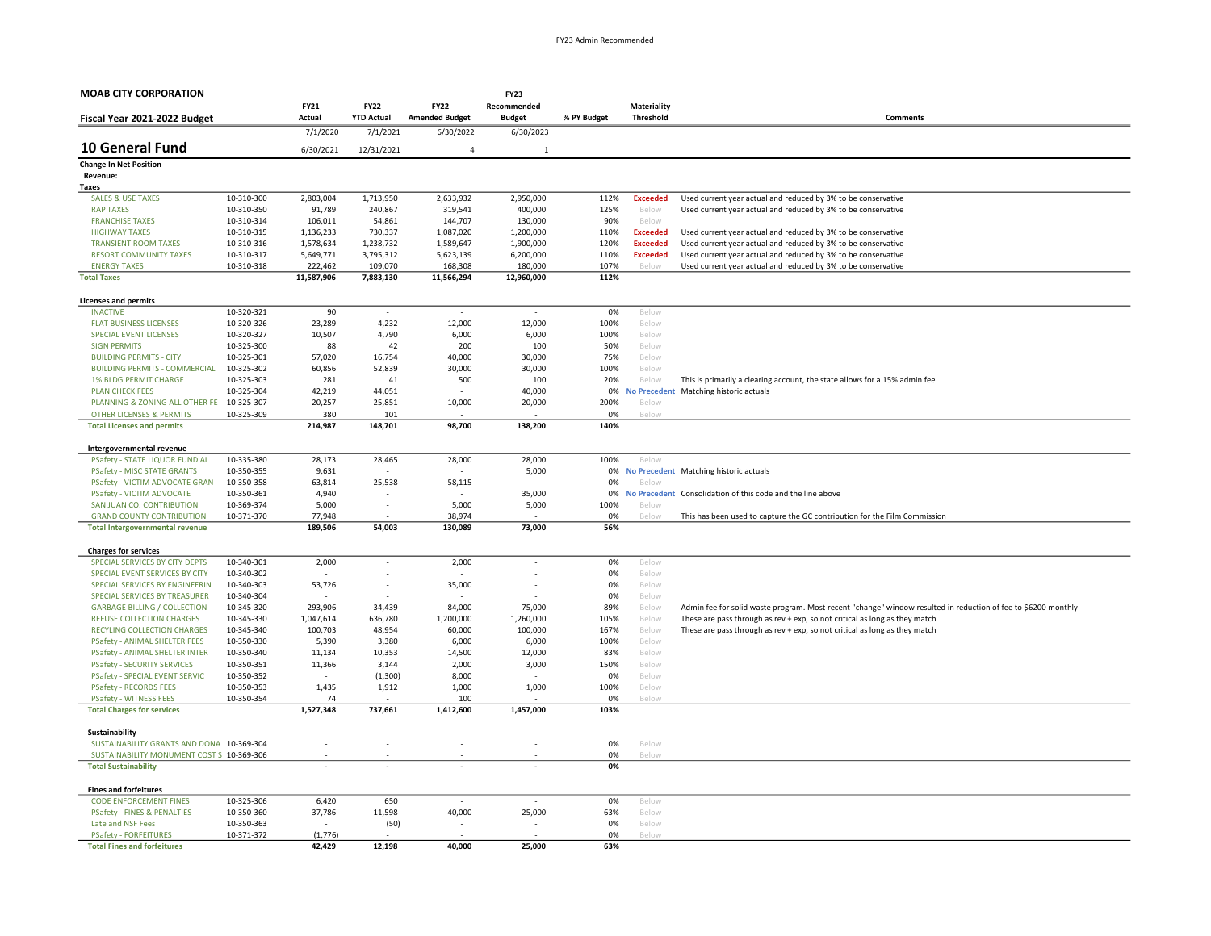FY23 Admin Recommended

**MOAB CITY CORPORATION**

**Fiscal Year 2021-2022 Budget**

# 10 General Fund

| | | FY21 Actual | FY22 YTD Actual | FY22 Amended Budget | FY23 Recommended Budget | % PY Budget | Materiality Threshold | Comments |
|---|---|---|---|---|---|---|---|---|
| | | 7/1/2020 | 7/1/2021 | 6/30/2022 | 6/30/2023 | | | |
| | | 6/30/2021 | 12/31/2021 | 4 | 1 | | | |
| **Change In Net Position** | | | | | | | | |
| **Revenue:** | | | | | | | | |
| **Taxes** | | | | | | | | |
| SALES & USE TAXES | 10-310-300 | 2,803,004 | 1,713,950 | 2,633,932 | 2,950,000 | 112% | Exceeded | Used current year actual and reduced by 3% to be conservative |
| RAP TAXES | 10-310-350 | 91,789 | 240,867 | 319,541 | 400,000 | 125% | Below | Used current year actual and reduced by 3% to be conservative |
| FRANCHISE TAXES | 10-310-314 | 106,011 | 54,861 | 144,707 | 130,000 | 90% | Below | |
| HIGHWAY TAXES | 10-310-315 | 1,136,233 | 730,337 | 1,087,020 | 1,200,000 | 110% | Exceeded | Used current year actual and reduced by 3% to be conservative |
| TRANSIENT ROOM TAXES | 10-310-316 | 1,578,634 | 1,238,732 | 1,589,647 | 1,900,000 | 120% | Exceeded | Used current year actual and reduced by 3% to be conservative |
| RESORT COMMUNITY TAXES | 10-310-317 | 5,649,771 | 3,795,312 | 5,623,139 | 6,200,000 | 110% | Exceeded | Used current year actual and reduced by 3% to be conservative |
| ENERGY TAXES | 10-310-318 | 222,462 | 109,070 | 168,308 | 180,000 | 107% | Below | Used current year actual and reduced by 3% to be conservative |
| **Total Taxes** | | **11,587,906** | **7,883,130** | **11,566,294** | **12,960,000** | **112%** | | |
| **Licenses and permits** | | | | | | | | |
| INACTIVE | 10-320-321 | 90 | - | - | - | 0% | Below | |
| FLAT BUSINESS LICENSES | 10-320-326 | 23,289 | 4,232 | 12,000 | 12,000 | 100% | Below | |
| SPECIAL EVENT LICENSES | 10-320-327 | 10,507 | 4,790 | 6,000 | 6,000 | 100% | Below | |
| SIGN PERMITS | 10-325-300 | 88 | 42 | 200 | 100 | 50% | Below | |
| BUILDING PERMITS - CITY | 10-325-301 | 57,020 | 16,754 | 40,000 | 30,000 | 75% | Below | |
| BUILDING PERMITS - COMMERCIAL | 10-325-302 | 60,856 | 52,839 | 30,000 | 30,000 | 100% | Below | |
| 1% BLDG PERMIT CHARGE | 10-325-303 | 281 | 41 | 500 | 100 | 20% | Below | This is primarily a clearing account, the state allows for a 15% admin fee |
| PLAN CHECK FEES | 10-325-304 | 42,219 | 44,051 | - | 40,000 | 0% | No Precedent | Matching historic actuals |
| PLANNING & ZONING ALL OTHER FE | 10-325-307 | 20,257 | 25,851 | 10,000 | 20,000 | 200% | Below | |
| OTHER LICENSES & PERMITS | 10-325-309 | 380 | 101 | - | - | 0% | Below | |
| **Total Licenses and permits** | | **214,987** | **148,701** | **98,700** | **138,200** | **140%** | | |
| **Intergovernmental revenue** | | | | | | | | |
| PSafety - STATE LIQUOR FUND AL | 10-335-380 | 28,173 | 28,465 | 28,000 | 28,000 | 100% | Below | |
| PSafety - MISC STATE GRANTS | 10-350-355 | 9,631 | - | - | 5,000 | 0% | No Precedent | Matching historic actuals |
| PSafety - VICTIM ADVOCATE GRAN | 10-350-358 | 63,814 | 25,538 | 58,115 | - | 0% | Below | |
| PSafety - VICTIM ADVOCATE | 10-350-361 | 4,940 | - | - | 35,000 | 0% | No Precedent | Consolidation of this code and the line above |
| SAN JUAN CO. CONTRIBUTION | 10-369-374 | 5,000 | - | 5,000 | 5,000 | 100% | Below | |
| GRAND COUNTY CONTRIBUTION | 10-371-370 | 77,948 | - | 38,974 | - | 0% | Below | This has been used to capture the GC contribution for the Film Commission |
| **Total Intergovernmental revenue** | | **189,506** | **54,003** | **130,089** | **73,000** | **56%** | | |
| **Charges for services** | | | | | | | | |
| SPECIAL SERVICES BY CITY DEPTS | 10-340-301 | 2,000 | - | 2,000 | - | 0% | Below | |
| SPECIAL EVENT SERVICES BY CITY | 10-340-302 | - | - | - | - | 0% | Below | |
| SPECIAL SERVICES BY ENGINEERIN | 10-340-303 | 53,726 | - | 35,000 | - | 0% | Below | |
| SPECIAL SERVICES BY TREASURER | 10-340-304 | - | - | - | - | 0% | Below | |
| GARBAGE BILLING / COLLECTION | 10-345-320 | 293,906 | 34,439 | 84,000 | 75,000 | 89% | Below | Admin fee for solid waste program. Most recent "change" window resulted in reduction of fee to $6200 monthly |
| REFUSE COLLECTION CHARGES | 10-345-330 | 1,047,614 | 636,780 | 1,200,000 | 1,260,000 | 105% | Below | These are pass through as rev + exp, so not critical as long as they match |
| RECYLING COLLECTION CHARGES | 10-345-340 | 100,703 | 48,954 | 60,000 | 100,000 | 167% | Below | These are pass through as rev + exp, so not critical as long as they match |
| PSafety - ANIMAL SHELTER FEES | 10-350-330 | 5,390 | 3,380 | 6,000 | 6,000 | 100% | Below | |
| PSafety - ANIMAL SHELTER INTER | 10-350-340 | 11,134 | 10,353 | 14,500 | 12,000 | 83% | Below | |
| PSafety - SECURITY SERVICES | 10-350-351 | 11,366 | 3,144 | 2,000 | 3,000 | 150% | Below | |
| PSafety - SPECIAL EVENT SERVIC | 10-350-352 | - | (1,300) | 8,000 | - | 0% | Below | |
| PSafety - RECORDS FEES | 10-350-353 | 1,435 | 1,912 | 1,000 | 1,000 | 100% | Below | |
| PSafety - WITNESS FEES | 10-350-354 | 74 | - | 100 | - | 0% | Below | |
| **Total Charges for services** | | **1,527,348** | **737,661** | **1,412,600** | **1,457,000** | **103%** | | |
| **Sustainability** | | | | | | | | |
| SUSTAINABILITY GRANTS AND DONA | 10-369-304 | - | - | - | - | 0% | Below | |
| SUSTAINABILITY MONUMENT COST S | 10-369-306 | - | - | - | - | 0% | Below | |
| **Total Sustainability** | | **-** | **-** | **-** | **-** | **0%** | | |
| **Fines and forfeitures** | | | | | | | | |
| CODE ENFORCEMENT FINES | 10-325-306 | 6,420 | 650 | - | - | 0% | Below | |
| PSafety - FINES & PENALTIES | 10-350-360 | 37,786 | 11,598 | 40,000 | 25,000 | 63% | Below | |
| Late and NSF Fees | 10-350-363 | - | (50) | - | - | 0% | Below | |
| PSafety - FORFEITURES | 10-371-372 | (1,776) | - | - | - | 0% | Below | |
| **Total Fines and forfeitures** | | **42,429** | **12,198** | **40,000** | **25,000** | **63%** | | |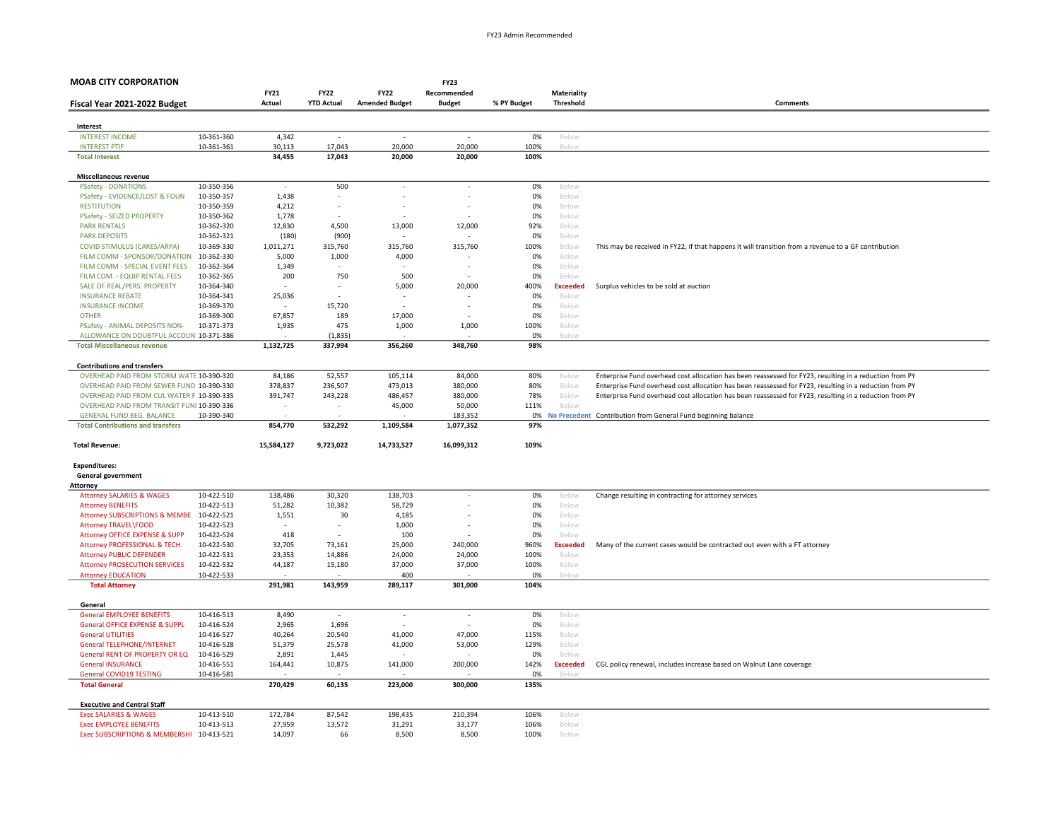**MOAB CITY CORPORATION**

**Fiscal Year 2021-2022 Budget**

| | | FY21 Actual | FY22 YTD Actual | FY22 Amended Budget | FY23 Recommended Budget | % PY Budget | Materiality Threshold | Comments |
|---|---|---|---|---|---|---|---|---|
| **Interest** | | | | | | | | |
| INTEREST INCOME | 10-361-360 | 4,342 | - | - | - | 0% | Below | |
| INTEREST PTIF | 10-361-361 | 30,113 | 17,043 | 20,000 | 20,000 | 100% | Below | |
| **Total Interest** | | **34,455** | **17,043** | **20,000** | **20,000** | **100%** | | |
| **Miscellaneous revenue** | | | | | | | | |
| PSafety - DONATIONS | 10-350-356 | - | 500 | - | - | 0% | Below | |
| PSafety - EVIDENCE/LOST & FOUN | 10-350-357 | 1,438 | - | - | - | 0% | Below | |
| RESTITUTION | 10-350-359 | 4,212 | - | - | - | 0% | Below | |
| PSafety - SEIZED PROPERTY | 10-350-362 | 1,778 | - | - | - | 0% | Below | |
| PARK RENTALS | 10-362-320 | 12,830 | 4,500 | 13,000 | 12,000 | 92% | Below | |
| PARK DEPOSITS | 10-362-321 | (180) | (900) | - | - | 0% | Below | |
| COVID STIMULUS (CARES/ARPA) | 10-369-330 | 1,011,271 | 315,760 | 315,760 | 315,760 | 100% | Below | This may be received in FY22, if that happens it will transition from a revenue to a GF contribution |
| FILM COMM - SPONSOR/DONATION | 10-362-330 | 5,000 | 1,000 | 4,000 | - | 0% | Below | |
| FILM COMM - SPECIAL EVENT FEES | 10-362-364 | 1,349 | - | - | - | 0% | Below | |
| FILM COM. - EQUIP RENTAL FEES | 10-362-365 | 200 | 750 | 500 | - | 0% | Below | |
| SALE OF REAL/PERS. PROPERTY | 10-364-340 | - | - | 5,000 | 20,000 | 400% | **Exceeded** | Surplus vehicles to be sold at auction |
| INSURANCE REBATE | 10-364-341 | 25,036 | - | - | - | 0% | Below | |
| INSURANCE INCOME | 10-369-370 | - | 15,720 | - | - | 0% | Below | |
| OTHER | 10-369-300 | 67,857 | 189 | 17,000 | - | 0% | Below | |
| PSafety - ANIMAL DEPOSITS NON- | 10-371-373 | 1,935 | 475 | 1,000 | 1,000 | 100% | Below | |
| ALLOWANCE ON DOUBTFUL ACCOUN | 10-371-386 | - | (1,835) | - | - | 0% | Below | |
| **Total Miscellaneous revenue** | | **1,132,725** | **337,994** | **356,260** | **348,760** | **98%** | | |
| **Contributions and transfers** | | | | | | | | |
| OVERHEAD PAID FROM STORM WATE | 10-390-320 | 84,186 | 52,557 | 105,114 | 84,000 | 80% | Below | Enterprise Fund overhead cost allocation has been reassessed for FY23, resulting in a reduction from PY |
| OVERHEAD PAID FROM SEWER FUND | 10-390-330 | 378,837 | 236,507 | 473,013 | 380,000 | 80% | Below | Enterprise Fund overhead cost allocation has been reassessed for FY23, resulting in a reduction from PY |
| OVERHEAD PAID FROM CUL WATER F | 10-390-335 | 391,747 | 243,228 | 486,457 | 380,000 | 78% | Below | Enterprise Fund overhead cost allocation has been reassessed for FY23, resulting in a reduction from PY |
| OVERHEAD PAID FROM TRANSIT FUNI | 10-390-336 | - | - | 45,000 | 50,000 | 111% | Below | |
| GENERAL FUND BEG. BALANCE | 10-390-340 | - | - | - | 183,352 | 0% | **No Precedent** | Contribution from General Fund beginning balance |
| **Total Contributions and transfers** | | **854,770** | **532,292** | **1,109,584** | **1,077,352** | **97%** | | |
| **Total Revenue:** | | **15,584,127** | **9,723,022** | **14,733,527** | **16,099,312** | **109%** | | |
| **Expenditures:** | | | | | | | | |
| **General government** | | | | | | | | |
| **Attorney** | | | | | | | | |
| Attorney SALARIES & WAGES | 10-422-510 | 138,486 | 30,320 | 138,703 | - | 0% | Below | Change resulting in contracting for attorney services |
| Attorney BENEFITS | 10-422-513 | 51,282 | 10,382 | 58,729 | - | 0% | Below | |
| Attorney SUBSCRIPTIONS & MEMBE | 10-422-521 | 1,551 | 30 | 4,185 | - | 0% | Below | |
| Attorney TRAVEL\FOOD | 10-422-523 | - | - | 1,000 | - | 0% | Below | |
| Attorney OFFICE EXPENSE & SUPP | 10-422-524 | 418 | - | 100 | - | 0% | Below | |
| Attorney PROFESSIONAL & TECH. | 10-422-530 | 32,705 | 73,161 | 25,000 | 240,000 | 960% | **Exceeded** | Many of the current cases would be contracted out even with a FT attorney |
| Attorney PUBLIC DEFENDER | 10-422-531 | 23,353 | 14,886 | 24,000 | 24,000 | 100% | Below | |
| Attorney PROSECUTION SERVICES | 10-422-532 | 44,187 | 15,180 | 37,000 | 37,000 | 100% | Below | |
| Attorney EDUCATION | 10-422-533 | - | - | 400 | - | 0% | Below | |
| **Total Attorney** | | **291,981** | **143,959** | **289,117** | **301,000** | **104%** | | |
| **General** | | | | | | | | |
| General EMPLOYEE BENEFITS | 10-416-513 | 8,490 | - | - | - | 0% | Below | |
| General OFFICE EXPENSE & SUPPL | 10-416-524 | 2,965 | 1,696 | - | - | 0% | Below | |
| General UTILITIES | 10-416-527 | 40,264 | 20,540 | 41,000 | 47,000 | 115% | Below | |
| General TELEPHONE/INTERNET | 10-416-528 | 51,379 | 25,578 | 41,000 | 53,000 | 129% | Below | |
| General RENT OF PROPERTY OR EQ | 10-416-529 | 2,891 | 1,445 | - | - | 0% | Below | |
| General INSURANCE | 10-416-551 | 164,441 | 10,875 | 141,000 | 200,000 | 142% | **Exceeded** | CGL policy renewal, includes increase based on Walnut Lane coverage |
| General COVID19 TESTING | 10-416-581 | - | - | - | - | 0% | Below | |
| **Total General** | | **270,429** | **60,135** | **223,000** | **300,000** | **135%** | | |
| **Executive and Central Staff** | | | | | | | | |
| Exec SALARIES & WAGES | 10-413-510 | 172,784 | 87,542 | 198,435 | 210,394 | 106% | Below | |
| Exec EMPLOYEE BENEFITS | 10-413-513 | 27,959 | 13,572 | 31,291 | 33,177 | 106% | Below | |
| Exec SUBSCRIPTIONS & MEMBERSHI | 10-413-521 | 14,097 | 66 | 8,500 | 8,500 | 100% | Below | |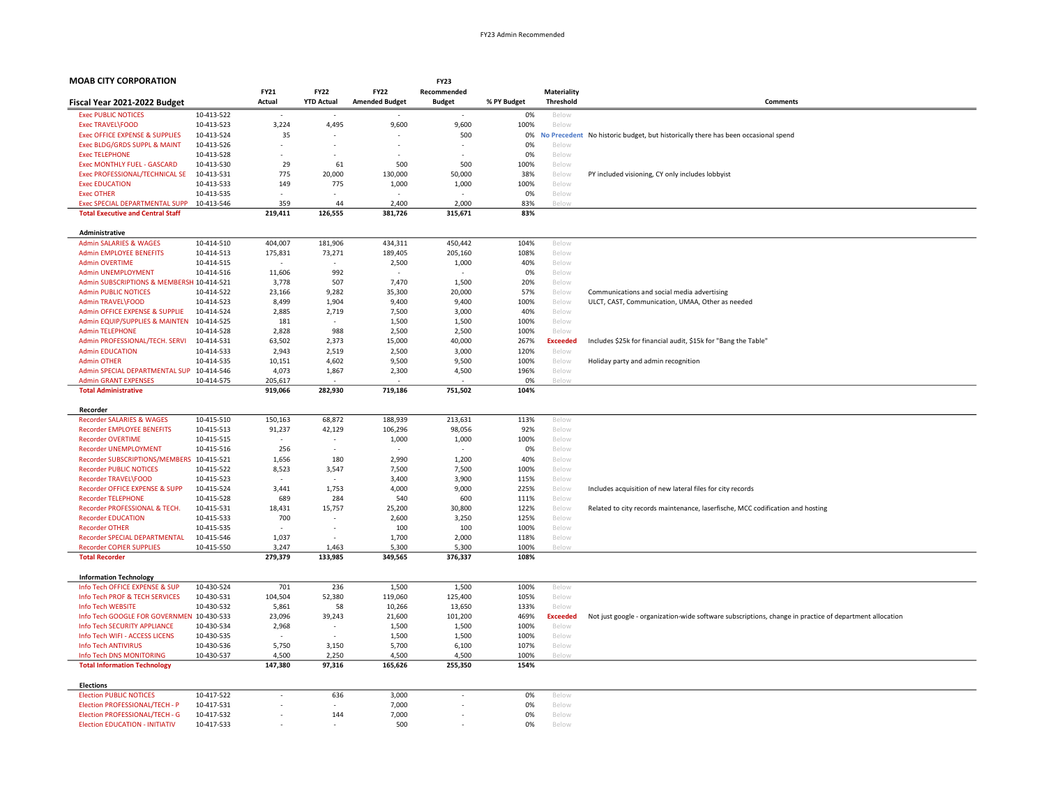**MOAB CITY CORPORATION**

| Fiscal Year 2021-2022 Budget | | FY21 Actual | FY22 YTD Actual | FY22 Amended Budget | FY23 Recommended Budget | % PY Budget | Materiality Threshold | Comments |
|---|---|---|---|---|---|---|---|---|
| Exec PUBLIC NOTICES | 10-413-522 | - | - | - | - | 0% | Below | |
| Exec TRAVEL\FOOD | 10-413-523 | 3,224 | 4,495 | 9,600 | 9,600 | 100% | Below | |
| Exec OFFICE EXPENSE & SUPPLIES | 10-413-524 | 35 | - | - | 500 | 0% | No Precedent | No historic budget, but historically there has been occasional spend |
| Exec BLDG/GRDS SUPPL & MAINT | 10-413-526 | - | - | - | - | 0% | Below | |
| Exec TELEPHONE | 10-413-528 | - | - | - | - | 0% | Below | |
| Exec MONTHLY FUEL - GASCARD | 10-413-530 | 29 | 61 | 500 | 500 | 100% | Below | |
| Exec PROFESSIONAL/TECHNICAL SE | 10-413-531 | 775 | 20,000 | 130,000 | 50,000 | 38% | Below | PY included visioning, CY only includes lobbyist |
| Exec EDUCATION | 10-413-533 | 149 | 775 | 1,000 | 1,000 | 100% | Below | |
| Exec OTHER | 10-413-535 | - | - | - | - | 0% | Below | |
| Exec SPECIAL DEPARTMENTAL SUPP | 10-413-546 | 359 | 44 | 2,400 | 2,000 | 83% | Below | |
| **Total Executive and Central Staff** | | **219,411** | **126,555** | **381,726** | **315,671** | **83%** | | |
| | | | | | | | | |
| **Administrative** | | | | | | | | |
| Admin SALARIES & WAGES | 10-414-510 | 404,007 | 181,906 | 434,311 | 450,442 | 104% | Below | |
| Admin EMPLOYEE BENEFITS | 10-414-513 | 175,831 | 73,271 | 189,405 | 205,160 | 108% | Below | |
| Admin OVERTIME | 10-414-515 | - | - | 2,500 | 1,000 | 40% | Below | |
| Admin UNEMPLOYMENT | 10-414-516 | 11,606 | 992 | - | - | 0% | Below | |
| Admin SUBSCRIPTIONS & MEMBERSH | 10-414-521 | 3,778 | 507 | 7,470 | 1,500 | 20% | Below | |
| Admin PUBLIC NOTICES | 10-414-522 | 23,166 | 9,282 | 35,300 | 20,000 | 57% | Below | Communications and social media advertising |
| Admin TRAVEL\FOOD | 10-414-523 | 8,499 | 1,904 | 9,400 | 9,400 | 100% | Below | ULCT, CAST, Communication, UMAA, Other as needed |
| Admin OFFICE EXPENSE & SUPPLIE | 10-414-524 | 2,885 | 2,719 | 7,500 | 3,000 | 40% | Below | |
| Admin EQUIP/SUPPLIES & MAINTEN | 10-414-525 | 181 | - | 1,500 | 1,500 | 100% | Below | |
| Admin TELEPHONE | 10-414-528 | 2,828 | 988 | 2,500 | 2,500 | 100% | Below | |
| Admin PROFESSIONAL/TECH. SERVI | 10-414-531 | 63,502 | 2,373 | 15,000 | 40,000 | 267% | Exceeded | Includes $25k for financial audit, $15k for "Bang the Table" |
| Admin EDUCATION | 10-414-533 | 2,943 | 2,519 | 2,500 | 3,000 | 120% | Below | |
| Admin OTHER | 10-414-535 | 10,151 | 4,602 | 9,500 | 9,500 | 100% | Below | Holiday party and admin recognition |
| Admin SPECIAL DEPARTMENTAL SUP | 10-414-546 | 4,073 | 1,867 | 2,300 | 4,500 | 196% | Below | |
| Admin GRANT EXPENSES | 10-414-575 | 205,617 | - | - | - | 0% | Below | |
| **Total Administrative** | | **919,066** | **282,930** | **719,186** | **751,502** | **104%** | | |
| | | | | | | | | |
| **Recorder** | | | | | | | | |
| Recorder SALARIES & WAGES | 10-415-510 | 150,163 | 68,872 | 188,939 | 213,631 | 113% | Below | |
| Recorder EMPLOYEE BENEFITS | 10-415-513 | 91,237 | 42,129 | 106,296 | 98,056 | 92% | Below | |
| Recorder OVERTIME | 10-415-515 | - | - | 1,000 | 1,000 | 100% | Below | |
| Recorder UNEMPLOYMENT | 10-415-516 | 256 | - | - | - | 0% | Below | |
| Recorder SUBSCRIPTIONS/MEMBERS | 10-415-521 | 1,656 | 180 | 2,990 | 1,200 | 40% | Below | |
| Recorder PUBLIC NOTICES | 10-415-522 | 8,523 | 3,547 | 7,500 | 7,500 | 100% | Below | |
| Recorder TRAVEL\FOOD | 10-415-523 | - | - | 3,400 | 3,900 | 115% | Below | |
| Recorder OFFICE EXPENSE & SUPP | 10-415-524 | 3,441 | 1,753 | 4,000 | 9,000 | 225% | Below | Includes acquisition of new lateral files for city records |
| Recorder TELEPHONE | 10-415-528 | 689 | 284 | 540 | 600 | 111% | Below | |
| Recorder PROFESSIONAL & TECH. | 10-415-531 | 18,431 | 15,757 | 25,200 | 30,800 | 122% | Below | Related to city records maintenance, laserfische, MCC codification and hosting |
| Recorder EDUCATION | 10-415-533 | 700 | - | 2,600 | 3,250 | 125% | Below | |
| Recorder OTHER | 10-415-535 | - | - | 100 | 100 | 100% | Below | |
| Recorder SPECIAL DEPARTMENTAL | 10-415-546 | 1,037 | - | 1,700 | 2,000 | 118% | Below | |
| Recorder COPIER SUPPLIES | 10-415-550 | 3,247 | 1,463 | 5,300 | 5,300 | 100% | Below | |
| **Total Recorder** | | **279,379** | **133,985** | **349,565** | **376,337** | **108%** | | |
| | | | | | | | | |
| **Information Technology** | | | | | | | | |
| Info Tech OFFICE EXPENSE & SUP | 10-430-524 | 701 | 236 | 1,500 | 1,500 | 100% | Below | |
| Info Tech PROF & TECH SERVICES | 10-430-531 | 104,504 | 52,380 | 119,060 | 125,400 | 105% | Below | |
| Info Tech WEBSITE | 10-430-532 | 5,861 | 58 | 10,266 | 13,650 | 133% | Below | |
| Info Tech GOOGLE FOR GOVERNMEN | 10-430-533 | 23,096 | 39,243 | 21,600 | 101,200 | 469% | Exceeded | Not just google - organization-wide software subscriptions, change in practice of department allocation |
| Info Tech SECURITY APPLIANCE | 10-430-534 | 2,968 | - | 1,500 | 1,500 | 100% | Below | |
| Info Tech WIFI - ACCESS LICENS | 10-430-535 | - | - | 1,500 | 1,500 | 100% | Below | |
| Info Tech ANTIVIRUS | 10-430-536 | 5,750 | 3,150 | 5,700 | 6,100 | 107% | Below | |
| Info Tech DNS MONITORING | 10-430-537 | 4,500 | 2,250 | 4,500 | 4,500 | 100% | Below | |
| **Total Information Technology** | | **147,380** | **97,316** | **165,626** | **255,350** | **154%** | | |
| | | | | | | | | |
| **Elections** | | | | | | | | |
| Election PUBLIC NOTICES | 10-417-522 | - | 636 | 3,000 | - | 0% | Below | |
| Election PROFESSIONAL/TECH - P | 10-417-531 | - | - | 7,000 | - | 0% | Below | |
| Election PROFESSIONAL/TECH - G | 10-417-532 | - | 144 | 7,000 | - | 0% | Below | |
| Election EDUCATION - INITIATIV | 10-417-533 | - | - | 500 | - | 0% | Below | |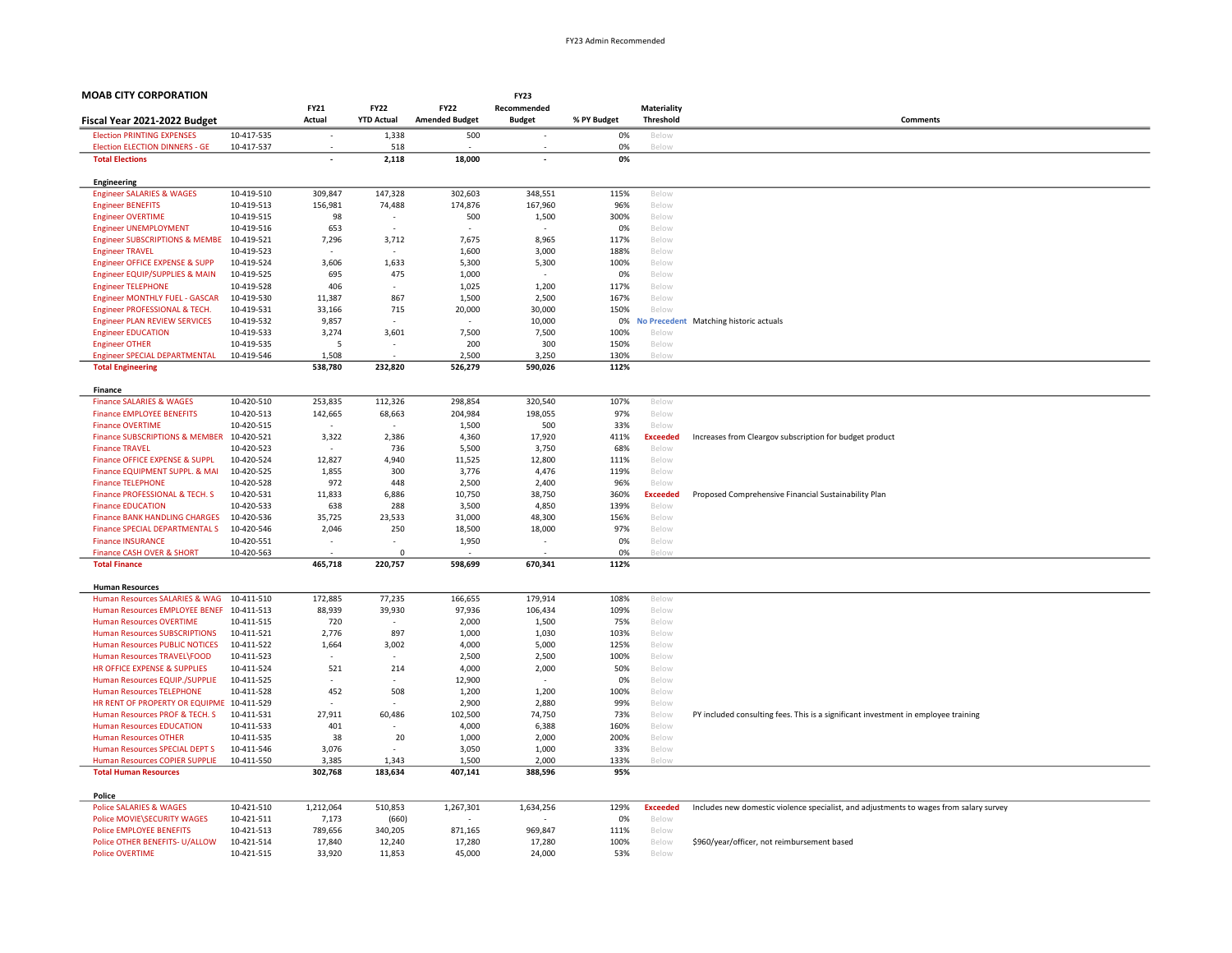FY23 Admin Recommended

**MOAB CITY CORPORATION**

**Fiscal Year 2021-2022 Budget**

| | | FY21 Actual | FY22 YTD Actual | FY22 Amended Budget | FY23 Recommended Budget | % PY Budget | Materiality Threshold | Comments |
|---|---|---|---|---|---|---|---|---|
| Election PRINTING EXPENSES | 10-417-535 | - | 1,338 | 500 | - | 0% | Below | |
| Election ELECTION DINNERS - GE | 10-417-537 | - | 518 | - | - | 0% | Below | |
| **Total Elections** | | **-** | **2,118** | **18,000** | **-** | **0%** | | |
| **Engineering** | | | | | | | | |
| Engineer SALARIES & WAGES | 10-419-510 | 309,847 | 147,328 | 302,603 | 348,551 | 115% | Below | |
| Engineer BENEFITS | 10-419-513 | 156,981 | 74,488 | 174,876 | 167,960 | 96% | Below | |
| Engineer OVERTIME | 10-419-515 | 98 | - | 500 | 1,500 | 300% | Below | |
| Engineer UNEMPLOYMENT | 10-419-516 | 653 | - | - | - | 0% | Below | |
| Engineer SUBSCRIPTIONS & MEMBE | 10-419-521 | 7,296 | 3,712 | 7,675 | 8,965 | 117% | Below | |
| Engineer TRAVEL | 10-419-523 | - | - | 1,600 | 3,000 | 188% | Below | |
| Engineer OFFICE EXPENSE & SUPP | 10-419-524 | 3,606 | 1,633 | 5,300 | 5,300 | 100% | Below | |
| Engineer EQUIP/SUPPLIES & MAIN | 10-419-525 | 695 | 475 | 1,000 | - | 0% | Below | |
| Engineer TELEPHONE | 10-419-528 | 406 | - | 1,025 | 1,200 | 117% | Below | |
| Engineer MONTHLY FUEL - GASCAR | 10-419-530 | 11,387 | 867 | 1,500 | 2,500 | 167% | Below | |
| Engineer PROFESSIONAL & TECH. | 10-419-531 | 33,166 | 715 | 20,000 | 30,000 | 150% | Below | |
| Engineer PLAN REVIEW SERVICES | 10-419-532 | 9,857 | - | - | 10,000 | 0% | No Precedent | Matching historic actuals |
| Engineer EDUCATION | 10-419-533 | 3,274 | 3,601 | 7,500 | 7,500 | 100% | Below | |
| Engineer OTHER | 10-419-535 | 5 | - | 200 | 300 | 150% | Below | |
| Engineer SPECIAL DEPARTMENTAL | 10-419-546 | 1,508 | - | 2,500 | 3,250 | 130% | Below | |
| **Total Engineering** | | **538,780** | **232,820** | **526,279** | **590,026** | **112%** | | |
| **Finance** | | | | | | | | |
| Finance SALARIES & WAGES | 10-420-510 | 253,835 | 112,326 | 298,854 | 320,540 | 107% | Below | |
| Finance EMPLOYEE BENEFITS | 10-420-513 | 142,665 | 68,663 | 204,984 | 198,055 | 97% | Below | |
| Finance OVERTIME | 10-420-515 | - | - | 1,500 | 500 | 33% | Below | |
| Finance SUBSCRIPTIONS & MEMBER | 10-420-521 | 3,322 | 2,386 | 4,360 | 17,920 | 411% | Exceeded | Increases from Cleargov subscription for budget product |
| Finance TRAVEL | 10-420-523 | - | 736 | 5,500 | 3,750 | 68% | Below | |
| Finance OFFICE EXPENSE & SUPPL | 10-420-524 | 12,827 | 4,940 | 11,525 | 12,800 | 111% | Below | |
| Finance EQUIPMENT SUPPL. & MAI | 10-420-525 | 1,855 | 300 | 3,776 | 4,476 | 119% | Below | |
| Finance TELEPHONE | 10-420-528 | 972 | 448 | 2,500 | 2,400 | 96% | Below | |
| Finance PROFESSIONAL & TECH. S | 10-420-531 | 11,833 | 6,886 | 10,750 | 38,750 | 360% | Exceeded | Proposed Comprehensive Financial Sustainability Plan |
| Finance EDUCATION | 10-420-533 | 638 | 288 | 3,500 | 4,850 | 139% | Below | |
| Finance BANK HANDLING CHARGES | 10-420-536 | 35,725 | 23,533 | 31,000 | 48,300 | 156% | Below | |
| Finance SPECIAL DEPARTMENTAL S | 10-420-546 | 2,046 | 250 | 18,500 | 18,000 | 97% | Below | |
| Finance INSURANCE | 10-420-551 | - | - | 1,950 | - | 0% | Below | |
| Finance CASH OVER & SHORT | 10-420-563 | - | 0 | - | - | 0% | Below | |
| **Total Finance** | | **465,718** | **220,757** | **598,699** | **670,341** | **112%** | | |
| **Human Resources** | | | | | | | | |
| Human Resources SALARIES & WAG | 10-411-510 | 172,885 | 77,235 | 166,655 | 179,914 | 108% | Below | |
| Human Resources EMPLOYEE BENEF | 10-411-513 | 88,939 | 39,930 | 97,936 | 106,434 | 109% | Below | |
| Human Resources OVERTIME | 10-411-515 | 720 | - | 2,000 | 1,500 | 75% | Below | |
| Human Resources SUBSCRIPTIONS | 10-411-521 | 2,776 | 897 | 1,000 | 1,030 | 103% | Below | |
| Human Resources PUBLIC NOTICES | 10-411-522 | 1,664 | 3,002 | 4,000 | 5,000 | 125% | Below | |
| Human Resources TRAVEL\FOOD | 10-411-523 | - | - | 2,500 | 2,500 | 100% | Below | |
| HR OFFICE EXPENSE & SUPPLIES | 10-411-524 | 521 | 214 | 4,000 | 2,000 | 50% | Below | |
| Human Resources EQUIP./SUPPLIE | 10-411-525 | - | - | 12,900 | - | 0% | Below | |
| Human Resources TELEPHONE | 10-411-528 | 452 | 508 | 1,200 | 1,200 | 100% | Below | |
| HR RENT OF PROPERTY OR EQUIPME | 10-411-529 | - | - | 2,900 | 2,880 | 99% | Below | |
| Human Resources PROF & TECH. S | 10-411-531 | 27,911 | 60,486 | 102,500 | 74,750 | 73% | Below | PY included consulting fees. This is a significant investment in employee training |
| Human Resources EDUCATION | 10-411-533 | 401 | - | 4,000 | 6,388 | 160% | Below | |
| Human Resources OTHER | 10-411-535 | 38 | 20 | 1,000 | 2,000 | 200% | Below | |
| Human Resources SPECIAL DEPT S | 10-411-546 | 3,076 | - | 3,050 | 1,000 | 33% | Below | |
| Human Resources COPIER SUPPLIE | 10-411-550 | 3,385 | 1,343 | 1,500 | 2,000 | 133% | Below | |
| **Total Human Resources** | | **302,768** | **183,634** | **407,141** | **388,596** | **95%** | | |
| **Police** | | | | | | | | |
| Police SALARIES & WAGES | 10-421-510 | 1,212,064 | 510,853 | 1,267,301 | 1,634,256 | 129% | Exceeded | Includes new domestic violence specialist, and adjustments to wages from salary survey |
| Police MOVIE\SECURITY WAGES | 10-421-511 | 7,173 | (660) | - | - | 0% | Below | |
| Police EMPLOYEE BENEFITS | 10-421-513 | 789,656 | 340,205 | 871,165 | 969,847 | 111% | Below | |
| Police OTHER BENEFITS- U/ALLOW | 10-421-514 | 17,840 | 12,240 | 17,280 | 17,280 | 100% | Below | $960/year/officer, not reimbursement based |
| Police OVERTIME | 10-421-515 | 33,920 | 11,853 | 45,000 | 24,000 | 53% | Below | |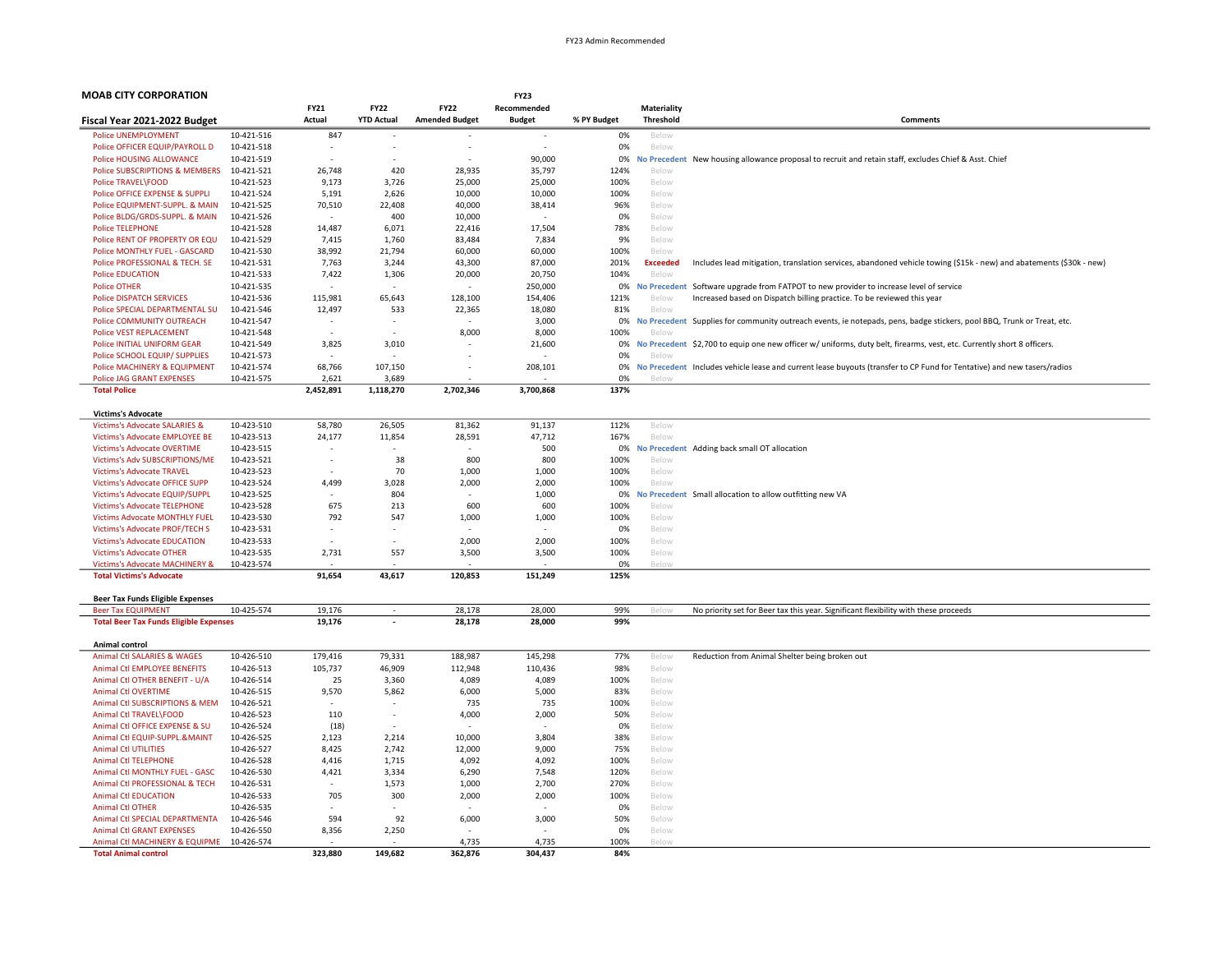**MOAB CITY CORPORATION**

| Fiscal Year 2021-2022 Budget | | FY21 Actual | FY22 YTD Actual | FY22 Amended Budget | FY23 Recommended Budget | % PY Budget | Materiality Threshold | Comments |
|---|---|---|---|---|---|---|---|---|
| Police UNEMPLOYMENT | 10-421-516 | 847 | - | - | - | 0% | Below | |
| Police OFFICER EQUIP/PAYROLL D | 10-421-518 | - | - | - | - | 0% | Below | |
| Police HOUSING ALLOWANCE | 10-421-519 | - | - | - | 90,000 | 0% | No Precedent | New housing allowance proposal to recruit and retain staff, excludes Chief & Asst. Chief |
| Police SUBSCRIPTIONS & MEMBERS | 10-421-521 | 26,748 | 420 | 28,935 | 35,797 | 124% | Below | |
| Police TRAVEL\FOOD | 10-421-523 | 9,173 | 3,726 | 25,000 | 25,000 | 100% | Below | |
| Police OFFICE EXPENSE & SUPPLI | 10-421-524 | 5,191 | 2,626 | 10,000 | 10,000 | 100% | Below | |
| Police EQUIPMENT-SUPPL. & MAIN | 10-421-525 | 70,510 | 22,408 | 40,000 | 38,414 | 96% | Below | |
| Police BLDG/GRDS-SUPPL. & MAIN | 10-421-526 | - | 400 | 10,000 | - | 0% | Below | |
| Police TELEPHONE | 10-421-528 | 14,487 | 6,071 | 22,416 | 17,504 | 78% | Below | |
| Police RENT OF PROPERTY OR EQU | 10-421-529 | 7,415 | 1,760 | 83,484 | 7,834 | 9% | Below | |
| Police MONTHLY FUEL - GASCARD | 10-421-530 | 38,992 | 21,794 | 60,000 | 60,000 | 100% | Below | |
| Police PROFESSIONAL & TECH. SE | 10-421-531 | 7,763 | 3,244 | 43,300 | 87,000 | 201% | Exceeded | Includes lead mitigation, translation services, abandoned vehicle towing ($15k - new) and abatements ($30k - new) |
| Police EDUCATION | 10-421-533 | 7,422 | 1,306 | 20,000 | 20,750 | 104% | Below | |
| Police OTHER | 10-421-535 | - | - | - | 250,000 | 0% | No Precedent | Software upgrade from FATPOT to new provider to increase level of service |
| Police DISPATCH SERVICES | 10-421-536 | 115,981 | 65,643 | 128,100 | 154,406 | 121% | Below | Increased based on Dispatch billing practice. To be reviewed this year |
| Police SPECIAL DEPARTMENTAL SU | 10-421-546 | 12,497 | 533 | 22,365 | 18,080 | 81% | Below | |
| Police COMMUNITY OUTREACH | 10-421-547 | - | - | - | 3,000 | 0% | No Precedent | Supplies for community outreach events, ie notepads, pens, badge stickers, pool BBQ, Trunk or Treat, etc. |
| Police VEST REPLACEMENT | 10-421-548 | - | - | 8,000 | 8,000 | 100% | Below | |
| Police INITIAL UNIFORM GEAR | 10-421-549 | 3,825 | 3,010 | - | 21,600 | 0% | No Precedent | $2,700 to equip one new officer w/ uniforms, duty belt, firearms, vest, etc. Currently short 8 officers. |
| Police SCHOOL EQUIP/ SUPPLIES | 10-421-573 | - | - | - | - | 0% | Below | |
| Police MACHINERY & EQUIPMENT | 10-421-574 | 68,766 | 107,150 | - | 208,101 | 0% | No Precedent | Includes vehicle lease and current lease buyouts (transfer to CP Fund for Tentative) and new tasers/radios |
| Police JAG GRANT EXPENSES | 10-421-575 | 2,621 | 3,689 | - | - | 0% | Below | |
| **Total Police** | | **2,452,891** | **1,118,270** | **2,702,346** | **3,700,868** | **137%** | | |
| | | | | | | | | |
| **Victims's Advocate** | | | | | | | | |
| Victims's Advocate SALARIES & | 10-423-510 | 58,780 | 26,505 | 81,362 | 91,137 | 112% | Below | |
| Victims's Advocate EMPLOYEE BE | 10-423-513 | 24,177 | 11,854 | 28,591 | 47,712 | 167% | Below | |
| Victims's Advocate OVERTIME | 10-423-515 | - | - | - | 500 | 0% | No Precedent | Adding back small OT allocation |
| Victims's Adv SUBSCRIPTIONS/ME | 10-423-521 | - | 38 | 800 | 800 | 100% | Below | |
| Victims's Advocate TRAVEL | 10-423-523 | - | 70 | 1,000 | 1,000 | 100% | Below | |
| Victims's Advocate OFFICE SUPP | 10-423-524 | 4,499 | 3,028 | 2,000 | 2,000 | 100% | Below | |
| Victims's Advocate EQUIP/SUPPL | 10-423-525 | - | 804 | - | 1,000 | 0% | No Precedent | Small allocation to allow outfitting new VA |
| Victims's Advocate TELEPHONE | 10-423-528 | 675 | 213 | 600 | 600 | 100% | Below | |
| Victims Advocate MONTHLY FUEL | 10-423-530 | 792 | 547 | 1,000 | 1,000 | 100% | Below | |
| Victims's Advocate PROF/TECH S | 10-423-531 | - | - | - | - | 0% | Below | |
| Victims's Advocate EDUCATION | 10-423-533 | - | - | 2,000 | 2,000 | 100% | Below | |
| Victims's Advocate OTHER | 10-423-535 | 2,731 | 557 | 3,500 | 3,500 | 100% | Below | |
| Victims's Advocate MACHINERY & | 10-423-574 | - | - | - | - | 0% | Below | |
| **Total Victims's Advocate** | | **91,654** | **43,617** | **120,853** | **151,249** | **125%** | | |
| | | | | | | | | |
| **Beer Tax Funds Eligible Expenses** | | | | | | | | |
| Beer Tax EQUIPMENT | 10-425-574 | 19,176 | - | 28,178 | 28,000 | 99% | Below | No priority set for Beer tax this year. Significant flexibility with these proceeds |
| **Total Beer Tax Funds Eligible Expenses** | | **19,176** | **-** | **28,178** | **28,000** | **99%** | | |
| | | | | | | | | |
| **Animal control** | | | | | | | | |
| Animal Ctl SALARIES & WAGES | 10-426-510 | 179,416 | 79,331 | 188,987 | 145,298 | 77% | Below | Reduction from Animal Shelter being broken out |
| Animal Ctl EMPLOYEE BENEFITS | 10-426-513 | 105,737 | 46,909 | 112,948 | 110,436 | 98% | Below | |
| Animal Ctl OTHER BENEFIT - U/A | 10-426-514 | 25 | 3,360 | 4,089 | 4,089 | 100% | Below | |
| Animal Ctl OVERTIME | 10-426-515 | 9,570 | 5,862 | 6,000 | 5,000 | 83% | Below | |
| Animal Ctl SUBSCRIPTIONS & MEM | 10-426-521 | - | - | 735 | 735 | 100% | Below | |
| Animal Ctl TRAVEL\FOOD | 10-426-523 | 110 | - | 4,000 | 2,000 | 50% | Below | |
| Animal Ctl OFFICE EXPENSE & SU | 10-426-524 | (18) | - | - | - | 0% | Below | |
| Animal Ctl EQUIP-SUPPL.&MAINT | 10-426-525 | 2,123 | 2,214 | 10,000 | 3,804 | 38% | Below | |
| Animal Ctl UTILITIES | 10-426-527 | 8,425 | 2,742 | 12,000 | 9,000 | 75% | Below | |
| Animal Ctl TELEPHONE | 10-426-528 | 4,416 | 1,715 | 4,092 | 4,092 | 100% | Below | |
| Animal Ctl MONTHLY FUEL - GASC | 10-426-530 | 4,421 | 3,334 | 6,290 | 7,548 | 120% | Below | |
| Animal Ctl PROFESSIONAL & TECH | 10-426-531 | - | 1,573 | 1,000 | 2,700 | 270% | Below | |
| Animal Ctl EDUCATION | 10-426-533 | 705 | 300 | 2,000 | 2,000 | 100% | Below | |
| Animal Ctl OTHER | 10-426-535 | - | - | - | - | 0% | Below | |
| Animal Ctl SPECIAL DEPARTMENTA | 10-426-546 | 594 | 92 | 6,000 | 3,000 | 50% | Below | |
| Animal Ctl GRANT EXPENSES | 10-426-550 | 8,356 | 2,250 | - | - | 0% | Below | |
| Animal Ctl MACHINERY & EQUIPME | 10-426-574 | - | - | 4,735 | 4,735 | 100% | Below | |
| **Total Animal control** | | **323,880** | **149,682** | **362,876** | **304,437** | **84%** | | |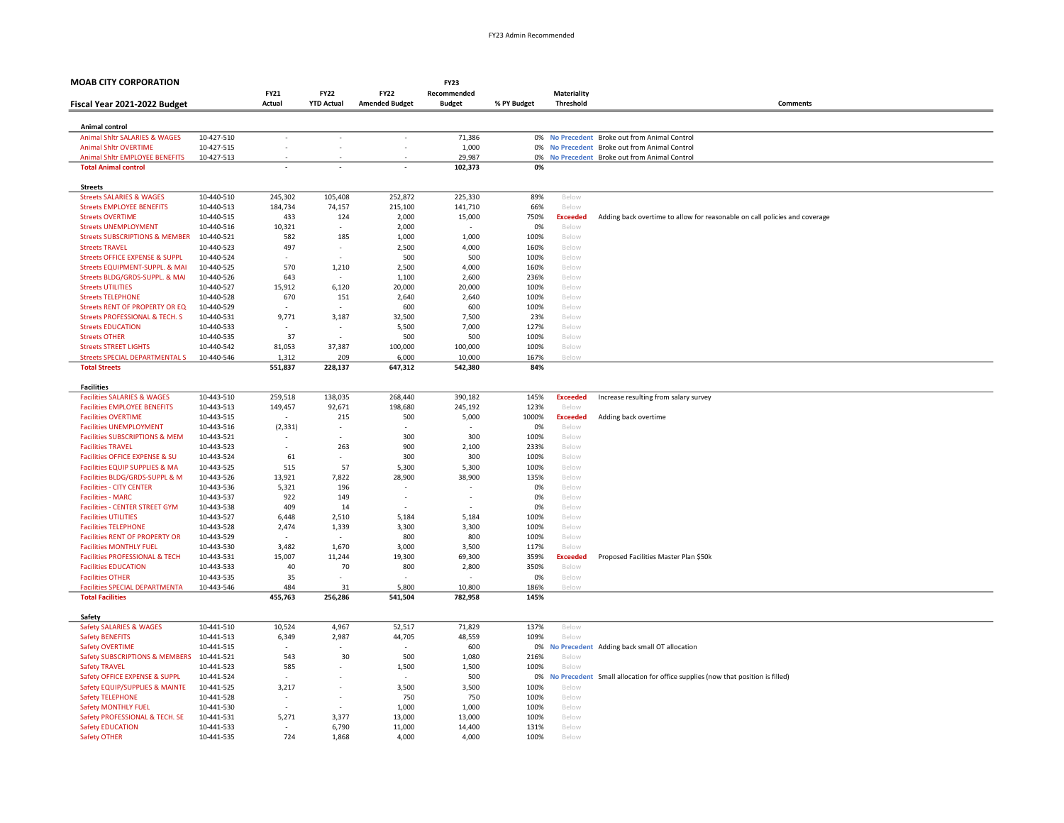**MOAB CITY CORPORATION**

**Fiscal Year 2021-2022 Budget**

| | | FY21 Actual | FY22 YTD Actual | FY22 Amended Budget | FY23 Recommended Budget | % PY Budget | Materiality Threshold | Comments |
|---|---|---|---|---|---|---|---|---|
| **Animal control** | | | | | | | | |
| Animal Shltr SALARIES & WAGES | 10-427-510 | - | - | - | 71,386 | 0% | No Precedent | Broke out from Animal Control |
| Animal Shltr OVERTIME | 10-427-515 | - | - | - | 1,000 | 0% | No Precedent | Broke out from Animal Control |
| Animal Shltr EMPLOYEE BENEFITS | 10-427-513 | - | - | - | 29,987 | 0% | No Precedent | Broke out from Animal Control |
| **Total Animal control** | | **-** | **-** | **-** | **102,373** | **0%** | | |
| **Streets** | | | | | | | | |
| Streets SALARIES & WAGES | 10-440-510 | 245,302 | 105,408 | 252,872 | 225,330 | 89% | Below | |
| Streets EMPLOYEE BENEFITS | 10-440-513 | 184,734 | 74,157 | 215,100 | 141,710 | 66% | Below | |
| Streets OVERTIME | 10-440-515 | 433 | 124 | 2,000 | 15,000 | 750% | Exceeded | Adding back overtime to allow for reasonable on call policies and coverage |
| Streets UNEMPLOYMENT | 10-440-516 | 10,321 | - | 2,000 | - | 0% | Below | |
| Streets SUBSCRIPTIONS & MEMBER | 10-440-521 | 582 | 185 | 1,000 | 1,000 | 100% | Below | |
| Streets TRAVEL | 10-440-523 | 497 | - | 2,500 | 4,000 | 160% | Below | |
| Streets OFFICE EXPENSE & SUPPL | 10-440-524 | - | - | 500 | 500 | 100% | Below | |
| Streets EQUIPMENT-SUPPL. & MAI | 10-440-525 | 570 | 1,210 | 2,500 | 4,000 | 160% | Below | |
| Streets BLDG/GRDS-SUPPL. & MAI | 10-440-526 | 643 | - | 1,100 | 2,600 | 236% | Below | |
| Streets UTILITIES | 10-440-527 | 15,912 | 6,120 | 20,000 | 20,000 | 100% | Below | |
| Streets TELEPHONE | 10-440-528 | 670 | 151 | 2,640 | 2,640 | 100% | Below | |
| Streets RENT OF PROPERTY OR EQ | 10-440-529 | - | - | 600 | 600 | 100% | Below | |
| Streets PROFESSIONAL & TECH. S | 10-440-531 | 9,771 | 3,187 | 32,500 | 7,500 | 23% | Below | |
| Streets EDUCATION | 10-440-533 | - | - | 5,500 | 7,000 | 127% | Below | |
| Streets OTHER | 10-440-535 | 37 | - | 500 | 500 | 100% | Below | |
| Streets STREET LIGHTS | 10-440-542 | 81,053 | 37,387 | 100,000 | 100,000 | 100% | Below | |
| Streets SPECIAL DEPARTMENTAL S | 10-440-546 | 1,312 | 209 | 6,000 | 10,000 | 167% | Below | |
| **Total Streets** | | **551,837** | **228,137** | **647,312** | **542,380** | **84%** | | |
| **Facilities** | | | | | | | | |
| Facilities SALARIES & WAGES | 10-443-510 | 259,518 | 138,035 | 268,440 | 390,182 | 145% | Exceeded | Increase resulting from salary survey |
| Facilities EMPLOYEE BENEFITS | 10-443-513 | 149,457 | 92,671 | 198,680 | 245,192 | 123% | Below | |
| Facilities OVERTIME | 10-443-515 | - | 215 | 500 | 5,000 | 1000% | Exceeded | Adding back overtime |
| Facilities UNEMPLOYMENT | 10-443-516 | (2,331) | - | - | - | 0% | Below | |
| Facilities SUBSCRIPTIONS & MEM | 10-443-521 | - | - | 300 | 300 | 100% | Below | |
| Facilities TRAVEL | 10-443-523 | - | 263 | 900 | 2,100 | 233% | Below | |
| Facilities OFFICE EXPENSE & SU | 10-443-524 | 61 | - | 300 | 300 | 100% | Below | |
| Facilities EQUIP SUPPLIES & MA | 10-443-525 | 515 | 57 | 5,300 | 5,300 | 100% | Below | |
| Facilities BLDG/GRDS-SUPPL & M | 10-443-526 | 13,921 | 7,822 | 28,900 | 38,900 | 135% | Below | |
| Facilities - CITY CENTER | 10-443-536 | 5,321 | 196 | - | - | 0% | Below | |
| Facilities - MARC | 10-443-537 | 922 | 149 | - | - | 0% | Below | |
| Facilities - CENTER STREET GYM | 10-443-538 | 409 | 14 | - | - | 0% | Below | |
| Facilities UTILITIES | 10-443-527 | 6,448 | 2,510 | 5,184 | 5,184 | 100% | Below | |
| Facilities TELEPHONE | 10-443-528 | 2,474 | 1,339 | 3,300 | 3,300 | 100% | Below | |
| Facilities RENT OF PROPERTY OR | 10-443-529 | - | - | 800 | 800 | 100% | Below | |
| Facilities MONTHLY FUEL | 10-443-530 | 3,482 | 1,670 | 3,000 | 3,500 | 117% | Below | |
| Facilities PROFESSIONAL & TECH | 10-443-531 | 15,007 | 11,244 | 19,300 | 69,300 | 359% | Exceeded | Proposed Facilities Master Plan $50k |
| Facilities EDUCATION | 10-443-533 | 40 | 70 | 800 | 2,800 | 350% | Below | |
| Facilities OTHER | 10-443-535 | 35 | - | - | - | 0% | Below | |
| Facilities SPECIAL DEPARTMENTA | 10-443-546 | 484 | 31 | 5,800 | 10,800 | 186% | Below | |
| **Total Facilities** | | **455,763** | **256,286** | **541,504** | **782,958** | **145%** | | |
| **Safety** | | | | | | | | |
| Safety SALARIES & WAGES | 10-441-510 | 10,524 | 4,967 | 52,517 | 71,829 | 137% | Below | |
| Safety BENEFITS | 10-441-513 | 6,349 | 2,987 | 44,705 | 48,559 | 109% | Below | |
| Safety OVERTIME | 10-441-515 | - | - | - | 600 | 0% | No Precedent | Adding back small OT allocation |
| Safety SUBSCRIPTIONS & MEMBERS | 10-441-521 | 543 | 30 | 500 | 1,080 | 216% | Below | |
| Safety TRAVEL | 10-441-523 | 585 | - | 1,500 | 1,500 | 100% | Below | |
| Safety OFFICE EXPENSE & SUPPL | 10-441-524 | - | - | - | 500 | 0% | No Precedent | Small allocation for office supplies (now that position is filled) |
| Safety EQUIP/SUPPLIES & MAINTE | 10-441-525 | 3,217 | - | 3,500 | 3,500 | 100% | Below | |
| Safety TELEPHONE | 10-441-528 | - | - | 750 | 750 | 100% | Below | |
| Safety MONTHLY FUEL | 10-441-530 | - | - | 1,000 | 1,000 | 100% | Below | |
| Safety PROFESSIONAL & TECH. SE | 10-441-531 | 5,271 | 3,377 | 13,000 | 13,000 | 100% | Below | |
| Safety EDUCATION | 10-441-533 | - | 6,790 | 11,000 | 14,400 | 131% | Below | |
| Safety OTHER | 10-441-535 | 724 | 1,868 | 4,000 | 4,000 | 100% | Below | |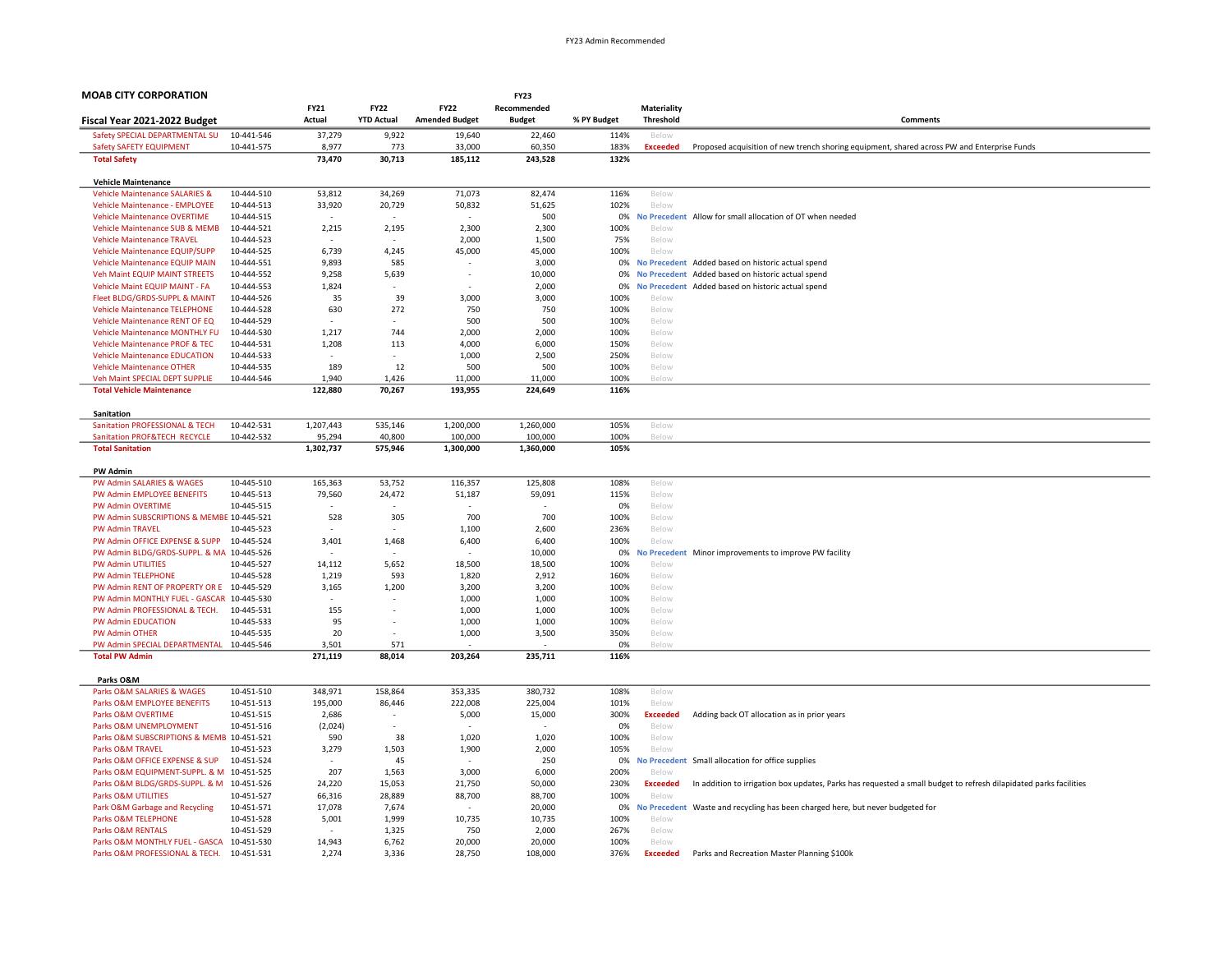**MOAB CITY CORPORATION**

| Fiscal Year 2021-2022 Budget | | FY21 Actual | FY22 YTD Actual | FY22 Amended Budget | FY23 Recommended Budget | % PY Budget | Materiality Threshold | Comments |
|---|---|---|---|---|---|---|---|---|
| Safety SPECIAL DEPARTMENTAL SU | 10-441-546 | 37,279 | 9,922 | 19,640 | 22,460 | 114% | Below | |
| Safety SAFETY EQUIPMENT | 10-441-575 | 8,977 | 773 | 33,000 | 60,350 | 183% | **Exceeded** | Proposed acquisition of new trench shoring equipment, shared across PW and Enterprise Funds |
| **Total Safety** | | **73,470** | **30,713** | **185,112** | **243,528** | **132%** | | |
| **Vehicle Maintenance** | | | | | | | | |
| Vehicle Maintenance SALARIES & | 10-444-510 | 53,812 | 34,269 | 71,073 | 82,474 | 116% | Below | |
| Vehicle Maintenance - EMPLOYEE | 10-444-513 | 33,920 | 20,729 | 50,832 | 51,625 | 102% | Below | |
| Vehicle Maintenance OVERTIME | 10-444-515 | - | - | - | 500 | 0% | **No Precedent** | Allow for small allocation of OT when needed |
| Vehicle Maintenance SUB & MEMB | 10-444-521 | 2,215 | 2,195 | 2,300 | 2,300 | 100% | Below | |
| Vehicle Maintenance TRAVEL | 10-444-523 | - | - | 2,000 | 1,500 | 75% | Below | |
| Vehicle Maintenance EQUIP/SUPP | 10-444-525 | 6,739 | 4,245 | 45,000 | 45,000 | 100% | Below | |
| Vehicle Maintenance EQUIP MAIN | 10-444-551 | 9,893 | 585 | - | 3,000 | 0% | **No Precedent** | Added based on historic actual spend |
| Veh Maint EQUIP MAINT STREETS | 10-444-552 | 9,258 | 5,639 | - | 10,000 | 0% | **No Precedent** | Added based on historic actual spend |
| Vehicle Maint EQUIP MAINT - FA | 10-444-553 | 1,824 | - | - | 2,000 | 0% | **No Precedent** | Added based on historic actual spend |
| Fleet BLDG/GRDS-SUPPL & MAINT | 10-444-526 | 35 | 39 | 3,000 | 3,000 | 100% | Below | |
| Vehicle Maintenance TELEPHONE | 10-444-528 | 630 | 272 | 750 | 750 | 100% | Below | |
| Vehicle Maintenance RENT OF EQ | 10-444-529 | - | - | 500 | 500 | 100% | Below | |
| Vehicle Maintenance MONTHLY FU | 10-444-530 | 1,217 | 744 | 2,000 | 2,000 | 100% | Below | |
| Vehicle Maintenance PROF & TEC | 10-444-531 | 1,208 | 113 | 4,000 | 6,000 | 150% | Below | |
| Vehicle Maintenance EDUCATION | 10-444-533 | - | - | 1,000 | 2,500 | 250% | Below | |
| Vehicle Maintenance OTHER | 10-444-535 | 189 | 12 | 500 | 500 | 100% | Below | |
| Veh Maint SPECIAL DEPT SUPPLIE | 10-444-546 | 1,940 | 1,426 | 11,000 | 11,000 | 100% | Below | |
| **Total Vehicle Maintenance** | | **122,880** | **70,267** | **193,955** | **224,649** | **116%** | | |
| **Sanitation** | | | | | | | | |
| Sanitation PROFESSIONAL & TECH | 10-442-531 | 1,207,443 | 535,146 | 1,200,000 | 1,260,000 | 105% | Below | |
| Sanitation PROF&TECH RECYCLE | 10-442-532 | 95,294 | 40,800 | 100,000 | 100,000 | 100% | Below | |
| **Total Sanitation** | | **1,302,737** | **575,946** | **1,300,000** | **1,360,000** | **105%** | | |
| **PW Admin** | | | | | | | | |
| PW Admin SALARIES & WAGES | 10-445-510 | 165,363 | 53,752 | 116,357 | 125,808 | 108% | Below | |
| PW Admin EMPLOYEE BENEFITS | 10-445-513 | 79,560 | 24,472 | 51,187 | 59,091 | 115% | Below | |
| PW Admin OVERTIME | 10-445-515 | - | - | - | - | 0% | Below | |
| PW Admin SUBSCRIPTIONS & MEMBE | 10-445-521 | 528 | 305 | 700 | 700 | 100% | Below | |
| PW Admin TRAVEL | 10-445-523 | - | - | 1,100 | 2,600 | 236% | Below | |
| PW Admin OFFICE EXPENSE & SUPP | 10-445-524 | 3,401 | 1,468 | 6,400 | 6,400 | 100% | Below | |
| PW Admin BLDG/GRDS-SUPPL. & MA | 10-445-526 | - | - | - | 10,000 | 0% | **No Precedent** | Minor improvements to improve PW facility |
| PW Admin UTILITIES | 10-445-527 | 14,112 | 5,652 | 18,500 | 18,500 | 100% | Below | |
| PW Admin TELEPHONE | 10-445-528 | 1,219 | 593 | 1,820 | 2,912 | 160% | Below | |
| PW Admin RENT OF PROPERTY OR E | 10-445-529 | 3,165 | 1,200 | 3,200 | 3,200 | 100% | Below | |
| PW Admin MONTHLY FUEL - GASCAR | 10-445-530 | - | - | 1,000 | 1,000 | 100% | Below | |
| PW Admin PROFESSIONAL & TECH. | 10-445-531 | 155 | - | 1,000 | 1,000 | 100% | Below | |
| PW Admin EDUCATION | 10-445-533 | 95 | - | 1,000 | 1,000 | 100% | Below | |
| PW Admin OTHER | 10-445-535 | 20 | - | 1,000 | 3,500 | 350% | Below | |
| PW Admin SPECIAL DEPARTMENTAL | 10-445-546 | 3,501 | 571 | - | - | 0% | Below | |
| **Total PW Admin** | | **271,119** | **88,014** | **203,264** | **235,711** | **116%** | | |
| **Parks O&M** | | | | | | | | |
| Parks O&M SALARIES & WAGES | 10-451-510 | 348,971 | 158,864 | 353,335 | 380,732 | 108% | Below | |
| Parks O&M EMPLOYEE BENEFITS | 10-451-513 | 195,000 | 86,446 | 222,008 | 225,004 | 101% | Below | |
| Parks O&M OVERTIME | 10-451-515 | 2,686 | - | 5,000 | 15,000 | 300% | **Exceeded** | Adding back OT allocation as in prior years |
| Parks O&M UNEMPLOYMENT | 10-451-516 | (2,024) | - | - | - | 0% | Below | |
| Parks O&M SUBSCRIPTIONS & MEMB | 10-451-521 | 590 | 38 | 1,020 | 1,020 | 100% | Below | |
| Parks O&M TRAVEL | 10-451-523 | 3,279 | 1,503 | 1,900 | 2,000 | 105% | Below | |
| Parks O&M OFFICE EXPENSE & SUP | 10-451-524 | - | 45 | - | 250 | 0% | **No Precedent** | Small allocation for office supplies |
| Parks O&M EQUIPMENT-SUPPL. & M | 10-451-525 | 207 | 1,563 | 3,000 | 6,000 | 200% | Below | |
| Parks O&M BLDG/GRDS-SUPPL. & M | 10-451-526 | 24,220 | 15,053 | 21,750 | 50,000 | 230% | **Exceeded** | In addition to irrigation box updates, Parks has requested a small budget to refresh dilapidated parks facilities |
| Parks O&M UTILITIES | 10-451-527 | 66,316 | 28,889 | 88,700 | 88,700 | 100% | Below | |
| Park O&M Garbage and Recycling | 10-451-571 | 17,078 | 7,674 | - | 20,000 | 0% | **No Precedent** | Waste and recycling has been charged here, but never budgeted for |
| Parks O&M TELEPHONE | 10-451-528 | 5,001 | 1,999 | 10,735 | 10,735 | 100% | Below | |
| Parks O&M RENTALS | 10-451-529 | - | 1,325 | 750 | 2,000 | 267% | Below | |
| Parks O&M MONTHLY FUEL - GASCA | 10-451-530 | 14,943 | 6,762 | 20,000 | 20,000 | 100% | Below | |
| Parks O&M PROFESSIONAL & TECH. | 10-451-531 | 2,274 | 3,336 | 28,750 | 108,000 | 376% | **Exceeded** | Parks and Recreation Master Planning $100k |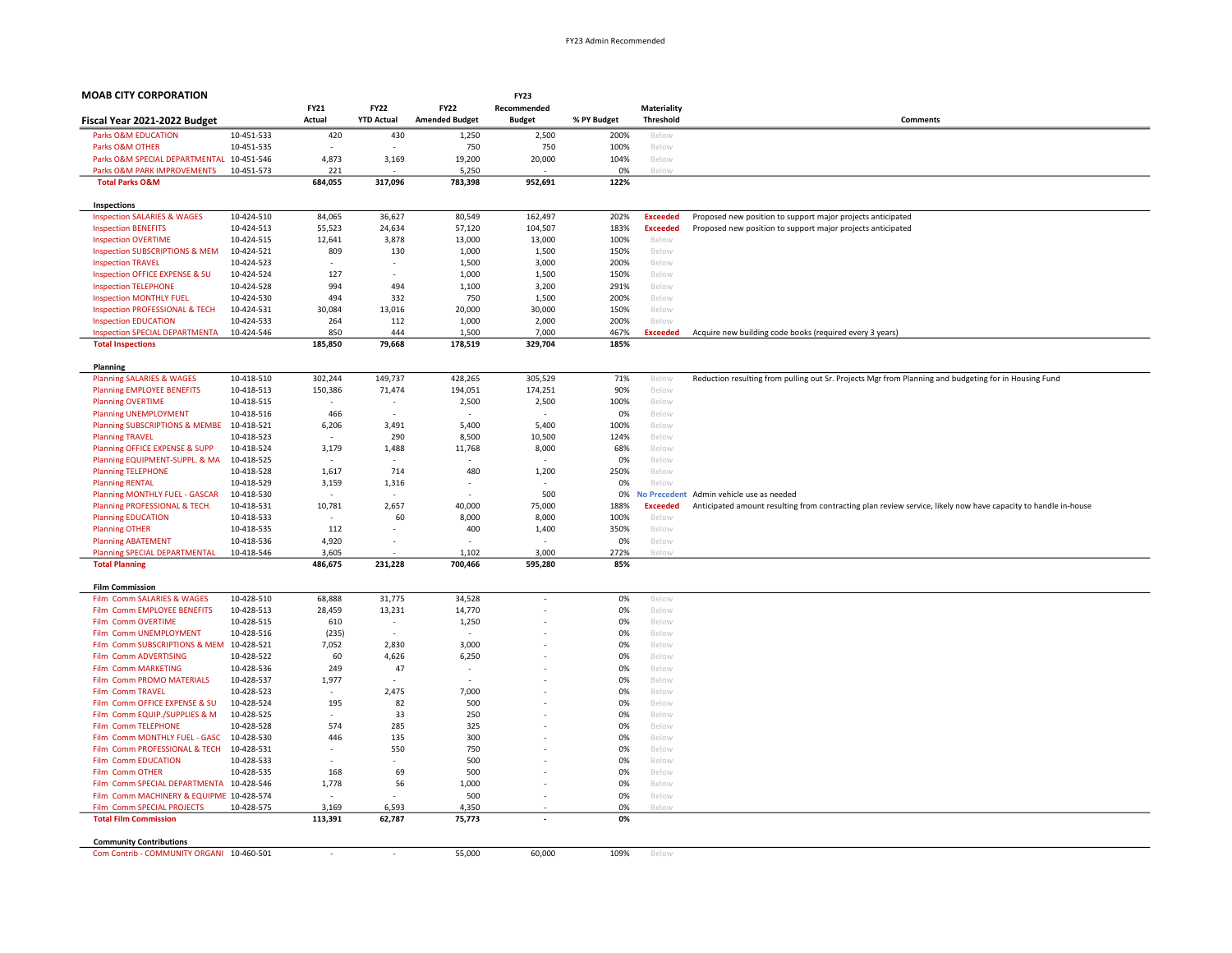**MOAB CITY CORPORATION**

| Fiscal Year 2021-2022 Budget | | FY21 Actual | FY22 YTD Actual | FY22 Amended Budget | FY23 Recommended Budget | % PY Budget | Materiality Threshold | Comments |
|---|---|---|---|---|---|---|---|---|
| Parks O&M EDUCATION | 10-451-533 | 420 | 430 | 1,250 | 2,500 | 200% | Below | |
| Parks O&M OTHER | 10-451-535 | - | - | 750 | 750 | 100% | Below | |
| Parks O&M SPECIAL DEPARTMENTAL | 10-451-546 | 4,873 | 3,169 | 19,200 | 20,000 | 104% | Below | |
| Parks O&M PARK IMPROVEMENTS | 10-451-573 | 221 | - | 5,250 | - | 0% | Below | |
| **Total Parks O&M** | | **684,055** | **317,096** | **783,398** | **952,691** | **122%** | | |
| **Inspections** | | | | | | | | |
| Inspection SALARIES & WAGES | 10-424-510 | 84,065 | 36,627 | 80,549 | 162,497 | 202% | **Exceeded** | Proposed new position to support major projects anticipated |
| Inspection BENEFITS | 10-424-513 | 55,523 | 24,634 | 57,120 | 104,507 | 183% | **Exceeded** | Proposed new position to support major projects anticipated |
| Inspection OVERTIME | 10-424-515 | 12,641 | 3,878 | 13,000 | 13,000 | 100% | Below | |
| Inspection SUBSCRIPTIONS & MEM | 10-424-521 | 809 | 130 | 1,000 | 1,500 | 150% | Below | |
| Inspection TRAVEL | 10-424-523 | - | - | 1,500 | 3,000 | 200% | Below | |
| Inspection OFFICE EXPENSE & SU | 10-424-524 | 127 | - | 1,000 | 1,500 | 150% | Below | |
| Inspection TELEPHONE | 10-424-528 | 994 | 494 | 1,100 | 3,200 | 291% | Below | |
| Inspection MONTHLY FUEL | 10-424-530 | 494 | 332 | 750 | 1,500 | 200% | Below | |
| Inspection PROFESSIONAL & TECH | 10-424-531 | 30,084 | 13,016 | 20,000 | 30,000 | 150% | Below | |
| Inspection EDUCATION | 10-424-533 | 264 | 112 | 1,000 | 2,000 | 200% | Below | |
| Inspection SPECIAL DEPARTMENTA | 10-424-546 | 850 | 444 | 1,500 | 7,000 | 467% | **Exceeded** | Acquire new building code books (required every 3 years) |
| **Total Inspections** | | **185,850** | **79,668** | **178,519** | **329,704** | **185%** | | |
| **Planning** | | | | | | | | |
| Planning SALARIES & WAGES | 10-418-510 | 302,244 | 149,737 | 428,265 | 305,529 | 71% | Below | Reduction resulting from pulling out Sr. Projects Mgr from Planning and budgeting for in Housing Fund |
| Planning EMPLOYEE BENEFITS | 10-418-513 | 150,386 | 71,474 | 194,051 | 174,251 | 90% | Below | |
| Planning OVERTIME | 10-418-515 | - | - | 2,500 | 2,500 | 100% | Below | |
| Planning UNEMPLOYMENT | 10-418-516 | 466 | - | - | - | 0% | Below | |
| Planning SUBSCRIPTIONS & MEMBE | 10-418-521 | 6,206 | 3,491 | 5,400 | 5,400 | 100% | Below | |
| Planning TRAVEL | 10-418-523 | - | 290 | 8,500 | 10,500 | 124% | Below | |
| Planning OFFICE EXPENSE & SUPP | 10-418-524 | 3,179 | 1,488 | 11,768 | 8,000 | 68% | Below | |
| Planning EQUIPMENT-SUPPL. & MA | 10-418-525 | - | - | - | - | 0% | Below | |
| Planning TELEPHONE | 10-418-528 | 1,617 | 714 | 480 | 1,200 | 250% | Below | |
| Planning RENTAL | 10-418-529 | 3,159 | 1,316 | - | - | 0% | Below | |
| Planning MONTHLY FUEL - GASCAR | 10-418-530 | - | - | - | 500 | 0% | **No Precedent** | Admin vehicle use as needed |
| Planning PROFESSIONAL & TECH. | 10-418-531 | 10,781 | 2,657 | 40,000 | 75,000 | 188% | **Exceeded** | Anticipated amount resulting from contracting plan review service, likely now have capacity to handle in-house |
| Planning EDUCATION | 10-418-533 | - | 60 | 8,000 | 8,000 | 100% | Below | |
| Planning OTHER | 10-418-535 | 112 | - | 400 | 1,400 | 350% | Below | |
| Planning ABATEMENT | 10-418-536 | 4,920 | - | - | - | 0% | Below | |
| Planning SPECIAL DEPARTMENTAL | 10-418-546 | 3,605 | - | 1,102 | 3,000 | 272% | Below | |
| **Total Planning** | | **486,675** | **231,228** | **700,466** | **595,280** | **85%** | | |
| **Film Commission** | | | | | | | | |
| Film Comm SALARIES & WAGES | 10-428-510 | 68,888 | 31,775 | 34,528 | - | 0% | Below | |
| Film Comm EMPLOYEE BENEFITS | 10-428-513 | 28,459 | 13,231 | 14,770 | - | 0% | Below | |
| Film Comm OVERTIME | 10-428-515 | 610 | - | 1,250 | - | 0% | Below | |
| Film Comm UNEMPLOYMENT | 10-428-516 | (235) | - | - | - | 0% | Below | |
| Film Comm SUBSCRIPTIONS & MEM | 10-428-521 | 7,052 | 2,830 | 3,000 | - | 0% | Below | |
| Film Comm ADVERTISING | 10-428-522 | 60 | 4,626 | 6,250 | - | 0% | Below | |
| Film Comm MARKETING | 10-428-536 | 249 | 47 | - | - | 0% | Below | |
| Film Comm PROMO MATERIALS | 10-428-537 | 1,977 | - | - | - | 0% | Below | |
| Film Comm TRAVEL | 10-428-523 | - | 2,475 | 7,000 | - | 0% | Below | |
| Film Comm OFFICE EXPENSE & SU | 10-428-524 | 195 | 82 | 500 | - | 0% | Below | |
| Film Comm EQUIP./SUPPLIES & M | 10-428-525 | - | 33 | 250 | - | 0% | Below | |
| Film Comm TELEPHONE | 10-428-528 | 574 | 285 | 325 | - | 0% | Below | |
| Film Comm MONTHLY FUEL - GASC | 10-428-530 | 446 | 135 | 300 | - | 0% | Below | |
| Film Comm PROFESSIONAL & TECH | 10-428-531 | - | 550 | 750 | - | 0% | Below | |
| Film Comm EDUCATION | 10-428-533 | - | - | 500 | - | 0% | Below | |
| Film Comm OTHER | 10-428-535 | 168 | 69 | 500 | - | 0% | Below | |
| Film Comm SPECIAL DEPARTMENTA | 10-428-546 | 1,778 | 56 | 1,000 | - | 0% | Below | |
| Film Comm MACHINERY & EQUIPME | 10-428-574 | - | - | 500 | - | 0% | Below | |
| Film Comm SPECIAL PROJECTS | 10-428-575 | 3,169 | 6,593 | 4,350 | - | 0% | Below | |
| **Total Film Commission** | | **113,391** | **62,787** | **75,773** | **-** | **0%** | | |
| **Community Contributions** | | | | | | | | |
| Com Contrib - COMMUNITY ORGANI | 10-460-501 | - | - | 55,000 | 60,000 | 109% | Below | |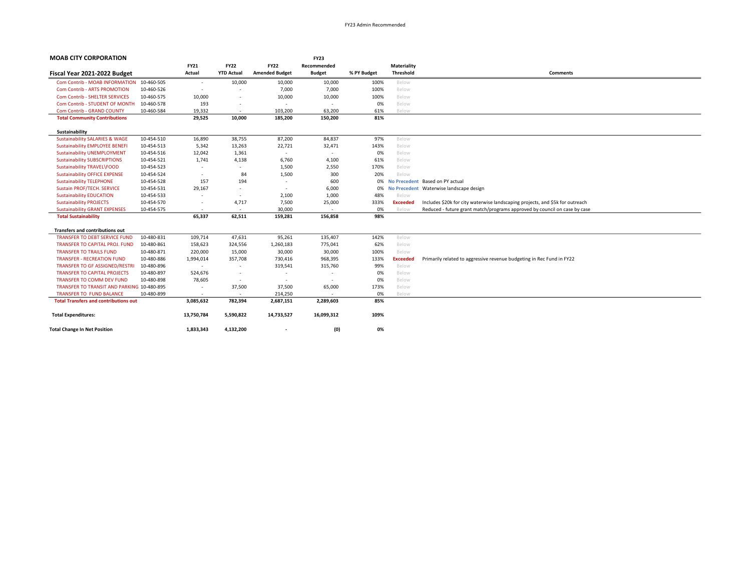**MOAB CITY CORPORATION**

| Fiscal Year 2021-2022 Budget | | FY21 Actual | FY22 YTD Actual | FY22 Amended Budget | FY23 Recommended Budget | % PY Budget | Materiality Threshold | Comments |
|---|---|---|---|---|---|---|---|---|
| Com Contrib - MOAB INFORMATION | 10-460-505 | - | 10,000 | 10,000 | 10,000 | 100% | Below | |
| Com Contrib - ARTS PROMOTION | 10-460-526 | - | - | 7,000 | 7,000 | 100% | Below | |
| Com Contrib - SHELTER SERVICES | 10-460-575 | 10,000 | - | 10,000 | 10,000 | 100% | Below | |
| Com Contrib - STUDENT OF MONTH | 10-460-578 | 193 | - | - | - | 0% | Below | |
| Com Contrib - GRAND COUNTY | 10-460-584 | 19,332 | - | 103,200 | 63,200 | 61% | Below | |
| **Total Community Contributions** | | **29,525** | **10,000** | **185,200** | **150,200** | **81%** | | |
| **Sustainability** | | | | | | | | |
| Sustainability SALARIES & WAGE | 10-454-510 | 16,890 | 38,755 | 87,200 | 84,837 | 97% | Below | |
| Sustainability EMPLOYEE BENEFI | 10-454-513 | 5,342 | 13,263 | 22,721 | 32,471 | 143% | Below | |
| Sustainability UNEMPLOYMENT | 10-454-516 | 12,042 | 1,361 | - | - | 0% | Below | |
| Sustainability SUBSCRIPTIONS | 10-454-521 | 1,741 | 4,138 | 6,760 | 4,100 | 61% | Below | |
| Sustainability TRAVEL\FOOD | 10-454-523 | - | - | 1,500 | 2,550 | 170% | Below | |
| Sustainability OFFICE EXPENSE | 10-454-524 | - | 84 | 1,500 | 300 | 20% | Below | |
| Sustainability TELEPHONE | 10-454-528 | 157 | 194 | - | 600 | 0% | No Precedent | Based on PY actual |
| Sustain PROF/TECH. SERVICE | 10-454-531 | 29,167 | - | - | 6,000 | 0% | No Precedent | Waterwise landscape design |
| Sustainability EDUCATION | 10-454-533 | - | - | 2,100 | 1,000 | 48% | Below | |
| Sustainability PROJECTS | 10-454-570 | - | 4,717 | 7,500 | 25,000 | 333% | Exceeded | Includes $20k for city waterwise landscaping projects, and $5k for outreach |
| Sustainability GRANT EXPENSES | 10-454-575 | - | - | 30,000 | - | 0% | Below | Reduced - future grant match/programs approved by council on case by case |
| **Total Sustainability** | | **65,337** | **62,511** | **159,281** | **156,858** | **98%** | | |
| **Transfers and contributions out** | | | | | | | | |
| TRANSFER TO DEBT SERVICE FUND | 10-480-831 | 109,714 | 47,631 | 95,261 | 135,407 | 142% | Below | |
| TRANSFER TO CAPITAL PROJ. FUND | 10-480-861 | 158,623 | 324,556 | 1,260,183 | 775,041 | 62% | Below | |
| TRANSFER TO TRAILS FUND | 10-480-871 | 220,000 | 15,000 | 30,000 | 30,000 | 100% | Below | |
| TRANSFER - RECREATION FUND | 10-480-886 | 1,994,014 | 357,708 | 730,416 | 968,395 | 133% | Exceeded | Primarily related to aggressive revenue budgeting in Rec Fund in FY22 |
| TRANSFER TO GF ASSIGNED/RESTRI | 10-480-896 | - | - | 319,541 | 315,760 | 99% | Below | |
| TRANSFER TO CAPITAL PROJECTS | 10-480-897 | 524,676 | - | - | - | 0% | Below | |
| TRANSFER TO COMM DEV FUND | 10-480-898 | 78,605 | - | - | - | 0% | Below | |
| TRANSFER TO TRANSIT AND PARKING | 10-480-895 | - | 37,500 | 37,500 | 65,000 | 173% | Below | |
| TRANSFER TO FUND BALANCE | 10-480-899 | - | - | 214,250 | - | 0% | Below | |
| **Total Transfers and contributions out** | | **3,085,632** | **782,394** | **2,687,151** | **2,289,603** | **85%** | | |
| **Total Expenditures:** | | **13,750,784** | **5,590,822** | **14,733,527** | **16,099,312** | **109%** | | |
| **Total Change In Net Position** | | **1,833,343** | **4,132,200** | **-** | **(0)** | **0%** | | |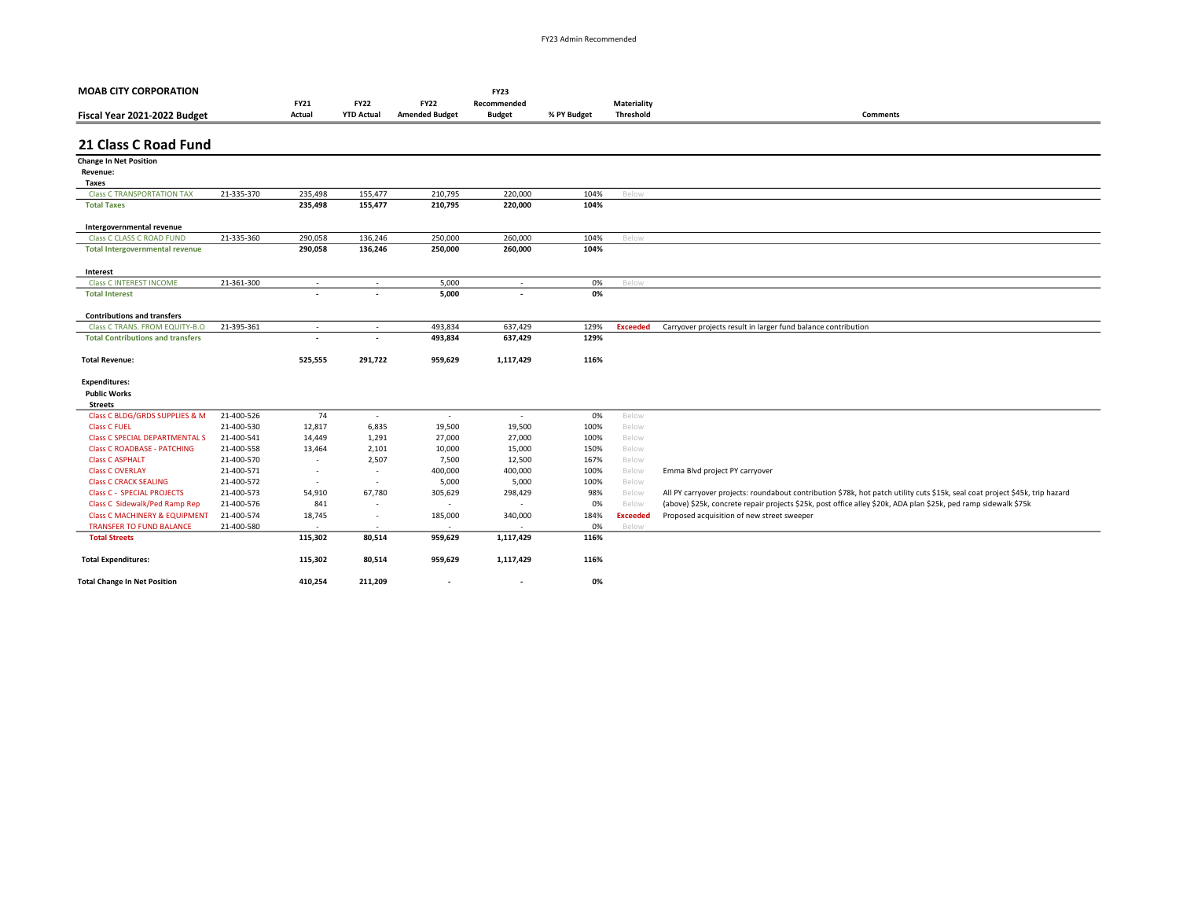**MOAB CITY CORPORATION**

**Fiscal Year 2021-2022 Budget**

## 21 Class C Road Fund

| | | FY21 Actual | FY22 YTD Actual | FY22 Amended Budget | FY23 Recommended Budget | % PY Budget | Materiality Threshold | Comments |
|---|---|---|---|---|---|---|---|---|
| **Change In Net Position** | | | | | | | | |
| **Revenue:** | | | | | | | | |
| **Taxes** | | | | | | | | |
| Class C TRANSPORTATION TAX | 21-335-370 | 235,498 | 155,477 | 210,795 | 220,000 | 104% | Below | |
| **Total Taxes** | | **235,498** | **155,477** | **210,795** | **220,000** | **104%** | | |
| **Intergovernmental revenue** | | | | | | | | |
| Class C CLASS C ROAD FUND | 21-335-360 | 290,058 | 136,246 | 250,000 | 260,000 | 104% | Below | |
| **Total Intergovernmental revenue** | | **290,058** | **136,246** | **250,000** | **260,000** | **104%** | | |
| **Interest** | | | | | | | | |
| Class C INTEREST INCOME | 21-361-300 | - | - | 5,000 | - | 0% | Below | |
| **Total Interest** | | **-** | **-** | **5,000** | **-** | **0%** | | |
| **Contributions and transfers** | | | | | | | | |
| Class C TRANS. FROM EQUITY-B.O | 21-395-361 | - | - | 493,834 | 637,429 | 129% | **Exceeded** | Carryover projects result in larger fund balance contribution |
| **Total Contributions and transfers** | | **-** | **-** | **493,834** | **637,429** | **129%** | | |
| **Total Revenue:** | | **525,555** | **291,722** | **959,629** | **1,117,429** | **116%** | | |
| **Expenditures:** | | | | | | | | |
| **Public Works** | | | | | | | | |
| **Streets** | | | | | | | | |
| Class C BLDG/GRDS SUPPLIES & M | 21-400-526 | 74 | - | - | - | 0% | Below | |
| Class C FUEL | 21-400-530 | 12,817 | 6,835 | 19,500 | 19,500 | 100% | Below | |
| Class C SPECIAL DEPARTMENTAL S | 21-400-541 | 14,449 | 1,291 | 27,000 | 27,000 | 100% | Below | |
| Class C ROADBASE - PATCHING | 21-400-558 | 13,464 | 2,101 | 10,000 | 15,000 | 150% | Below | |
| Class C ASPHALT | 21-400-570 | - | 2,507 | 7,500 | 12,500 | 167% | Below | |
| Class C OVERLAY | 21-400-571 | - | - | 400,000 | 400,000 | 100% | Below | Emma Blvd project PY carryover |
| Class C CRACK SEALING | 21-400-572 | - | - | 5,000 | 5,000 | 100% | Below | |
| Class C - SPECIAL PROJECTS | 21-400-573 | 54,910 | 67,780 | 305,629 | 298,429 | 98% | Below | All PY carryover projects: roundabout contribution $78k, hot patch utility cuts $15k, seal coat project $45k, trip hazard (above) $25k, concrete repair projects $25k, post office alley $20k, ADA plan $25k, ped ramp sidewalk $75k |
| Class C Sidewalk/Ped Ramp Rep | 21-400-576 | 841 | - | - | - | 0% | Below | |
| Class C MACHINERY & EQUIPMENT | 21-400-574 | 18,745 | - | 185,000 | 340,000 | 184% | **Exceeded** | Proposed acquisition of new street sweeper |
| TRANSFER TO FUND BALANCE | 21-400-580 | - | - | - | - | 0% | Below | |
| **Total Streets** | | **115,302** | **80,514** | **959,629** | **1,117,429** | **116%** | | |
| **Total Expenditures:** | | **115,302** | **80,514** | **959,629** | **1,117,429** | **116%** | | |
| **Total Change In Net Position** | | **410,254** | **211,209** | **-** | **-** | **0%** | | |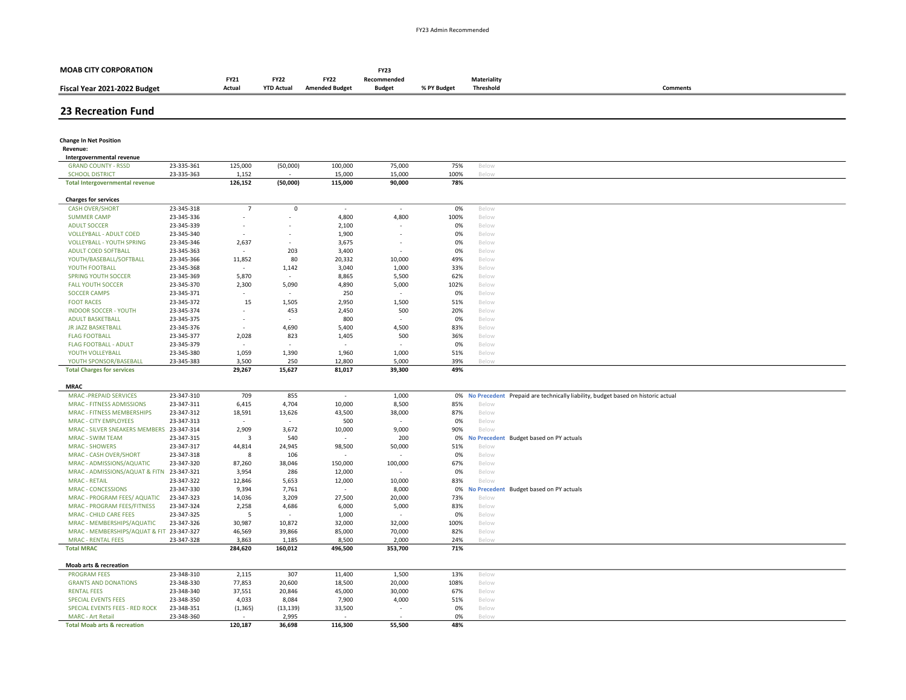**MOAB CITY CORPORATION**

**Fiscal Year 2021-2022 Budget**

## 23 Recreation Fund

| | | FY21 Actual | FY22 YTD Actual | FY22 Amended Budget | FY23 Recommended Budget | % PY Budget | Materiality Threshold | Comments |
|---|---|---|---|---|---|---|---|---|
| **Change In Net Position** | | | | | | | | |
| **Revenue:** | | | | | | | | |
| **Intergovernmental revenue** | | | | | | | | |
| GRAND COUNTY - RSSD | 23-335-361 | 125,000 | (50,000) | 100,000 | 75,000 | 75% | Below | |
| SCHOOL DISTRICT | 23-335-363 | 1,152 | - | 15,000 | 15,000 | 100% | Below | |
| **Total Intergovernmental revenue** | | **126,152** | **(50,000)** | **115,000** | **90,000** | **78%** | | |
| **Charges for services** | | | | | | | | |
| CASH OVER/SHORT | 23-345-318 | 7 | 0 | - | - | 0% | Below | |
| SUMMER CAMP | 23-345-336 | - | - | 4,800 | 4,800 | 100% | Below | |
| ADULT SOCCER | 23-345-339 | - | - | 2,100 | - | 0% | Below | |
| VOLLEYBALL - ADULT COED | 23-345-340 | - | - | 1,900 | - | 0% | Below | |
| VOLLEYBALL - YOUTH SPRING | 23-345-346 | 2,637 | - | 3,675 | - | 0% | Below | |
| ADULT COED SOFTBALL | 23-345-363 | - | 203 | 3,400 | - | 0% | Below | |
| YOUTH/BASEBALL/SOFTBALL | 23-345-366 | 11,852 | 80 | 20,332 | 10,000 | 49% | Below | |
| YOUTH FOOTBALL | 23-345-368 | - | 1,142 | 3,040 | 1,000 | 33% | Below | |
| SPRING YOUTH SOCCER | 23-345-369 | 5,870 | - | 8,865 | 5,500 | 62% | Below | |
| FALL YOUTH SOCCER | 23-345-370 | 2,300 | 5,090 | 4,890 | 5,000 | 102% | Below | |
| SOCCER CAMPS | 23-345-371 | - | - | 250 | - | 0% | Below | |
| FOOT RACES | 23-345-372 | 15 | 1,505 | 2,950 | 1,500 | 51% | Below | |
| INDOOR SOCCER - YOUTH | 23-345-374 | - | 453 | 2,450 | 500 | 20% | Below | |
| ADULT BASKETBALL | 23-345-375 | - | - | 800 | - | 0% | Below | |
| JR JAZZ BASKETBALL | 23-345-376 | - | 4,690 | 5,400 | 4,500 | 83% | Below | |
| FLAG FOOTBALL | 23-345-377 | 2,028 | 823 | 1,405 | 500 | 36% | Below | |
| FLAG FOOTBALL - ADULT | 23-345-379 | - | - | - | - | 0% | Below | |
| YOUTH VOLLEYBALL | 23-345-380 | 1,059 | 1,390 | 1,960 | 1,000 | 51% | Below | |
| YOUTH SPONSOR/BASEBALL | 23-345-383 | 3,500 | 250 | 12,800 | 5,000 | 39% | Below | |
| **Total Charges for services** | | **29,267** | **15,627** | **81,017** | **39,300** | **49%** | | |
| **MRAC** | | | | | | | | |
| MRAC -PREPAID SERVICES | 23-347-310 | 709 | 855 | - | 1,000 | 0% | **No Precedent** | Prepaid are technically liability, budget based on historic actual |
| MRAC - FITNESS ADMISSIONS | 23-347-311 | 6,415 | 4,704 | 10,000 | 8,500 | 85% | Below | |
| MRAC - FITNESS MEMBERSHIPS | 23-347-312 | 18,591 | 13,626 | 43,500 | 38,000 | 87% | Below | |
| MRAC - CITY EMPLOYEES | 23-347-313 | - | - | 500 | - | 0% | Below | |
| MRAC - SILVER SNEAKERS MEMBERS | 23-347-314 | 2,909 | 3,672 | 10,000 | 9,000 | 90% | Below | |
| MRAC - SWIM TEAM | 23-347-315 | 3 | 540 | - | 200 | 0% | **No Precedent** | Budget based on PY actuals |
| MRAC - SHOWERS | 23-347-317 | 44,814 | 24,945 | 98,500 | 50,000 | 51% | Below | |
| MRAC - CASH OVER/SHORT | 23-347-318 | 8 | 106 | - | - | 0% | Below | |
| MRAC - ADMISSIONS/AQUATIC | 23-347-320 | 87,260 | 38,046 | 150,000 | 100,000 | 67% | Below | |
| MRAC - ADMISSIONS/AQUAT & FITN | 23-347-321 | 3,954 | 286 | 12,000 | - | 0% | Below | |
| MRAC - RETAIL | 23-347-322 | 12,846 | 5,653 | 12,000 | 10,000 | 83% | Below | |
| MRAC - CONCESSIONS | 23-347-330 | 9,394 | 7,761 | - | 8,000 | 0% | **No Precedent** | Budget based on PY actuals |
| MRAC - PROGRAM FEES/ AQUATIC | 23-347-323 | 14,036 | 3,209 | 27,500 | 20,000 | 73% | Below | |
| MRAC - PROGRAM FEES/FITNESS | 23-347-324 | 2,258 | 4,686 | 6,000 | 5,000 | 83% | Below | |
| MRAC - CHILD CARE FEES | 23-347-325 | 5 | - | 1,000 | - | 0% | Below | |
| MRAC - MEMBERSHIPS/AQUATIC | 23-347-326 | 30,987 | 10,872 | 32,000 | 32,000 | 100% | Below | |
| MRAC - MEMBERSHIPS/AQUAT & FIT | 23-347-327 | 46,569 | 39,866 | 85,000 | 70,000 | 82% | Below | |
| MRAC - RENTAL FEES | 23-347-328 | 3,863 | 1,185 | 8,500 | 2,000 | 24% | Below | |
| **Total MRAC** | | **284,620** | **160,012** | **496,500** | **353,700** | **71%** | | |
| **Moab arts & recreation** | | | | | | | | |
| PROGRAM FEES | 23-348-310 | 2,115 | 307 | 11,400 | 1,500 | 13% | Below | |
| GRANTS AND DONATIONS | 23-348-330 | 77,853 | 20,600 | 18,500 | 20,000 | 108% | Below | |
| RENTAL FEES | 23-348-340 | 37,551 | 20,846 | 45,000 | 30,000 | 67% | Below | |
| SPECIAL EVENTS FEES | 23-348-350 | 4,033 | 8,084 | 7,900 | 4,000 | 51% | Below | |
| SPECIAL EVENTS FEES - RED ROCK | 23-348-351 | (1,365) | (13,139) | 33,500 | - | 0% | Below | |
| MARC - Art Retail | 23-348-360 | - | 2,995 | - | - | 0% | Below | |
| **Total Moab arts & recreation** | | **120,187** | **36,698** | **116,300** | **55,500** | **48%** | | |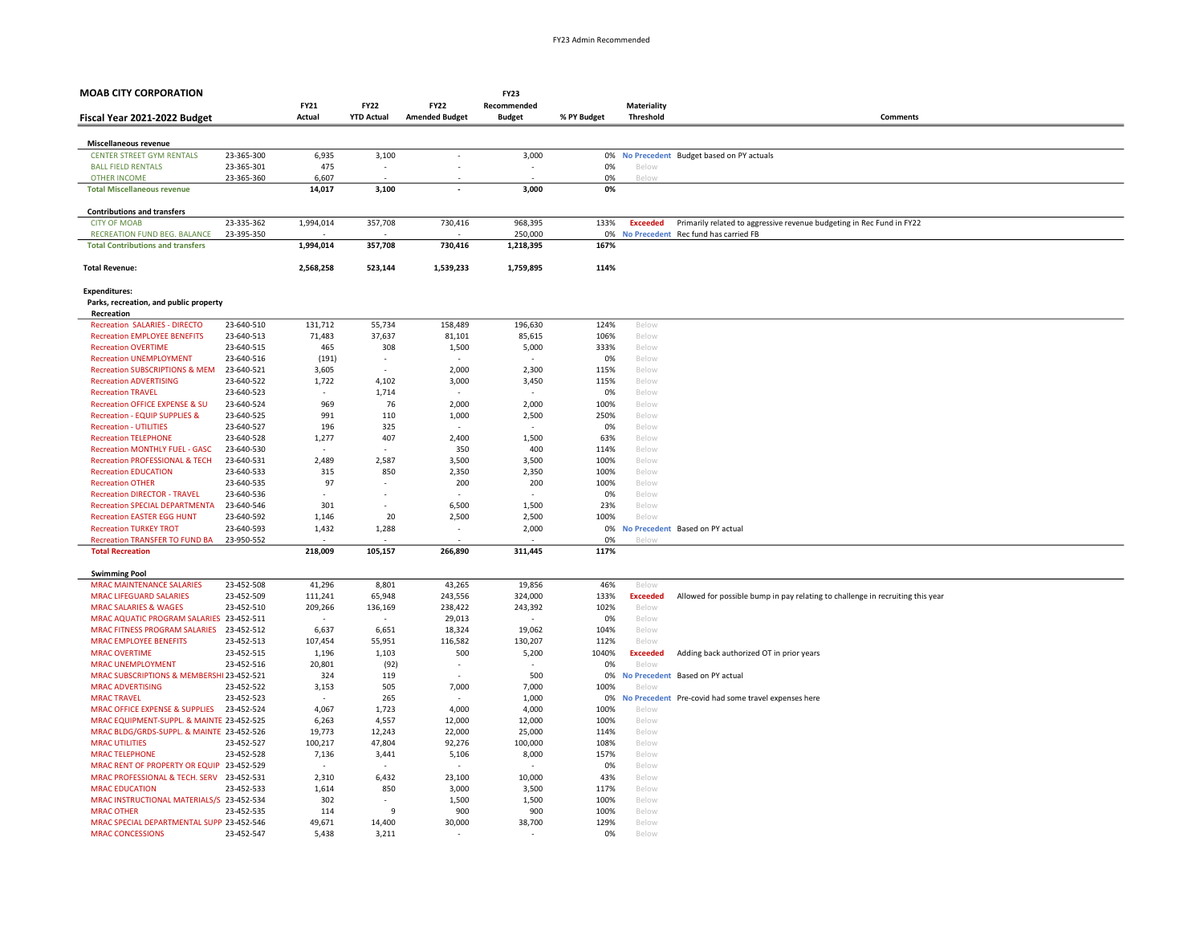**MOAB CITY CORPORATION**

**Fiscal Year 2021-2022 Budget**

| | | FY21 Actual | FY22 YTD Actual | FY22 Amended Budget | FY23 Recommended Budget | % PY Budget | Materiality Threshold | Comments |
|---|---|---|---|---|---|---|---|---|
| **Miscellaneous revenue** | | | | | | | | |
| CENTER STREET GYM RENTALS | 23-365-300 | 6,935 | 3,100 | - | 3,000 | 0% | No Precedent | Budget based on PY actuals |
| BALL FIELD RENTALS | 23-365-301 | 475 | - | - | - | 0% | Below | |
| OTHER INCOME | 23-365-360 | 6,607 | - | - | - | 0% | Below | |
| **Total Miscellaneous revenue** | | **14,017** | **3,100** | **-** | **3,000** | **0%** | | |
| **Contributions and transfers** | | | | | | | | |
| CITY OF MOAB | 23-335-362 | 1,994,014 | 357,708 | 730,416 | 968,395 | 133% | Exceeded | Primarily related to aggressive revenue budgeting in Rec Fund in FY22 |
| RECREATION FUND BEG. BALANCE | 23-395-350 | - | - | - | 250,000 | 0% | No Precedent | Rec fund has carried FB |
| **Total Contributions and transfers** | | **1,994,014** | **357,708** | **730,416** | **1,218,395** | **167%** | | |
| **Total Revenue:** | | **2,568,258** | **523,144** | **1,539,233** | **1,759,895** | **114%** | | |
| **Expenditures:** | | | | | | | | |
| **Parks, recreation, and public property** | | | | | | | | |
| **Recreation** | | | | | | | | |
| Recreation SALARIES - DIRECTO | 23-640-510 | 131,712 | 55,734 | 158,489 | 196,630 | 124% | Below | |
| Recreation EMPLOYEE BENEFITS | 23-640-513 | 71,483 | 37,637 | 81,101 | 85,615 | 106% | Below | |
| Recreation OVERTIME | 23-640-515 | 465 | 308 | 1,500 | 5,000 | 333% | Below | |
| Recreation UNEMPLOYMENT | 23-640-516 | (191) | - | - | - | 0% | Below | |
| Recreation SUBSCRIPTIONS & MEM | 23-640-521 | 3,605 | - | 2,000 | 2,300 | 115% | Below | |
| Recreation ADVERTISING | 23-640-522 | 1,722 | 4,102 | 3,000 | 3,450 | 115% | Below | |
| Recreation TRAVEL | 23-640-523 | - | 1,714 | - | - | 0% | Below | |
| Recreation OFFICE EXPENSE & SU | 23-640-524 | 969 | 76 | 2,000 | 2,000 | 100% | Below | |
| Recreation - EQUIP SUPPLIES & | 23-640-525 | 991 | 110 | 1,000 | 2,500 | 250% | Below | |
| Recreation - UTILITIES | 23-640-527 | 196 | 325 | - | - | 0% | Below | |
| Recreation TELEPHONE | 23-640-528 | 1,277 | 407 | 2,400 | 1,500 | 63% | Below | |
| Recreation MONTHLY FUEL - GASC | 23-640-530 | - | - | 350 | 400 | 114% | Below | |
| Recreation PROFESSIONAL & TECH | 23-640-531 | 2,489 | 2,587 | 3,500 | 3,500 | 100% | Below | |
| Recreation EDUCATION | 23-640-533 | 315 | 850 | 2,350 | 2,350 | 100% | Below | |
| Recreation OTHER | 23-640-535 | 97 | - | 200 | 200 | 100% | Below | |
| Recreation DIRECTOR - TRAVEL | 23-640-536 | - | - | - | - | 0% | Below | |
| Recreation SPECIAL DEPARTMENTA | 23-640-546 | 301 | - | 6,500 | 1,500 | 23% | Below | |
| Recreation EASTER EGG HUNT | 23-640-592 | 1,146 | 20 | 2,500 | 2,500 | 100% | Below | |
| Recreation TURKEY TROT | 23-640-593 | 1,432 | 1,288 | - | 2,000 | 0% | No Precedent | Based on PY actual |
| Recreation TRANSFER TO FUND BA | 23-950-552 | - | - | - | - | 0% | Below | |
| **Total Recreation** | | **218,009** | **105,157** | **266,890** | **311,445** | **117%** | | |
| **Swimming Pool** | | | | | | | | |
| MRAC MAINTENANCE SALARIES | 23-452-508 | 41,296 | 8,801 | 43,265 | 19,856 | 46% | Below | |
| MRAC LIFEGUARD SALARIES | 23-452-509 | 111,241 | 65,948 | 243,556 | 324,000 | 133% | Exceeded | Allowed for possible bump in pay relating to challenge in recruiting this year |
| MRAC SALARIES & WAGES | 23-452-510 | 209,266 | 136,169 | 238,422 | 243,392 | 102% | Below | |
| MRAC AQUATIC PROGRAM SALARIES | 23-452-511 | - | - | 29,013 | - | 0% | Below | |
| MRAC FITNESS PROGRAM SALARIES | 23-452-512 | 6,637 | 6,651 | 18,324 | 19,062 | 104% | Below | |
| MRAC EMPLOYEE BENEFITS | 23-452-513 | 107,454 | 55,951 | 116,582 | 130,207 | 112% | Below | |
| MRAC OVERTIME | 23-452-515 | 1,196 | 1,103 | 500 | 5,200 | 1040% | Exceeded | Adding back authorized OT in prior years |
| MRAC UNEMPLOYMENT | 23-452-516 | 20,801 | (92) | - | - | 0% | Below | |
| MRAC SUBSCRIPTIONS & MEMBERSHI | 23-452-521 | 324 | 119 | - | 500 | 0% | No Precedent | Based on PY actual |
| MRAC ADVERTISING | 23-452-522 | 3,153 | 505 | 7,000 | 7,000 | 100% | Below | |
| MRAC TRAVEL | 23-452-523 | - | 265 | - | 1,000 | 0% | No Precedent | Pre-covid had some travel expenses here |
| MRAC OFFICE EXPENSE & SUPPLIES | 23-452-524 | 4,067 | 1,723 | 4,000 | 4,000 | 100% | Below | |
| MRAC EQUIPMENT-SUPPL. & MAINTE | 23-452-525 | 6,263 | 4,557 | 12,000 | 12,000 | 100% | Below | |
| MRAC BLDG/GRDS-SUPPL. & MAINTE | 23-452-526 | 19,773 | 12,243 | 22,000 | 25,000 | 114% | Below | |
| MRAC UTILITIES | 23-452-527 | 100,217 | 47,804 | 92,276 | 100,000 | 108% | Below | |
| MRAC TELEPHONE | 23-452-528 | 7,136 | 3,441 | 5,106 | 8,000 | 157% | Below | |
| MRAC RENT OF PROPERTY OR EQUIP | 23-452-529 | - | - | - | - | 0% | Below | |
| MRAC PROFESSIONAL & TECH. SERV | 23-452-531 | 2,310 | 6,432 | 23,100 | 10,000 | 43% | Below | |
| MRAC EDUCATION | 23-452-533 | 1,614 | 850 | 3,000 | 3,500 | 117% | Below | |
| MRAC INSTRUCTIONAL MATERIALS/S | 23-452-534 | 302 | - | 1,500 | 1,500 | 100% | Below | |
| MRAC OTHER | 23-452-535 | 114 | 9 | 900 | 900 | 100% | Below | |
| MRAC SPECIAL DEPARTMENTAL SUPP | 23-452-546 | 49,671 | 14,400 | 30,000 | 38,700 | 129% | Below | |
| MRAC CONCESSIONS | 23-452-547 | 5,438 | 3,211 | - | - | 0% | Below | |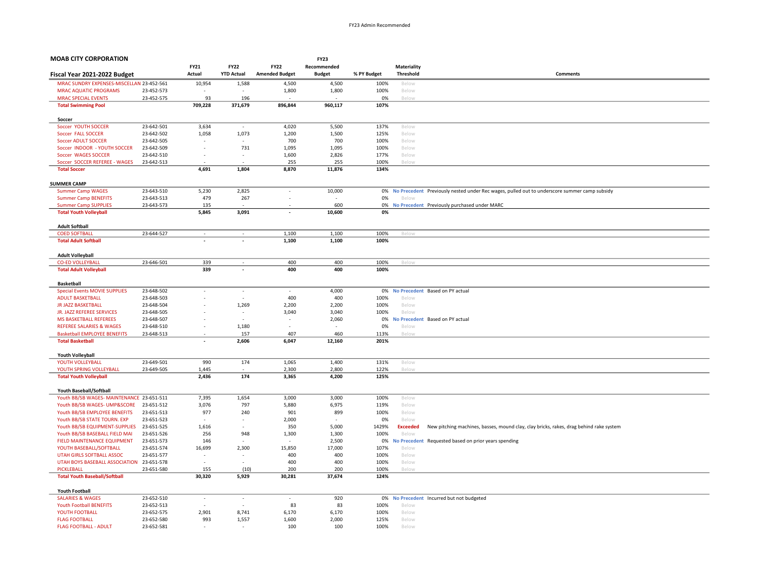**MOAB CITY CORPORATION**

**Fiscal Year 2021-2022 Budget**

| Fiscal Year 2021-2022 Budget | | FY21 Actual | FY22 YTD Actual | FY22 Amended Budget | FY23 Recommended Budget | % PY Budget | Materiality Threshold | Comments |
|---|---|---|---|---|---|---|---|---|
| MRAC SUNDRY EXPENSES-MISCELLAN | 23-452-561 | 10,954 | 1,588 | 4,500 | 4,500 | 100% | Below | |
| MRAC AQUATIC PROGRAMS | 23-452-573 | - | - | 1,800 | 1,800 | 100% | Below | |
| MRAC SPECIAL EVENTS | 23-452-575 | 93 | 196 | - | - | 0% | Below | |
| **Total Swimming Pool** | | **709,228** | **371,679** | **896,844** | **960,117** | **107%** | | |
| **Soccer** | | | | | | | | |
| Soccer YOUTH SOCCER | 23-642-501 | 3,634 | - | 4,020 | 5,500 | 137% | Below | |
| Soccer FALL SOCCER | 23-642-502 | 1,058 | 1,073 | 1,200 | 1,500 | 125% | Below | |
| Soccer ADULT SOCCER | 23-642-505 | - | - | 700 | 700 | 100% | Below | |
| Soccer INDOOR - YOUTH SOCCER | 23-642-509 | - | 731 | 1,095 | 1,095 | 100% | Below | |
| Soccer WAGES SOCCER | 23-642-510 | - | - | 1,600 | 2,826 | 177% | Below | |
| Soccer SOCCER REFEREE - WAGES | 23-642-513 | - | - | 255 | 255 | 100% | Below | |
| **Total Soccer** | | **4,691** | **1,804** | **8,870** | **11,876** | **134%** | | |
| **SUMMER CAMP** | | | | | | | | |
| Summer Camp WAGES | 23-643-510 | 5,230 | 2,825 | - | 10,000 | 0% | No Precedent | Previously nested under Rec wages, pulled out to underscore summer camp subsidy |
| Summer Camp BENEFITS | 23-643-513 | 479 | 267 | - | - | 0% | Below | |
| Summer Camp SUPPLIES | 23-643-573 | 135 | - | - | 600 | 0% | No Precedent | Previously purchased under MARC |
| **Total Youth Volleyball** | | **5,845** | **3,091** | **-** | **10,600** | **0%** | | |
| **Adult Softball** | | | | | | | | |
| COED SOFTBALL | 23-644-527 | - | - | 1,100 | 1,100 | 100% | Below | |
| **Total Adult Softball** | | **-** | **-** | **1,100** | **1,100** | **100%** | | |
| **Adult Volleyball** | | | | | | | | |
| CO-ED VOLLEYBALL | 23-646-501 | 339 | - | 400 | 400 | 100% | Below | |
| **Total Adult Volleyball** | | **339** | **-** | **400** | **400** | **100%** | | |
| **Basketball** | | | | | | | | |
| Special Events MOVIE SUPPLIES | 23-648-502 | - | - | - | 4,000 | 0% | No Precedent | Based on PY actual |
| ADULT BASKETBALL | 23-648-503 | - | - | 400 | 400 | 100% | Below | |
| JR JAZZ BASKETBALL | 23-648-504 | - | 1,269 | 2,200 | 2,200 | 100% | Below | |
| JR. JAZZ REFEREE SERVICES | 23-648-505 | - | - | 3,040 | 3,040 | 100% | Below | |
| MS BASKETBALL REFEREES | 23-648-507 | - | - | - | 2,060 | 0% | No Precedent | Based on PY actual |
| REFEREE SALARIES & WAGES | 23-648-510 | - | 1,180 | - | - | 0% | Below | |
| Basketball EMPLOYEE BENEFITS | 23-648-513 | - | 157 | 407 | 460 | 113% | Below | |
| **Total Basketball** | | **-** | **2,606** | **6,047** | **12,160** | **201%** | | |
| **Youth Volleyball** | | | | | | | | |
| YOUTH VOLLEYBALL | 23-649-501 | 990 | 174 | 1,065 | 1,400 | 131% | Below | |
| YOUTH SPRING VOLLEYBALL | 23-649-505 | 1,445 | - | 2,300 | 2,800 | 122% | Below | |
| **Total Youth Volleyball** | | **2,436** | **174** | **3,365** | **4,200** | **125%** | | |
| **Youth Baseball/Softball** | | | | | | | | |
| Youth BB/SB WAGES- MAINTENANCE | 23-651-511 | 7,395 | 1,654 | 3,000 | 3,000 | 100% | Below | |
| Youth BB/SB WAGES- UMP&SCORE | 23-651-512 | 3,076 | 797 | 5,880 | 6,975 | 119% | Below | |
| Youth BB/SB EMPLOYEE BENEFITS | 23-651-513 | 977 | 240 | 901 | 899 | 100% | Below | |
| Youth BB/SB STATE TOURN. EXP | 23-651-523 | - | - | 2,000 | - | 0% | Below | |
| Youth BB/SB EQUIPMENT-SUPPLIES | 23-651-525 | 1,616 | - | 350 | 5,000 | 1429% | Exceeded | New pitching machines, basses, mound clay, clay bricks, rakes, drag behind rake system |
| Youth BB/SB BASEBALL FIELD MAI | 23-651-526 | 256 | 948 | 1,300 | 1,300 | 100% | Below | |
| FIELD MAINTENANCE EQUIPMENT | 23-651-573 | 146 | - | - | 2,500 | 0% | No Precedent | Requested based on prior years spending |
| YOUTH BASEBALL/SOFTBALL | 23-651-574 | 16,699 | 2,300 | 15,850 | 17,000 | 107% | Below | |
| UTAH GIRLS SOFTBALL ASSOC | 23-651-577 | - | - | 400 | 400 | 100% | Below | |
| UTAH BOYS BASEBALL ASSOCIATION | 23-651-578 | - | - | 400 | 400 | 100% | Below | |
| PICKLEBALL | 23-651-580 | 155 | (10) | 200 | 200 | 100% | Below | |
| **Total Youth Baseball/Softball** | | **30,320** | **5,929** | **30,281** | **37,674** | **124%** | | |
| **Youth Football** | | | | | | | | |
| SALARIES & WAGES | 23-652-510 | - | - | - | 920 | 0% | No Precedent | Incurred but not budgeted |
| Youth Football BENEFITS | 23-652-513 | - | - | 83 | 83 | 100% | Below | |
| YOUTH FOOTBALL | 23-652-575 | 2,901 | 8,741 | 6,170 | 6,170 | 100% | Below | |
| FLAG FOOTBALL | 23-652-580 | 993 | 1,557 | 1,600 | 2,000 | 125% | Below | |
| FLAG FOOTBALL - ADULT | 23-652-581 | - | - | 100 | 100 | 100% | Below | |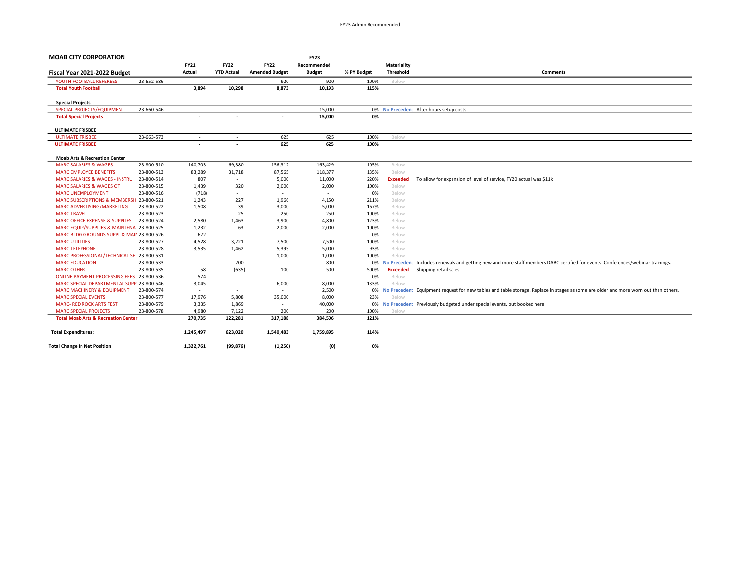**MOAB CITY CORPORATION**

**Fiscal Year 2021-2022 Budget**

| | | FY21 Actual | FY22 YTD Actual | FY22 Amended Budget | FY23 Recommended Budget | % PY Budget | Materiality Threshold | Comments |
|---|---|---|---|---|---|---|---|---|
| YOUTH FOOTBALL REFEREES | 23-652-586 | - | - | 920 | 920 | 100% | Below | |
| **Total Youth Football** | | **3,894** | **10,298** | **8,873** | **10,193** | **115%** | | |
| | | | | | | | | |
| **Special Projects** | | | | | | | | |
| SPECIAL PROJECTS/EQUIPMENT | 23-660-546 | - | - | - | 15,000 | 0% | No Precedent | After hours setup costs |
| **Total Special Projects** | | **-** | **-** | **-** | **15,000** | **0%** | | |
| | | | | | | | | |
| **ULTIMATE FRISBEE** | | | | | | | | |
| ULTIMATE FRISBEE | 23-663-573 | - | - | 625 | 625 | 100% | Below | |
| **ULTIMATE FRISBEE** | | **-** | **-** | **625** | **625** | **100%** | | |
| | | | | | | | | |
| **Moab Arts & Recreation Center** | | | | | | | | |
| MARC SALARIES & WAGES | 23-800-510 | 140,703 | 69,380 | 156,312 | 163,429 | 105% | Below | |
| MARC EMPLOYEE BENEFITS | 23-800-513 | 83,289 | 31,718 | 87,565 | 118,377 | 135% | Below | |
| MARC SALARIES & WAGES - INSTRU | 23-800-514 | 807 | - | 5,000 | 11,000 | 220% | **Exceeded** | To allow for expansion of level of service, FY20 actual was $11k |
| MARC SALARIES & WAGES OT | 23-800-515 | 1,439 | 320 | 2,000 | 2,000 | 100% | Below | |
| MARC UNEMPLOYMENT | 23-800-516 | (718) | - | - | - | 0% | Below | |
| MARC SUBSCRIPTIONS & MEMBERSHI | 23-800-521 | 1,243 | 227 | 1,966 | 4,150 | 211% | Below | |
| MARC ADVERTISING/MARKETING | 23-800-522 | 1,508 | 39 | 3,000 | 5,000 | 167% | Below | |
| MARC TRAVEL | 23-800-523 | - | 25 | 250 | 250 | 100% | Below | |
| MARC OFFICE EXPENSE & SUPPLIES | 23-800-524 | 2,580 | 1,463 | 3,900 | 4,800 | 123% | Below | |
| MARC EQUIP/SUPPLIES & MAINTENA | 23-800-525 | 1,232 | 63 | 2,000 | 2,000 | 100% | Below | |
| MARC BLDG GROUNDS SUPPL & MAIN | 23-800-526 | 622 | - | - | - | 0% | Below | |
| MARC UTILITIES | 23-800-527 | 4,528 | 3,221 | 7,500 | 7,500 | 100% | Below | |
| MARC TELEPHONE | 23-800-528 | 3,535 | 1,462 | 5,395 | 5,000 | 93% | Below | |
| MARC PROFESSIONAL/TECHNICAL SE | 23-800-531 | - | - | 1,000 | 1,000 | 100% | Below | |
| MARC EDUCATION | 23-800-533 | - | 200 | - | 800 | 0% | No Precedent | Includes renewals and getting new and more staff members DABC certified for events. Conferences/webinar trainings. |
| MARC OTHER | 23-800-535 | 58 | (635) | 100 | 500 | 500% | **Exceeded** | Shipping retail sales |
| ONLINE PAYMENT PROCESSING FEES | 23-800-536 | 574 | - | - | - | 0% | Below | |
| MARC SPECIAL DEPARTMENTAL SUPP | 23-800-546 | 3,045 | - | 6,000 | 8,000 | 133% | Below | |
| MARC MACHINERY & EQUIPMENT | 23-800-574 | - | - | - | 2,500 | 0% | No Precedent | Equipment request for new tables and table storage. Replace in stages as some are older and more worn out than others. |
| MARC SPECIAL EVENTS | 23-800-577 | 17,976 | 5,808 | 35,000 | 8,000 | 23% | Below | |
| MARC- RED ROCK ARTS FEST | 23-800-579 | 3,335 | 1,869 | - | 40,000 | 0% | No Precedent | Previously budgeted under special events, but booked here |
| MARC SPECIAL PROJECTS | 23-800-578 | 4,980 | 7,122 | 200 | 200 | 100% | Below | |
| **Total Moab Arts & Recreation Center** | | **270,735** | **122,281** | **317,188** | **384,506** | **121%** | | |
| | | | | | | | | |
| **Total Expenditures:** | | **1,245,497** | **623,020** | **1,540,483** | **1,759,895** | **114%** | | |
| | | | | | | | | |
| **Total Change In Net Position** | | **1,322,761** | **(99,876)** | **(1,250)** | **(0)** | **0%** | | |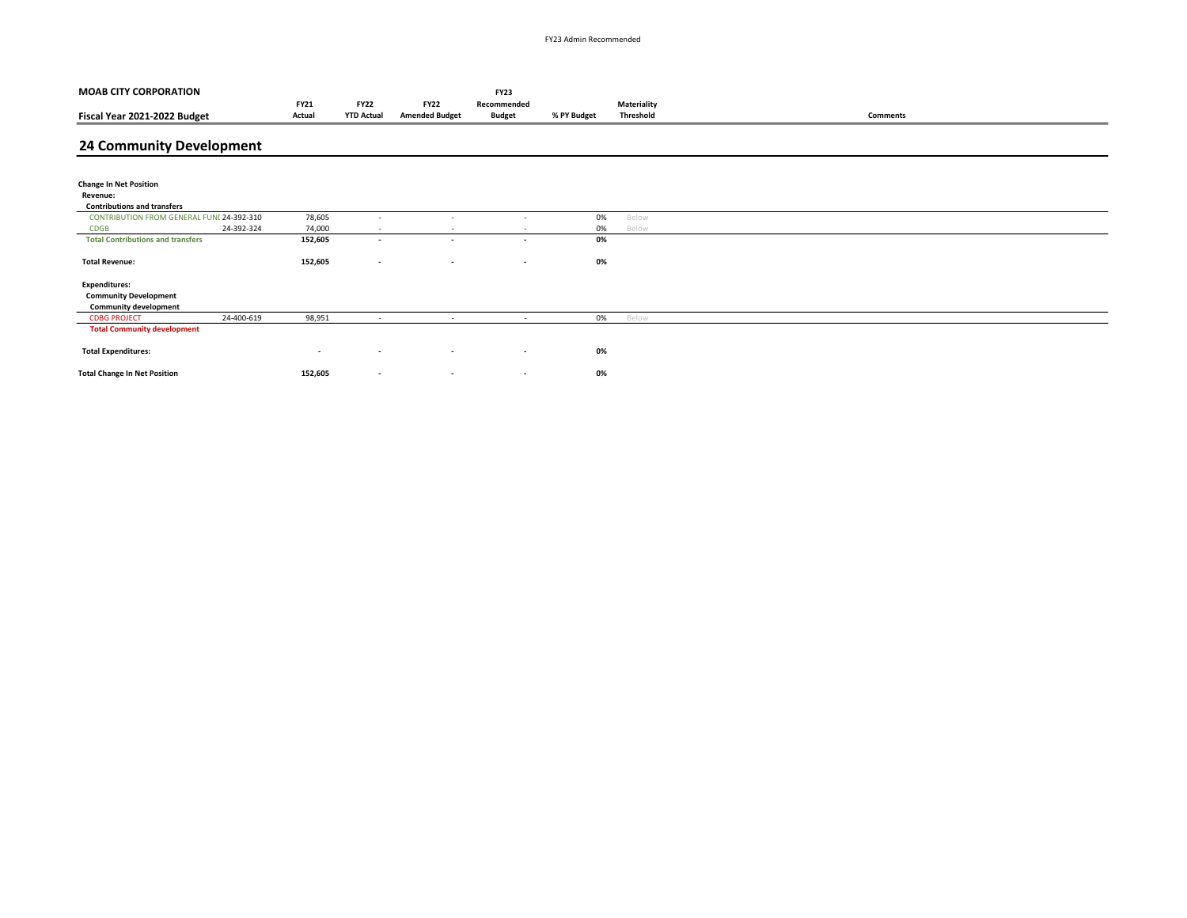**MOAB CITY CORPORATION**

**Fiscal Year 2021-2022 Budget**

## 24 Community Development

| | | FY21 Actual | FY22 YTD Actual | FY22 Amended Budget | FY23 Recommended Budget | % PY Budget | Materiality Threshold | Comments |
|---|---|---|---|---|---|---|---|---|
| **Change In Net Position** | | | | | | | | |
| **Revenue:** | | | | | | | | |
| **Contributions and transfers** | | | | | | | | |
| CONTRIBUTION FROM GENERAL FUNI | 24-392-310 | 78,605 | - | - | - | 0% | Below | |
| CDGB | 24-392-324 | 74,000 | - | - | - | 0% | Below | |
| **Total Contributions and transfers** | | **152,605** | **-** | **-** | **-** | **0%** | | |
| **Total Revenue:** | | **152,605** | **-** | **-** | **-** | **0%** | | |
| **Expenditures:** | | | | | | | | |
| **Community Development** | | | | | | | | |
| **Community development** | | | | | | | | |
| CDBG PROJECT | 24-400-619 | 98,951 | - | - | - | 0% | Below | |
| **Total Community development** | | | | | | | | |
| **Total Expenditures:** | | **-** | **-** | **-** | **-** | **0%** | | |
| **Total Change In Net Position** | | **152,605** | **-** | **-** | **-** | **0%** | | |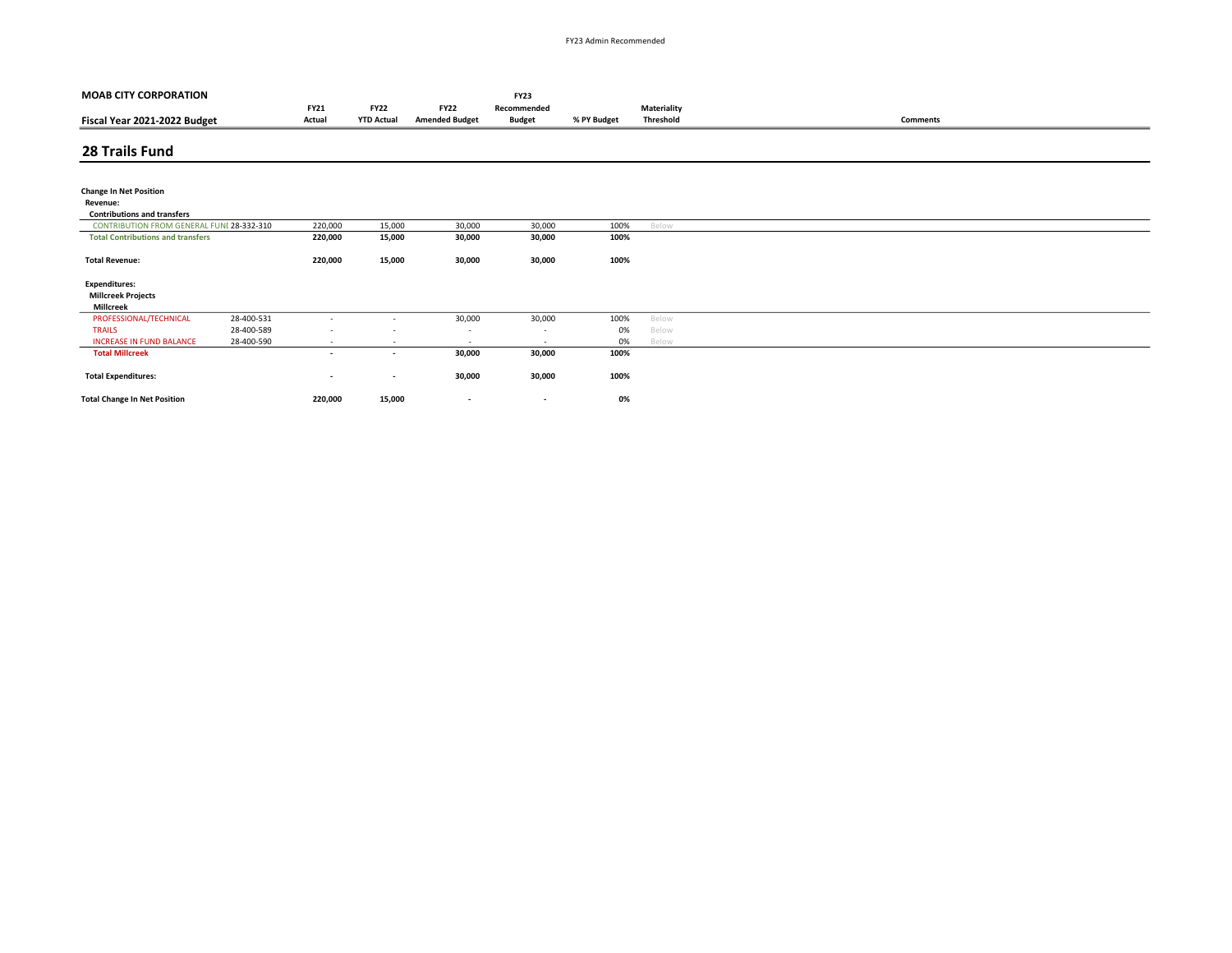**MOAB CITY CORPORATION**

**Fiscal Year 2021-2022 Budget**

## 28 Trails Fund

| | | FY21 Actual | FY22 YTD Actual | FY22 Amended Budget | FY23 Recommended Budget | % PY Budget | Materiality Threshold | Comments |
|---|---|---|---|---|---|---|---|---|
| **Change In Net Position** | | | | | | | | |
| **Revenue:** | | | | | | | | |
| **Contributions and transfers** | | | | | | | | |
| CONTRIBUTION FROM GENERAL FUNI | 28-332-310 | 220,000 | 15,000 | 30,000 | 30,000 | 100% | Below | |
| **Total Contributions and transfers** | | **220,000** | **15,000** | **30,000** | **30,000** | **100%** | | |
| **Total Revenue:** | | **220,000** | **15,000** | **30,000** | **30,000** | **100%** | | |
| **Expenditures:** | | | | | | | | |
| **Millcreek Projects** | | | | | | | | |
| **Millcreek** | | | | | | | | |
| PROFESSIONAL/TECHNICAL | 28-400-531 | - | - | 30,000 | 30,000 | 100% | Below | |
| TRAILS | 28-400-589 | - | - | - | - | 0% | Below | |
| INCREASE IN FUND BALANCE | 28-400-590 | - | - | - | - | 0% | Below | |
| **Total Millcreek** | | **-** | **-** | **30,000** | **30,000** | **100%** | | |
| **Total Expenditures:** | | **-** | **-** | **30,000** | **30,000** | **100%** | | |
| **Total Change In Net Position** | | **220,000** | **15,000** | **-** | **-** | **0%** | | |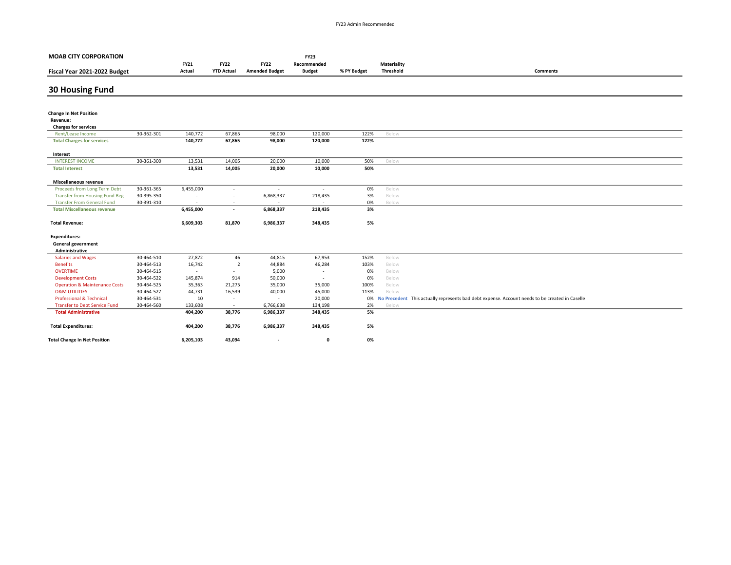FY23 Admin Recommended

| MOAB CITY CORPORATION<br>Fiscal Year 2021-2022 Budget | | FY21 Actual | FY22 YTD Actual | FY22 Amended Budget | FY23 Recommended Budget | % PY Budget | Materiality Threshold | Comments |
|---|---|---|---|---|---|---|---|---|

## 30 Housing Fund

| | | FY21 Actual | FY22 YTD Actual | FY22 Amended Budget | FY23 Recommended Budget | % PY Budget | Materiality Threshold | Comments |
|---|---|---|---|---|---|---|---|---|
| **Change In Net Position** | | | | | | | | |
| **Revenue:** | | | | | | | | |
| **Charges for services** | | | | | | | | |
| Rent/Lease Income | 30-362-301 | 140,772 | 67,865 | 98,000 | 120,000 | 122% | Below | |
| **Total Charges for services** | | **140,772** | **67,865** | **98,000** | **120,000** | **122%** | | |
| **Interest** | | | | | | | | |
| INTEREST INCOME | 30-361-300 | 13,531 | 14,005 | 20,000 | 10,000 | 50% | Below | |
| **Total Interest** | | **13,531** | **14,005** | **20,000** | **10,000** | **50%** | | |
| **Miscellaneous revenue** | | | | | | | | |
| Proceeds from Long Term Debt | 30-361-365 | 6,455,000 | - | - | - | 0% | Below | |
| Transfer from Housing Fund Beg | 30-395-350 | - | - | 6,868,337 | 218,435 | 3% | Below | |
| Transfer From General Fund | 30-391-310 | - | - | - | - | 0% | Below | |
| **Total Miscellaneous revenue** | | **6,455,000** | **-** | **6,868,337** | **218,435** | **3%** | | |
| **Total Revenue:** | | **6,609,303** | **81,870** | **6,986,337** | **348,435** | **5%** | | |
| **Expenditures:** | | | | | | | | |
| **General government** | | | | | | | | |
| **Administrative** | | | | | | | | |
| Salaries and Wages | 30-464-510 | 27,872 | 46 | 44,815 | 67,953 | 152% | Below | |
| Benefits | 30-464-513 | 16,742 | 2 | 44,884 | 46,284 | 103% | Below | |
| OVERTIME | 30-464-515 | - | - | 5,000 | - | 0% | Below | |
| Development Costs | 30-464-522 | 145,874 | 914 | 50,000 | - | 0% | Below | |
| Operation & Maintenance Costs | 30-464-525 | 35,363 | 21,275 | 35,000 | 35,000 | 100% | Below | |
| O&M UTILITIES | 30-464-527 | 44,731 | 16,539 | 40,000 | 45,000 | 113% | Below | |
| Professional & Technical | 30-464-531 | 10 | - | - | 20,000 | 0% | **No Precedent** | This actually represents bad debt expense. Account needs to be created in Caselle |
| Transfer to Debt Service Fund | 30-464-560 | 133,608 | - | 6,766,638 | 134,198 | 2% | Below | |
| **Total Administrative** | | **404,200** | **38,776** | **6,986,337** | **348,435** | **5%** | | |
| **Total Expenditures:** | | **404,200** | **38,776** | **6,986,337** | **348,435** | **5%** | | |
| **Total Change In Net Position** | | **6,205,103** | **43,094** | **-** | **0** | **0%** | | |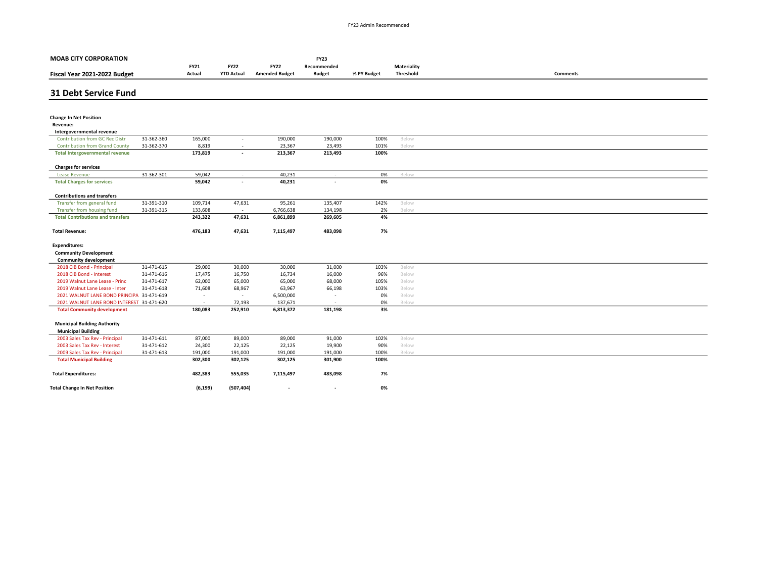FY23 Admin Recommended

**MOAB CITY CORPORATION**

**Fiscal Year 2021-2022 Budget**

## 31 Debt Service Fund

| | | FY21 Actual | FY22 YTD Actual | FY22 Amended Budget | FY23 Recommended Budget | % PY Budget | Materiality Threshold | Comments |
|---|---|---|---|---|---|---|---|---|
| **Change In Net Position** | | | | | | | | |
| **Revenue:** | | | | | | | | |
| **Intergovernmental revenue** | | | | | | | | |
| Contribution from GC Rec Distr | 31-362-360 | 165,000 | - | 190,000 | 190,000 | 100% | Below | |
| Contribution from Grand County | 31-362-370 | 8,819 | - | 23,367 | 23,493 | 101% | Below | |
| **Total Intergovernmental revenue** | | **173,819** | **-** | **213,367** | **213,493** | **100%** | | |
| **Charges for services** | | | | | | | | |
| Lease Revenue | 31-362-301 | 59,042 | - | 40,231 | - | 0% | Below | |
| **Total Charges for services** | | **59,042** | **-** | **40,231** | **-** | **0%** | | |
| **Contributions and transfers** | | | | | | | | |
| Transfer from general fund | 31-391-310 | 109,714 | 47,631 | 95,261 | 135,407 | 142% | Below | |
| Transfer from housing fund | 31-391-315 | 133,608 | - | 6,766,638 | 134,198 | 2% | Below | |
| **Total Contributions and transfers** | | **243,322** | **47,631** | **6,861,899** | **269,605** | **4%** | | |
| **Total Revenue:** | | **476,183** | **47,631** | **7,115,497** | **483,098** | **7%** | | |
| **Expenditures:** | | | | | | | | |
| **Community Development** | | | | | | | | |
| **Community development** | | | | | | | | |
| 2018 CIB Bond - Principal | 31-471-615 | 29,000 | 30,000 | 30,000 | 31,000 | 103% | Below | |
| 2018 CIB Bond - Interest | 31-471-616 | 17,475 | 16,750 | 16,734 | 16,000 | 96% | Below | |
| 2019 Walnut Lane Lease - Princ | 31-471-617 | 62,000 | 65,000 | 65,000 | 68,000 | 105% | Below | |
| 2019 Walnut Lane Lease - Inter | 31-471-618 | 71,608 | 68,967 | 63,967 | 66,198 | 103% | Below | |
| 2021 WALNUT LANE BOND PRINCIPA | 31-471-619 | - | - | 6,500,000 | - | 0% | Below | |
| 2021 WALNUT LANE BOND INTEREST | 31-471-620 | - | 72,193 | 137,671 | - | 0% | Below | |
| **Total Community development** | | **180,083** | **252,910** | **6,813,372** | **181,198** | **3%** | | |
| **Municipal Building Authority** | | | | | | | | |
| **Municipal Building** | | | | | | | | |
| 2003 Sales Tax Rev - Principal | 31-471-611 | 87,000 | 89,000 | 89,000 | 91,000 | 102% | Below | |
| 2003 Sales Tax Rev - Interest | 31-471-612 | 24,300 | 22,125 | 22,125 | 19,900 | 90% | Below | |
| 2009 Sales Tax Rev - Principal | 31-471-613 | 191,000 | 191,000 | 191,000 | 191,000 | 100% | Below | |
| **Total Municipal Building** | | **302,300** | **302,125** | **302,125** | **301,900** | **100%** | | |
| **Total Expenditures:** | | **482,383** | **555,035** | **7,115,497** | **483,098** | **7%** | | |
| **Total Change In Net Position** | | **(6,199)** | **(507,404)** | **-** | **-** | **0%** | | |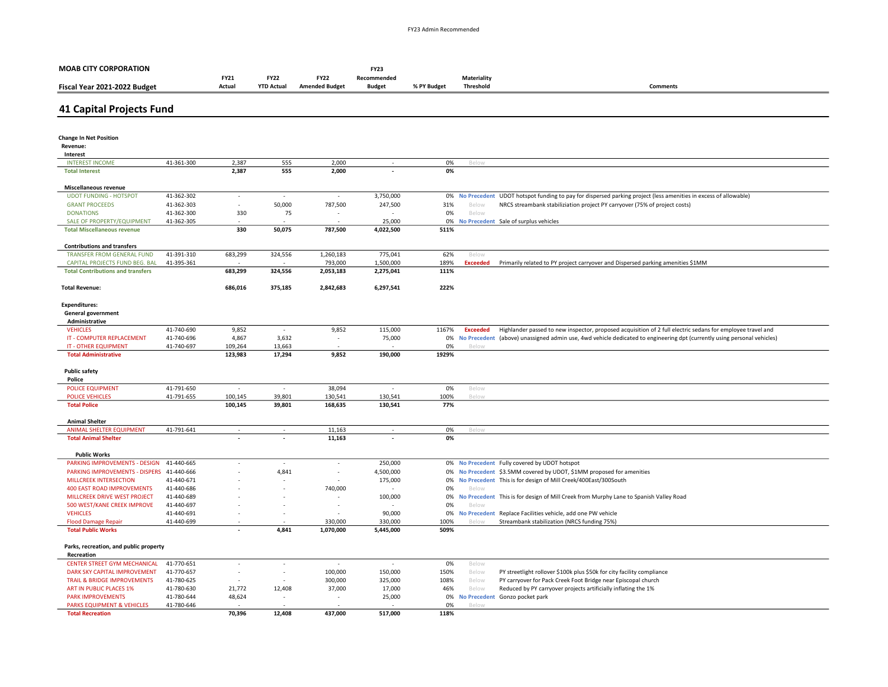FY23 Admin Recommended

**MOAB CITY CORPORATION**

**Fiscal Year 2021-2022 Budget**

## 41 Capital Projects Fund

| | | FY21 Actual | FY22 YTD Actual | FY22 Amended Budget | FY23 Recommended Budget | % PY Budget | Materiality Threshold | Comments |
|---|---|---|---|---|---|---|---|---|
| **Change In Net Position** | | | | | | | | |
| **Revenue:** | | | | | | | | |
| **Interest** | | | | | | | | |
| INTEREST INCOME | 41-361-300 | 2,387 | 555 | 2,000 | - | 0% | Below | |
| **Total Interest** | | **2,387** | **555** | **2,000** | **-** | **0%** | | |
| **Miscellaneous revenue** | | | | | | | | |
| UDOT FUNDING - HOTSPOT | 41-362-302 | - | - | - | 3,750,000 | 0% | No Precedent | UDOT hotspot funding to pay for dispersed parking project (less amenities in excess of allowable) |
| GRANT PROCEEDS | 41-362-303 | - | 50,000 | 787,500 | 247,500 | 31% | Below | NRCS streambank stabiliziation project PY carryover (75% of project costs) |
| DONATIONS | 41-362-300 | 330 | 75 | - | - | 0% | Below | |
| SALE OF PROPERTY/EQUIPMENT | 41-362-305 | - | - | - | 25,000 | 0% | No Precedent | Sale of surplus vehicles |
| **Total Miscellaneous revenue** | | **330** | **50,075** | **787,500** | **4,022,500** | **511%** | | |
| **Contributions and transfers** | | | | | | | | |
| TRANSFER FROM GENERAL FUND | 41-391-310 | 683,299 | 324,556 | 1,260,183 | 775,041 | 62% | Below | |
| CAPITAL PROJECTS FUND BEG. BAL | 41-395-361 | - | - | 793,000 | 1,500,000 | 189% | Exceeded | Primarily related to PY project carryover and Dispersed parking amenities $1MM |
| **Total Contributions and transfers** | | **683,299** | **324,556** | **2,053,183** | **2,275,041** | **111%** | | |
| **Total Revenue:** | | **686,016** | **375,185** | **2,842,683** | **6,297,541** | **222%** | | |
| **Expenditures:** | | | | | | | | |
| **General government** | | | | | | | | |
| **Administrative** | | | | | | | | |
| VEHICLES | 41-740-690 | 9,852 | - | 9,852 | 115,000 | 1167% | Exceeded | Highlander passed to new inspector, proposed acquisition of 2 full electric sedans for employee travel and |
| IT - COMPUTER REPLACEMENT | 41-740-696 | 4,867 | 3,632 | - | 75,000 | 0% | No Precedent | (above) unassigned admin use, 4wd vehicle dedicated to engineering dpt (currently using personal vehicles) |
| IT - OTHER EQUIPMENT | 41-740-697 | 109,264 | 13,663 | - | - | 0% | Below | |
| **Total Administrative** | | **123,983** | **17,294** | **9,852** | **190,000** | **1929%** | | |
| **Public safety** | | | | | | | | |
| **Police** | | | | | | | | |
| POLICE EQUIPMENT | 41-791-650 | - | - | 38,094 | - | 0% | Below | |
| POLICE VEHICLES | 41-791-655 | 100,145 | 39,801 | 130,541 | 130,541 | 100% | Below | |
| **Total Police** | | **100,145** | **39,801** | **168,635** | **130,541** | **77%** | | |
| **Animal Shelter** | | | | | | | | |
| ANIMAL SHELTER EQUIPMENT | 41-791-641 | - | - | 11,163 | - | 0% | Below | |
| **Total Animal Shelter** | | **-** | **-** | **11,163** | **-** | **0%** | | |
| **Public Works** | | | | | | | | |
| PARKING IMPROVEMENTS - DESIGN | 41-440-665 | - | - | - | 250,000 | 0% | No Precedent | Fully covered by UDOT hotspot |
| PARKING IMPROVEMENTS - DISPERS | 41-440-666 | - | 4,841 | - | 4,500,000 | 0% | No Precedent | $3.5MM covered by UDOT, $1MM proposed for amenities |
| MILLCREEK INTERSECTION | 41-440-671 | - | - | - | 175,000 | 0% | No Precedent | This is for design of Mill Creek/400East/300South |
| 400 EAST ROAD IMPROVEMENTS | 41-440-686 | - | - | 740,000 | - | 0% | Below | |
| MILLCREEK DRIVE WEST PROJECT | 41-440-689 | - | - | - | 100,000 | 0% | No Precedent | This is for design of Mill Creek from Murphy Lane to Spanish Valley Road |
| 500 WEST/KANE CREEK IMPROVE | 41-440-697 | - | - | - | - | 0% | Below | |
| VEHICLES | 41-440-691 | - | - | - | 90,000 | 0% | No Precedent | Replace Facilities vehicle, add one PW vehicle |
| Flood Damage Repair | 41-440-699 | - | - | 330,000 | 330,000 | 100% | Below | Streambank stabilization (NRCS funding 75%) |
| **Total Public Works** | | **-** | **4,841** | **1,070,000** | **5,445,000** | **509%** | | |
| **Parks, recreation, and public property** | | | | | | | | |
| **Recreation** | | | | | | | | |
| CENTER STREET GYM MECHANICAL | 41-770-651 | - | - | - | - | 0% | Below | |
| DARK SKY CAPITAL IMPROVEMENT | 41-770-657 | - | - | 100,000 | 150,000 | 150% | Below | PY streetlight rollover $100k plus $50k for city facility compliance |
| TRAIL & BRIDGE IMPROVEMENTS | 41-780-625 | - | - | 300,000 | 325,000 | 108% | Below | PY carryover for Pack Creek Foot Bridge near Episcopal church |
| ART IN PUBLIC PLACES 1% | 41-780-630 | 21,772 | 12,408 | 37,000 | 17,000 | 46% | Below | Reduced by PY carryover projects artificially inflating the 1% |
| PARK IMPROVEMENTS | 41-780-644 | 48,624 | - | - | 25,000 | 0% | No Precedent | Gonzo pocket park |
| PARKS EQUIPMENT & VEHICLES | 41-780-646 | - | - | - | - | 0% | Below | |
| **Total Recreation** | | **70,396** | **12,408** | **437,000** | **517,000** | **118%** | | |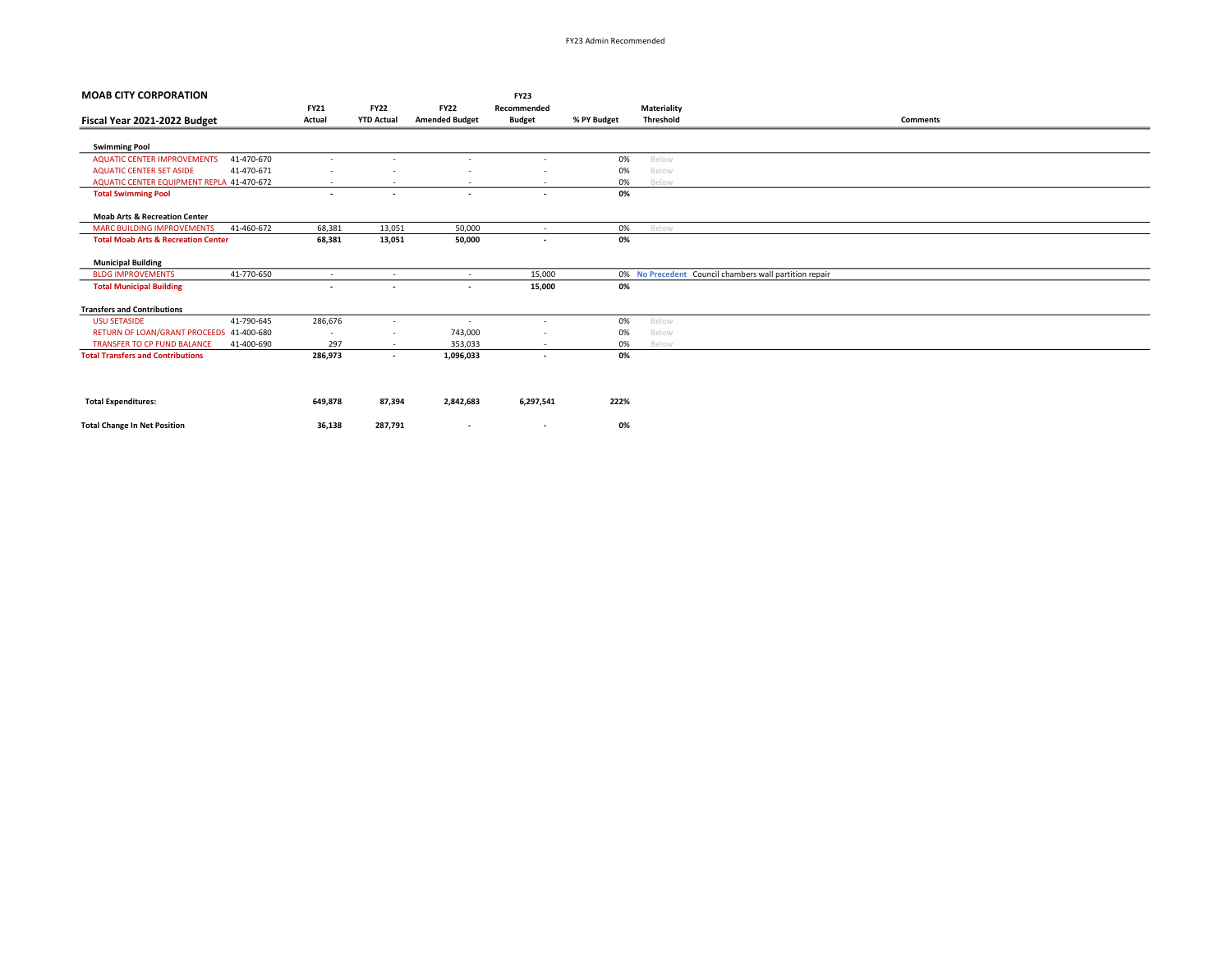**MOAB CITY CORPORATION**

| Fiscal Year 2021-2022 Budget | | FY21 Actual | FY22 YTD Actual | FY22 Amended Budget | FY23 Recommended Budget | % PY Budget | Materiality Threshold | Comments |
|---|---|---|---|---|---|---|---|---|
| **Swimming Pool** | | | | | | | | |
| AQUATIC CENTER IMPROVEMENTS | 41-470-670 | - | - | - | - | 0% | Below | |
| AQUATIC CENTER SET ASIDE | 41-470-671 | - | - | - | - | 0% | Below | |
| AQUATIC CENTER EQUIPMENT REPLA | 41-470-672 | - | - | - | - | 0% | Below | |
| **Total Swimming Pool** | | **-** | **-** | **-** | **-** | **0%** | | |
| **Moab Arts & Recreation Center** | | | | | | | | |
| MARC BUILDING IMPROVEMENTS | 41-460-672 | 68,381 | 13,051 | 50,000 | - | 0% | Below | |
| **Total Moab Arts & Recreation Center** | | **68,381** | **13,051** | **50,000** | **-** | **0%** | | |
| **Municipal Building** | | | | | | | | |
| BLDG IMPROVEMENTS | 41-770-650 | - | - | - | 15,000 | 0% | **No Precedent** | Council chambers wall partition repair |
| **Total Municipal Building** | | **-** | **-** | **-** | **15,000** | **0%** | | |
| **Transfers and Contributions** | | | | | | | | |
| USU SETASIDE | 41-790-645 | 286,676 | - | - | - | 0% | Below | |
| RETURN OF LOAN/GRANT PROCEEDS | 41-400-680 | - | - | 743,000 | - | 0% | Below | |
| TRANSFER TO CP FUND BALANCE | 41-400-690 | 297 | - | 353,033 | - | 0% | Below | |
| **Total Transfers and Contributions** | | **286,973** | **-** | **1,096,033** | **-** | **0%** | | |
| **Total Expenditures:** | | **649,878** | **87,394** | **2,842,683** | **6,297,541** | **222%** | | |
| **Total Change In Net Position** | | **36,138** | **287,791** | **-** | **-** | **0%** | | |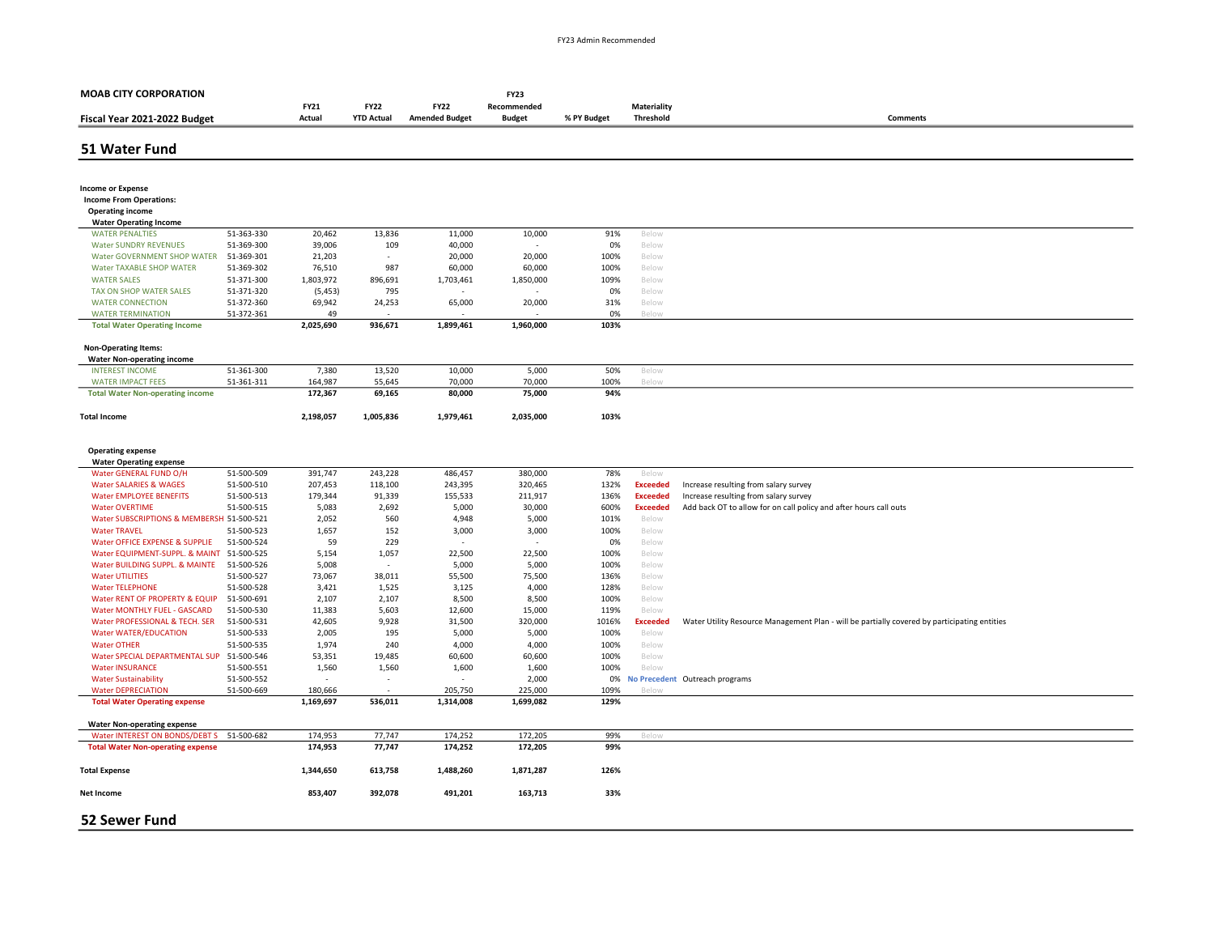FY23 Admin Recommended

**MOAB CITY CORPORATION**

| Fiscal Year 2021-2022 Budget | | FY21 Actual | FY22 YTD Actual | FY22 Amended Budget | FY23 Recommended Budget | % PY Budget | Materiality Threshold | Comments |
|---|---|---|---|---|---|---|---|---|

## 51 Water Fund

| | | FY21 Actual | FY22 YTD Actual | FY22 Amended Budget | FY23 Recommended Budget | % PY Budget | Materiality Threshold | Comments |
|---|---|---|---|---|---|---|---|---|
| **Income or Expense** | | | | | | | | |
| **Income From Operations:** | | | | | | | | |
| **Operating income** | | | | | | | | |
| **Water Operating Income** | | | | | | | | |
| WATER PENALTIES | 51-363-330 | 20,462 | 13,836 | 11,000 | 10,000 | 91% | Below | |
| Water SUNDRY REVENUES | 51-369-300 | 39,006 | 109 | 40,000 | - | 0% | Below | |
| Water GOVERNMENT SHOP WATER | 51-369-301 | 21,203 | - | 20,000 | 20,000 | 100% | Below | |
| Water TAXABLE SHOP WATER | 51-369-302 | 76,510 | 987 | 60,000 | 60,000 | 100% | Below | |
| WATER SALES | 51-371-300 | 1,803,972 | 896,691 | 1,703,461 | 1,850,000 | 109% | Below | |
| TAX ON SHOP WATER SALES | 51-371-320 | (5,453) | 795 | - | - | 0% | Below | |
| WATER CONNECTION | 51-372-360 | 69,942 | 24,253 | 65,000 | 20,000 | 31% | Below | |
| WATER TERMINATION | 51-372-361 | 49 | - | - | - | 0% | Below | |
| **Total Water Operating Income** | | **2,025,690** | **936,671** | **1,899,461** | **1,960,000** | **103%** | | |
| **Non-Operating Items:** | | | | | | | | |
| **Water Non-operating income** | | | | | | | | |
| INTEREST INCOME | 51-361-300 | 7,380 | 13,520 | 10,000 | 5,000 | 50% | Below | |
| WATER IMPACT FEES | 51-361-311 | 164,987 | 55,645 | 70,000 | 70,000 | 100% | Below | |
| **Total Water Non-operating income** | | **172,367** | **69,165** | **80,000** | **75,000** | **94%** | | |
| **Total Income** | | **2,198,057** | **1,005,836** | **1,979,461** | **2,035,000** | **103%** | | |
| **Operating expense** | | | | | | | | |
| **Water Operating expense** | | | | | | | | |
| Water GENERAL FUND O/H | 51-500-509 | 391,747 | 243,228 | 486,457 | 380,000 | 78% | Below | |
| Water SALARIES & WAGES | 51-500-510 | 207,453 | 118,100 | 243,395 | 320,465 | 132% | **Exceeded** | Increase resulting from salary survey |
| Water EMPLOYEE BENEFITS | 51-500-513 | 179,344 | 91,339 | 155,533 | 211,917 | 136% | **Exceeded** | Increase resulting from salary survey |
| Water OVERTIME | 51-500-515 | 5,083 | 2,692 | 5,000 | 30,000 | 600% | **Exceeded** | Add back OT to allow for on call policy and after hours call outs |
| Water SUBSCRIPTIONS & MEMBERSH | 51-500-521 | 2,052 | 560 | 4,948 | 5,000 | 101% | Below | |
| Water TRAVEL | 51-500-523 | 1,657 | 152 | 3,000 | 3,000 | 100% | Below | |
| Water OFFICE EXPENSE & SUPPLIE | 51-500-524 | 59 | 229 | - | - | 0% | Below | |
| Water EQUIPMENT-SUPPL. & MAINT | 51-500-525 | 5,154 | 1,057 | 22,500 | 22,500 | 100% | Below | |
| Water BUILDING SUPPL. & MAINTE | 51-500-526 | 5,008 | - | 5,000 | 5,000 | 100% | Below | |
| Water UTILITIES | 51-500-527 | 73,067 | 38,011 | 55,500 | 75,500 | 136% | Below | |
| Water TELEPHONE | 51-500-528 | 3,421 | 1,525 | 3,125 | 4,000 | 128% | Below | |
| Water RENT OF PROPERTY & EQUIP | 51-500-691 | 2,107 | 2,107 | 8,500 | 8,500 | 100% | Below | |
| Water MONTHLY FUEL - GASCARD | 51-500-530 | 11,383 | 5,603 | 12,600 | 15,000 | 119% | Below | |
| Water PROFESSIONAL & TECH. SER | 51-500-531 | 42,605 | 9,928 | 31,500 | 320,000 | 1016% | **Exceeded** | Water Utility Resource Management Plan - will be partially covered by participating entities |
| Water WATER/EDUCATION | 51-500-533 | 2,005 | 195 | 5,000 | 5,000 | 100% | Below | |
| Water OTHER | 51-500-535 | 1,974 | 240 | 4,000 | 4,000 | 100% | Below | |
| Water SPECIAL DEPARTMENTAL SUP | 51-500-546 | 53,351 | 19,485 | 60,600 | 60,600 | 100% | Below | |
| Water INSURANCE | 51-500-551 | 1,560 | 1,560 | 1,600 | 1,600 | 100% | Below | |
| Water Sustainability | 51-500-552 | - | - | - | 2,000 | 0% | **No Precedent** | Outreach programs |
| Water DEPRECIATION | 51-500-669 | 180,666 | - | 205,750 | 225,000 | 109% | Below | |
| **Total Water Operating expense** | | **1,169,697** | **536,011** | **1,314,008** | **1,699,082** | **129%** | | |
| **Water Non-operating expense** | | | | | | | | |
| Water INTEREST ON BONDS/DEBT S | 51-500-682 | 174,953 | 77,747 | 174,252 | 172,205 | 99% | Below | |
| **Total Water Non-operating expense** | | **174,953** | **77,747** | **174,252** | **172,205** | **99%** | | |
| **Total Expense** | | **1,344,650** | **613,758** | **1,488,260** | **1,871,287** | **126%** | | |
| **Net Income** | | **853,407** | **392,078** | **491,201** | **163,713** | **33%** | | |

## 52 Sewer Fund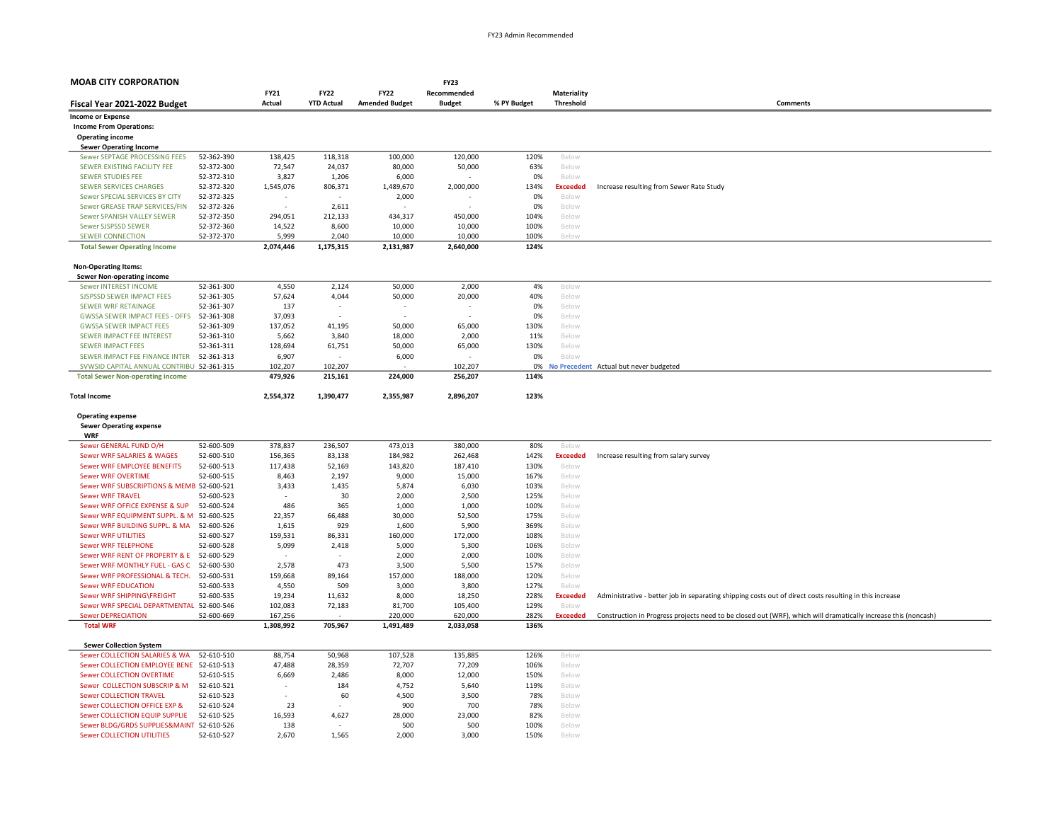FY23 Admin Recommended

| MOAB CITY CORPORATION | | FY21 | FY22 | FY22 | FY23 Recommended | | Materiality | |
|---|---|---|---|---|---|---|---|---|
| **Fiscal Year 2021-2022 Budget** | | **Actual** | **YTD Actual** | **Amended Budget** | **Budget** | **% PY Budget** | **Threshold** | **Comments** |
| **Income or Expense** | | | | | | | | |
| **Income From Operations:** | | | | | | | | |
| **Operating income** | | | | | | | | |
| **Sewer Operating Income** | | | | | | | | |
| Sewer SEPTAGE PROCESSING FEES | 52-362-390 | 138,425 | 118,318 | 100,000 | 120,000 | 120% | Below | |
| SEWER EXISTING FACILITY FEE | 52-372-300 | 72,547 | 24,037 | 80,000 | 50,000 | 63% | Below | |
| SEWER STUDIES FEE | 52-372-310 | 3,827 | 1,206 | 6,000 | - | 0% | Below | |
| SEWER SERVICES CHARGES | 52-372-320 | 1,545,076 | 806,371 | 1,489,670 | 2,000,000 | 134% | **Exceeded** | Increase resulting from Sewer Rate Study |
| Sewer SPECIAL SERVICES BY CITY | 52-372-325 | - | - | 2,000 | - | 0% | Below | |
| Sewer GREASE TRAP SERVICES/FIN | 52-372-326 | - | 2,611 | - | - | 0% | Below | |
| Sewer SPANISH VALLEY SEWER | 52-372-350 | 294,051 | 212,133 | 434,317 | 450,000 | 104% | Below | |
| Sewer SJSPSSD SEWER | 52-372-360 | 14,522 | 8,600 | 10,000 | 10,000 | 100% | Below | |
| SEWER CONNECTION | 52-372-370 | 5,999 | 2,040 | 10,000 | 10,000 | 100% | Below | |
| **Total Sewer Operating Income** | | **2,074,446** | **1,175,315** | **2,131,987** | **2,640,000** | **124%** | | |
| **Non-Operating Items:** | | | | | | | | |
| **Sewer Non-operating income** | | | | | | | | |
| Sewer INTEREST INCOME | 52-361-300 | 4,550 | 2,124 | 50,000 | 2,000 | 4% | Below | |
| SJSPSSD SEWER IMPACT FEES | 52-361-305 | 57,624 | 4,044 | 50,000 | 20,000 | 40% | Below | |
| SEWER WRF RETAINAGE | 52-361-307 | 137 | - | - | - | 0% | Below | |
| GWSSA SEWER IMPACT FEES - OFFS | 52-361-308 | 37,093 | - | - | - | 0% | Below | |
| GWSSA SEWER IMPACT FEES | 52-361-309 | 137,052 | 41,195 | 50,000 | 65,000 | 130% | Below | |
| SEWER IMPACT FEE INTEREST | 52-361-310 | 5,662 | 3,840 | 18,000 | 2,000 | 11% | Below | |
| SEWER IMPACT FEES | 52-361-311 | 128,694 | 61,751 | 50,000 | 65,000 | 130% | Below | |
| SEWER IMPACT FEE FINANCE INTER | 52-361-313 | 6,907 | - | 6,000 | - | 0% | Below | |
| SVWSID CAPITAL ANNUAL CONTRIBU | 52-361-315 | 102,207 | 102,207 | - | 102,207 | 0% | **No Precedent** | Actual but never budgeted |
| **Total Sewer Non-operating income** | | **479,926** | **215,161** | **224,000** | **256,207** | **114%** | | |
| **Total Income** | | **2,554,372** | **1,390,477** | **2,355,987** | **2,896,207** | **123%** | | |
| **Operating expense** | | | | | | | | |
| **Sewer Operating expense** | | | | | | | | |
| **WRF** | | | | | | | | |
| Sewer GENERAL FUND O/H | 52-600-509 | 378,837 | 236,507 | 473,013 | 380,000 | 80% | Below | |
| Sewer WRF SALARIES & WAGES | 52-600-510 | 156,365 | 83,138 | 184,982 | 262,468 | 142% | **Exceeded** | Increase resulting from salary survey |
| Sewer WRF EMPLOYEE BENEFITS | 52-600-513 | 117,438 | 52,169 | 143,820 | 187,410 | 130% | Below | |
| Sewer WRF OVERTIME | 52-600-515 | 8,463 | 2,197 | 9,000 | 15,000 | 167% | Below | |
| Sewer WRF SUBSCRIPTIONS & MEMB | 52-600-521 | 3,433 | 1,435 | 5,874 | 6,030 | 103% | Below | |
| Sewer WRF TRAVEL | 52-600-523 | - | 30 | 2,000 | 2,500 | 125% | Below | |
| Sewer WRF OFFICE EXPENSE & SUP | 52-600-524 | 486 | 365 | 1,000 | 1,000 | 100% | Below | |
| Sewer WRF EQUIPMENT SUPPL. & M | 52-600-525 | 22,357 | 66,488 | 30,000 | 52,500 | 175% | Below | |
| Sewer WRF BUILDING SUPPL. & MA | 52-600-526 | 1,615 | 929 | 1,600 | 5,900 | 369% | Below | |
| Sewer WRF UTILITIES | 52-600-527 | 159,531 | 86,331 | 160,000 | 172,000 | 108% | Below | |
| Sewer WRF TELEPHONE | 52-600-528 | 5,099 | 2,418 | 5,000 | 5,300 | 106% | Below | |
| Sewer WRF RENT OF PROPERTY & E | 52-600-529 | - | - | 2,000 | 2,000 | 100% | Below | |
| Sewer WRF MONTHLY FUEL - GAS C | 52-600-530 | 2,578 | 473 | 3,500 | 5,500 | 157% | Below | |
| Sewer WRF PROFESSIONAL & TECH. | 52-600-531 | 159,668 | 89,164 | 157,000 | 188,000 | 120% | Below | |
| Sewer WRF EDUCATION | 52-600-533 | 4,550 | 509 | 3,000 | 3,800 | 127% | Below | |
| Sewer WRF SHIPPING\FREIGHT | 52-600-535 | 19,234 | 11,632 | 8,000 | 18,250 | 228% | **Exceeded** | Administrative - better job in separating shipping costs out of direct costs resulting in this increase |
| Sewer WRF SPECIAL DEPARTMENTAL | 52-600-546 | 102,083 | 72,183 | 81,700 | 105,400 | 129% | Below | |
| Sewer DEPRECIATION | 52-600-669 | 167,256 | - | 220,000 | 620,000 | 282% | **Exceeded** | Construction in Progress projects need to be closed out (WRF), which will dramatically increase this (noncash) |
| **Total WRF** | | **1,308,992** | **705,967** | **1,491,489** | **2,033,058** | **136%** | | |
| **Sewer Collection System** | | | | | | | | |
| Sewer COLLECTION SALARIES & WA | 52-610-510 | 88,754 | 50,968 | 107,528 | 135,885 | 126% | Below | |
| Sewer COLLECTION EMPLOYEE BENE | 52-610-513 | 47,488 | 28,359 | 72,707 | 77,209 | 106% | Below | |
| Sewer COLLECTION OVERTIME | 52-610-515 | 6,669 | 2,486 | 8,000 | 12,000 | 150% | Below | |
| Sewer COLLECTION SUBSCRIP & M | 52-610-521 | - | 184 | 4,752 | 5,640 | 119% | Below | |
| Sewer COLLECTION TRAVEL | 52-610-523 | - | 60 | 4,500 | 3,500 | 78% | Below | |
| Sewer COLLECTION OFFICE EXP & | 52-610-524 | 23 | - | 900 | 700 | 78% | Below | |
| Sewer COLLECTION EQUIP SUPPLIE | 52-610-525 | 16,593 | 4,627 | 28,000 | 23,000 | 82% | Below | |
| Sewer BLDG/GRDS SUPPLIES&MAINT | 52-610-526 | 138 | - | 500 | 500 | 100% | Below | |
| Sewer COLLECTION UTILITIES | 52-610-527 | 2,670 | 1,565 | 2,000 | 3,000 | 150% | Below | |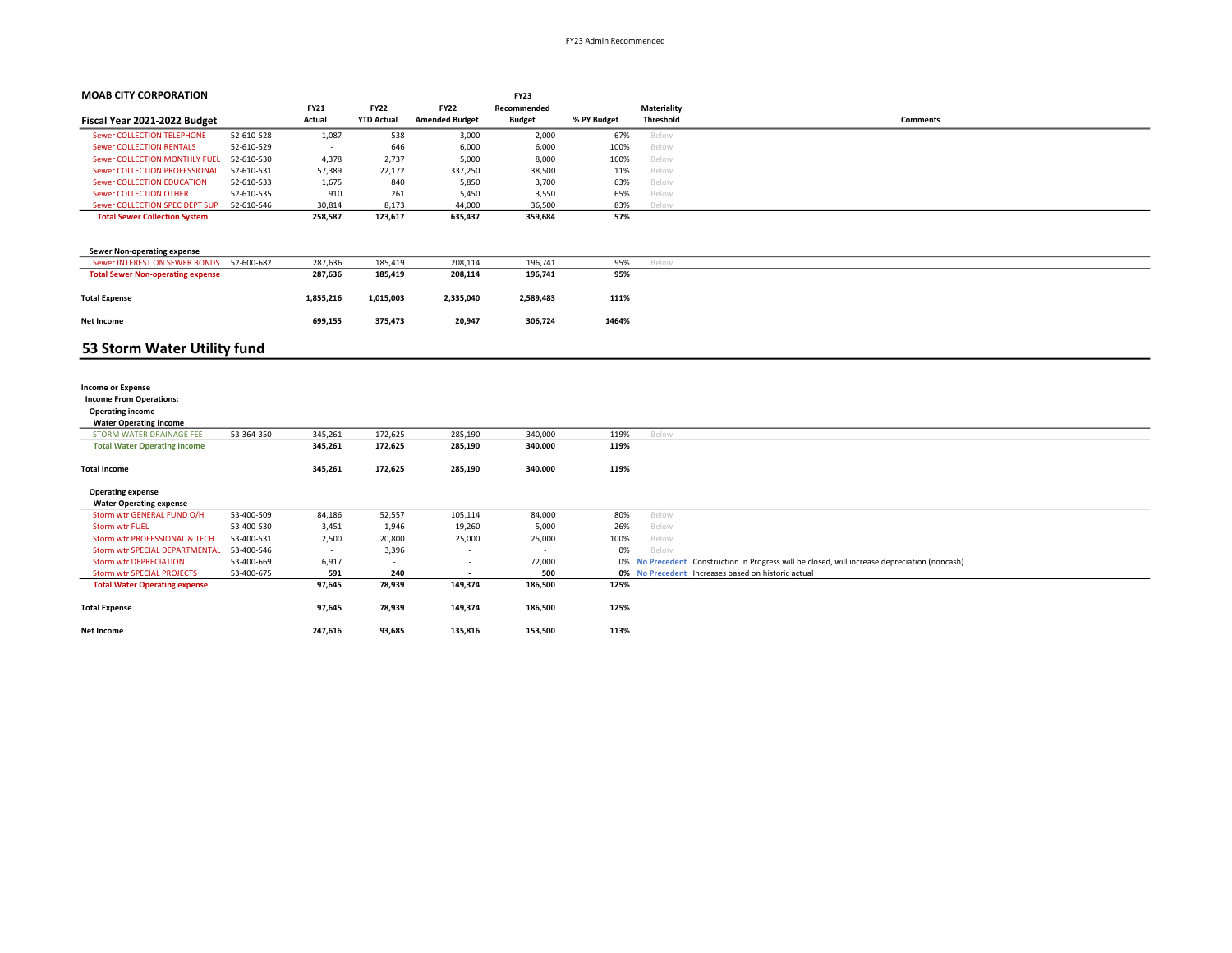**MOAB CITY CORPORATION**

| Fiscal Year 2021-2022 Budget | | FY21 Actual | FY22 YTD Actual | FY22 Amended Budget | FY23 Recommended Budget | % PY Budget | Materiality Threshold | Comments |
|---|---|---|---|---|---|---|---|---|
| Sewer COLLECTION TELEPHONE | 52-610-528 | 1,087 | 538 | 3,000 | 2,000 | 67% | Below | |
| Sewer COLLECTION RENTALS | 52-610-529 | - | 646 | 6,000 | 6,000 | 100% | Below | |
| Sewer COLLECTION MONTHLY FUEL | 52-610-530 | 4,378 | 2,737 | 5,000 | 8,000 | 160% | Below | |
| Sewer COLLECTION PROFESSIONAL | 52-610-531 | 57,389 | 22,172 | 337,250 | 38,500 | 11% | Below | |
| Sewer COLLECTION EDUCATION | 52-610-533 | 1,675 | 840 | 5,850 | 3,700 | 63% | Below | |
| Sewer COLLECTION OTHER | 52-610-535 | 910 | 261 | 5,450 | 3,550 | 65% | Below | |
| Sewer COLLECTION SPEC DEPT SUP | 52-610-546 | 30,814 | 8,173 | 44,000 | 36,500 | 83% | Below | |
| **Total Sewer Collection System** | | **258,587** | **123,617** | **635,437** | **359,684** | **57%** | | |
| | | | | | | | | |
| **Sewer Non-operating expense** | | | | | | | | |
| Sewer INTEREST ON SEWER BONDS | 52-600-682 | 287,636 | 185,419 | 208,114 | 196,741 | 95% | Below | |
| **Total Sewer Non-operating expense** | | **287,636** | **185,419** | **208,114** | **196,741** | **95%** | | |
| | | | | | | | | |
| **Total Expense** | | **1,855,216** | **1,015,003** | **2,335,040** | **2,589,483** | **111%** | | |
| | | | | | | | | |
| **Net Income** | | **699,155** | **375,473** | **20,947** | **306,724** | **1464%** | | |

## 53 Storm Water Utility fund

| | | FY21 Actual | FY22 YTD Actual | FY22 Amended Budget | FY23 Recommended Budget | % PY Budget | Materiality Threshold | Comments |
|---|---|---|---|---|---|---|---|---|
| **Income or Expense** | | | | | | | | |
| **Income From Operations:** | | | | | | | | |
| **Operating income** | | | | | | | | |
| **Water Operating Income** | | | | | | | | |
| STORM WATER DRAINAGE FEE | 53-364-350 | 345,261 | 172,625 | 285,190 | 340,000 | 119% | Below | |
| **Total Water Operating Income** | | **345,261** | **172,625** | **285,190** | **340,000** | **119%** | | |
| | | | | | | | | |
| **Total Income** | | **345,261** | **172,625** | **285,190** | **340,000** | **119%** | | |
| | | | | | | | | |
| **Operating expense** | | | | | | | | |
| **Water Operating expense** | | | | | | | | |
| Storm wtr GENERAL FUND O/H | 53-400-509 | 84,186 | 52,557 | 105,114 | 84,000 | 80% | Below | |
| Storm wtr FUEL | 53-400-530 | 3,451 | 1,946 | 19,260 | 5,000 | 26% | Below | |
| Storm wtr PROFESSIONAL & TECH. | 53-400-531 | 2,500 | 20,800 | 25,000 | 25,000 | 100% | Below | |
| Storm wtr SPECIAL DEPARTMENTAL | 53-400-546 | - | 3,396 | - | - | 0% | Below | |
| Storm wtr DEPRECIATION | 53-400-669 | 6,917 | - | - | 72,000 | 0% | **No Precedent** | Construction in Progress will be closed, will increase depreciation (noncash) |
| Storm wtr SPECIAL PROJECTS | 53-400-675 | **591** | **240** | **-** | **500** | **0%** | **No Precedent** | Increases based on historic actual |
| **Total Water Operating expense** | | **97,645** | **78,939** | **149,374** | **186,500** | **125%** | | |
| | | | | | | | | |
| **Total Expense** | | **97,645** | **78,939** | **149,374** | **186,500** | **125%** | | |
| | | | | | | | | |
| **Net Income** | | **247,616** | **93,685** | **135,816** | **153,500** | **113%** | | |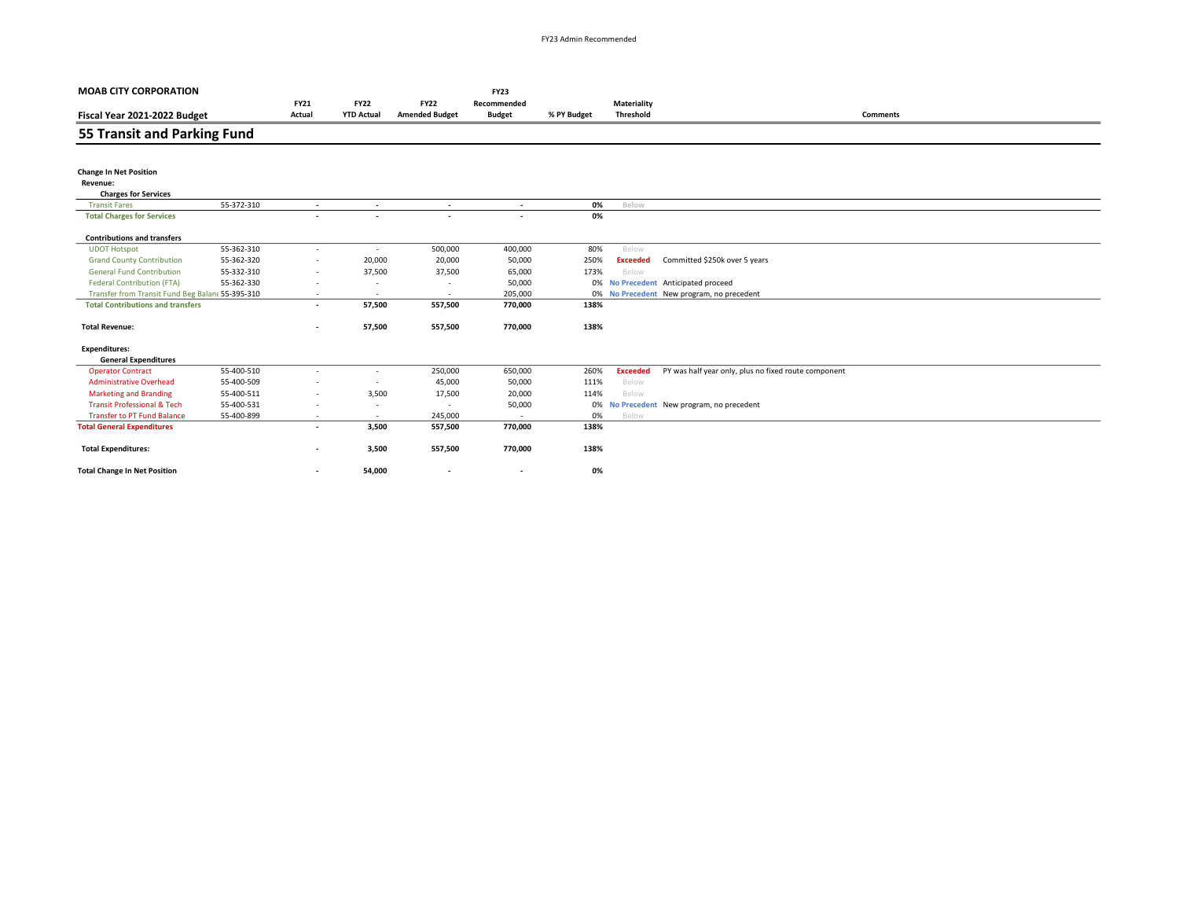FY23 Admin Recommended

**MOAB CITY CORPORATION**

**Fiscal Year 2021-2022 Budget**

## 55 Transit and Parking Fund

| | | FY21 Actual | FY22 YTD Actual | FY22 Amended Budget | FY23 Recommended Budget | % PY Budget | Materiality Threshold | Comments |
|---|---|---|---|---|---|---|---|---|
| **Change In Net Position** | | | | | | | | |
| **Revenue:** | | | | | | | | |
| **Charges for Services** | | | | | | | | |
| Transit Fares | 55-372-310 | - | - | - | - | 0% | Below | |
| **Total Charges for Services** | | - | - | - | - | 0% | | |
| **Contributions and transfers** | | | | | | | | |
| UDOT Hotspot | 55-362-310 | - | - | 500,000 | 400,000 | 80% | Below | |
| Grand County Contribution | 55-362-320 | - | 20,000 | 20,000 | 50,000 | 250% | Exceeded | Committed $250k over 5 years |
| General Fund Contribution | 55-332-310 | - | 37,500 | 37,500 | 65,000 | 173% | Below | |
| Federal Contribution (FTA) | 55-362-330 | - | - | - | 50,000 | 0% | No Precedent | Anticipated proceed |
| Transfer from Transit Fund Beg Balanc | 55-395-310 | - | - | - | 205,000 | 0% | No Precedent | New program, no precedent |
| **Total Contributions and transfers** | | - | 57,500 | 557,500 | 770,000 | 138% | | |
| **Total Revenue:** | | - | 57,500 | 557,500 | 770,000 | 138% | | |
| **Expenditures:** | | | | | | | | |
| **General Expenditures** | | | | | | | | |
| Operator Contract | 55-400-510 | - | - | 250,000 | 650,000 | 260% | Exceeded | PY was half year only, plus no fixed route component |
| Administrative Overhead | 55-400-509 | - | - | 45,000 | 50,000 | 111% | Below | |
| Marketing and Branding | 55-400-511 | - | 3,500 | 17,500 | 20,000 | 114% | Below | |
| Transit Professional & Tech | 55-400-531 | - | - | - | 50,000 | 0% | No Precedent | New program, no precedent |
| Transfer to PT Fund Balance | 55-400-899 | - | - | 245,000 | - | 0% | Below | |
| **Total General Expenditures** | | - | 3,500 | 557,500 | 770,000 | 138% | | |
| **Total Expenditures:** | | - | 3,500 | 557,500 | 770,000 | 138% | | |
| **Total Change In Net Position** | | - | 54,000 | - | - | 0% | | |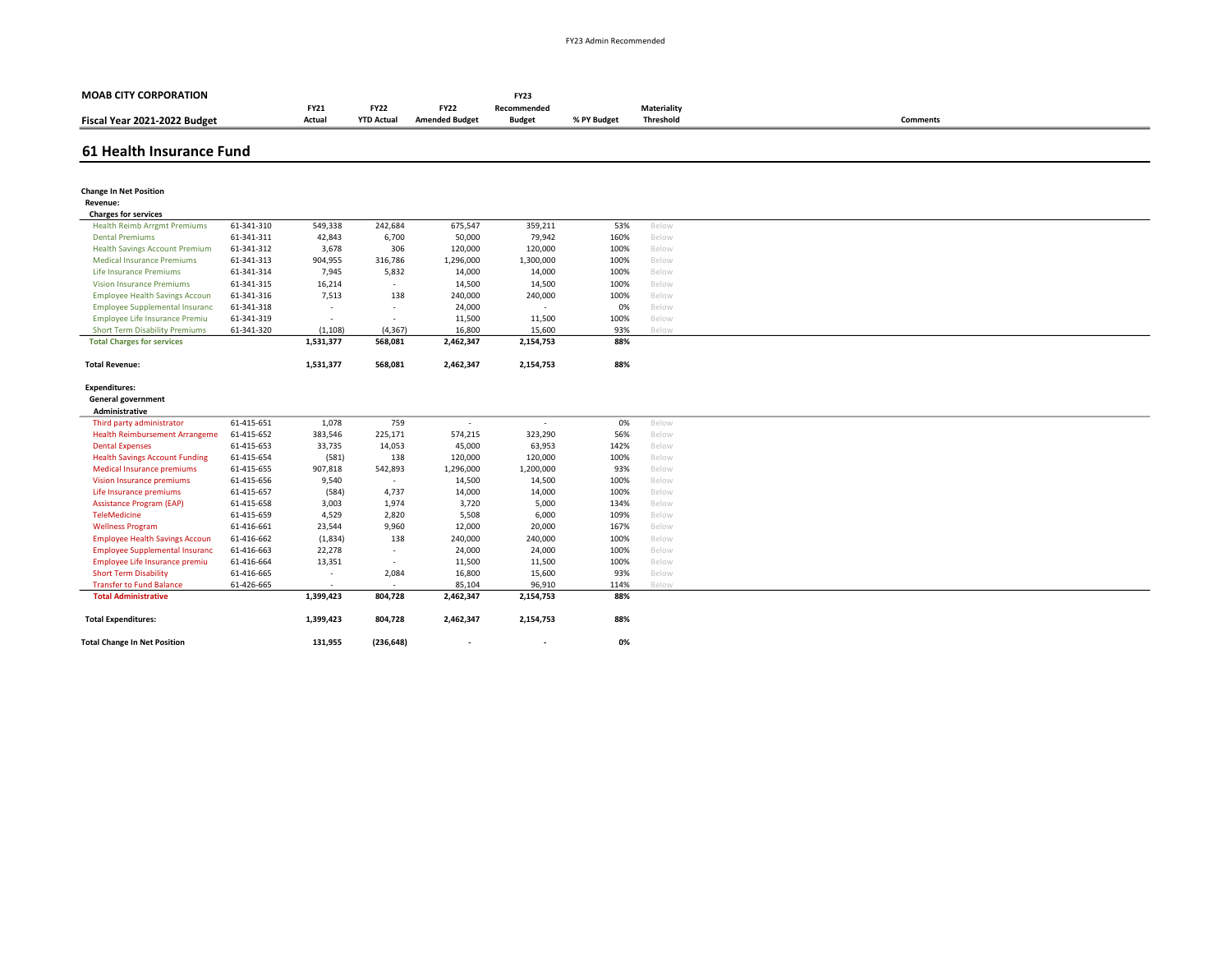**MOAB CITY CORPORATION**

**Fiscal Year 2021-2022 Budget**

## 61 Health Insurance Fund

| | | FY21 Actual | FY22 YTD Actual | FY22 Amended Budget | FY23 Recommended Budget | % PY Budget | Materiality Threshold | Comments |
|---|---|---|---|---|---|---|---|---|
| **Change In Net Position** | | | | | | | | |
| **Revenue:** | | | | | | | | |
| **Charges for services** | | | | | | | | |
| Health Reimb Arrgmt Premiums | 61-341-310 | 549,338 | 242,684 | 675,547 | 359,211 | 53% | Below | |
| Dental Premiums | 61-341-311 | 42,843 | 6,700 | 50,000 | 79,942 | 160% | Below | |
| Health Savings Account Premium | 61-341-312 | 3,678 | 306 | 120,000 | 120,000 | 100% | Below | |
| Medical Insurance Premiums | 61-341-313 | 904,955 | 316,786 | 1,296,000 | 1,300,000 | 100% | Below | |
| Life Insurance Premiums | 61-341-314 | 7,945 | 5,832 | 14,000 | 14,000 | 100% | Below | |
| Vision Insurance Premiums | 61-341-315 | 16,214 | - | 14,500 | 14,500 | 100% | Below | |
| Employee Health Savings Accoun | 61-341-316 | 7,513 | 138 | 240,000 | 240,000 | 100% | Below | |
| Employee Supplemental Insuranc | 61-341-318 | - | - | 24,000 | - | 0% | Below | |
| Employee Life Insurance Premiu | 61-341-319 | - | - | 11,500 | 11,500 | 100% | Below | |
| Short Term Disability Premiums | 61-341-320 | (1,108) | (4,367) | 16,800 | 15,600 | 93% | Below | |
| **Total Charges for services** | | **1,531,377** | **568,081** | **2,462,347** | **2,154,753** | **88%** | | |
| **Total Revenue:** | | **1,531,377** | **568,081** | **2,462,347** | **2,154,753** | **88%** | | |
| **Expenditures:** | | | | | | | | |
| **General government** | | | | | | | | |
| **Administrative** | | | | | | | | |
| Third party administrator | 61-415-651 | 1,078 | 759 | - | - | 0% | Below | |
| Health Reimbursement Arrangeme | 61-415-652 | 383,546 | 225,171 | 574,215 | 323,290 | 56% | Below | |
| Dental Expenses | 61-415-653 | 33,735 | 14,053 | 45,000 | 63,953 | 142% | Below | |
| Health Savings Account Funding | 61-415-654 | (581) | 138 | 120,000 | 120,000 | 100% | Below | |
| Medical Insurance premiums | 61-415-655 | 907,818 | 542,893 | 1,296,000 | 1,200,000 | 93% | Below | |
| Vision Insurance premiums | 61-415-656 | 9,540 | - | 14,500 | 14,500 | 100% | Below | |
| Life Insurance premiums | 61-415-657 | (584) | 4,737 | 14,000 | 14,000 | 100% | Below | |
| Assistance Program (EAP) | 61-415-658 | 3,003 | 1,974 | 3,720 | 5,000 | 134% | Below | |
| TeleMedicine | 61-415-659 | 4,529 | 2,820 | 5,508 | 6,000 | 109% | Below | |
| Wellness Program | 61-416-661 | 23,544 | 9,960 | 12,000 | 20,000 | 167% | Below | |
| Employee Health Savings Accoun | 61-416-662 | (1,834) | 138 | 240,000 | 240,000 | 100% | Below | |
| Employee Supplemental Insuranc | 61-416-663 | 22,278 | - | 24,000 | 24,000 | 100% | Below | |
| Employee Life Insurance premiu | 61-416-664 | 13,351 | - | 11,500 | 11,500 | 100% | Below | |
| Short Term Disability | 61-416-665 | - | 2,084 | 16,800 | 15,600 | 93% | Below | |
| Transfer to Fund Balance | 61-426-665 | - | - | 85,104 | 96,910 | 114% | Below | |
| **Total Administrative** | | **1,399,423** | **804,728** | **2,462,347** | **2,154,753** | **88%** | | |
| **Total Expenditures:** | | **1,399,423** | **804,728** | **2,462,347** | **2,154,753** | **88%** | | |
| **Total Change In Net Position** | | **131,955** | **(236,648)** | **-** | **-** | **0%** | | |